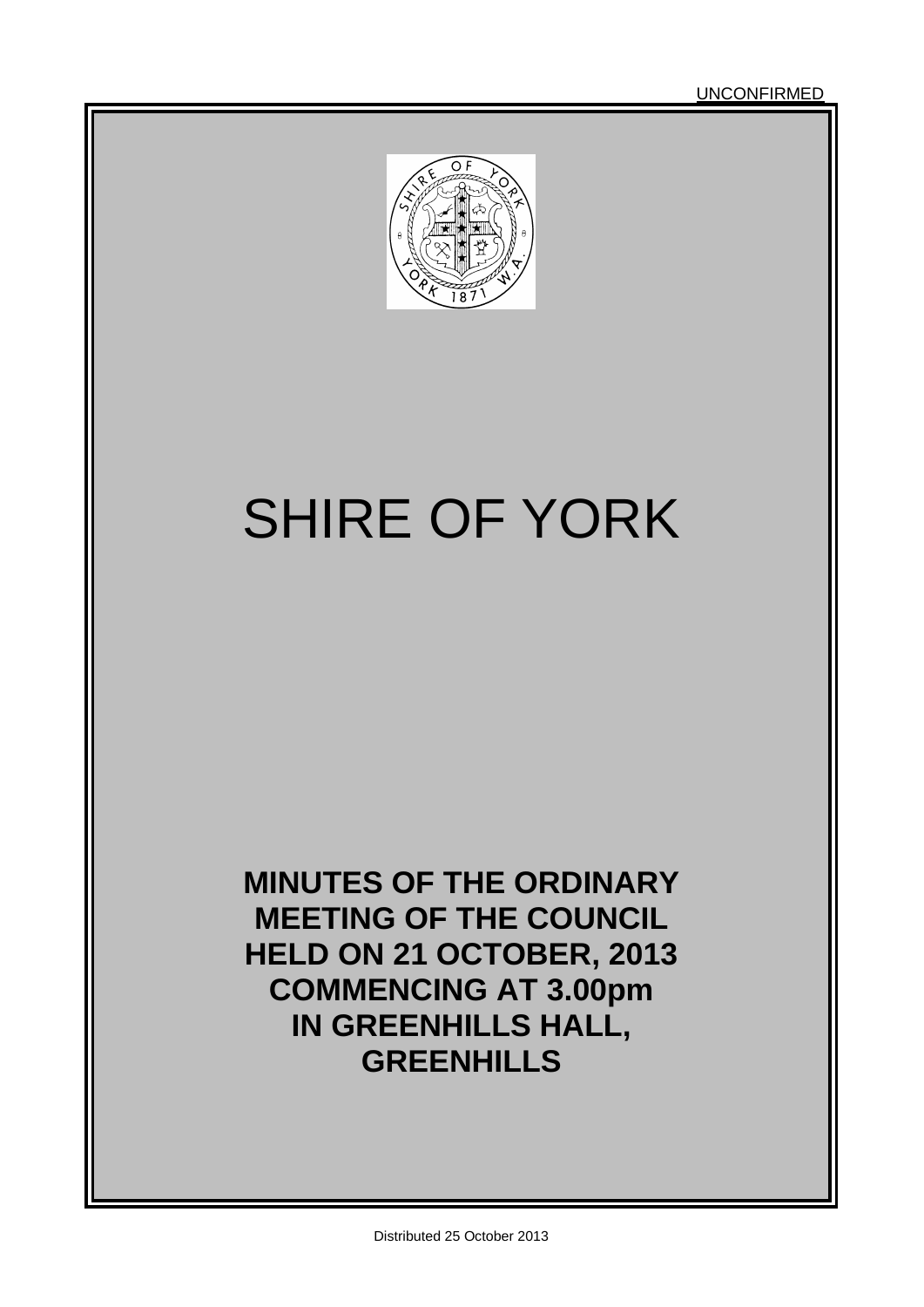UNCONFIRMED

# SHIRE OF YORK

**MINUTES OF THE ORDINARY MEETING OF THE COUNCIL HELD ON 21 OCTOBER, 2013 COMMENCING AT 3.00pm IN GREENHILLS HALL, GREENHILLS**

Distributed 25 October 2013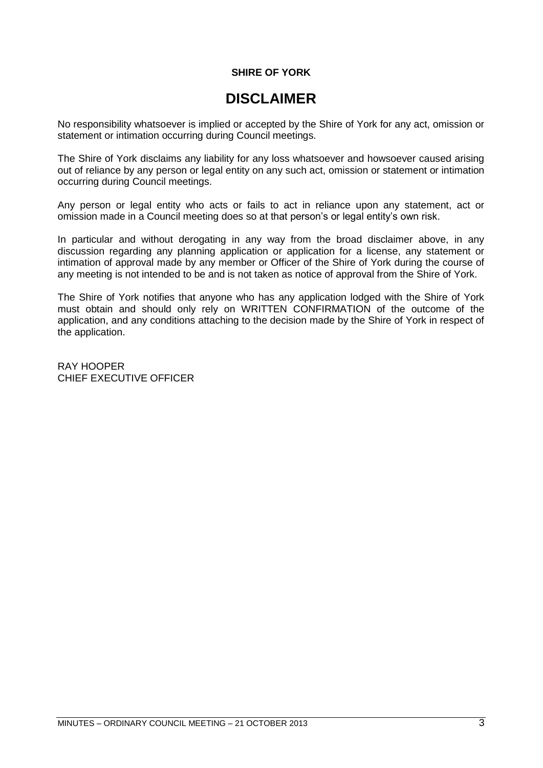**SHIRE OF YORK**

# DISCLAIMER

No responsibility whatsoever is implied or accepted by the Shire of York for any act, omission or statement or intimation occurring during Council meetings.

The Shire of York disclaims any liability for any loss whatsoever and howsoever caused arising out of reliance by any person or legal entity on any such act, omission or statement or intimation occurring during Council meetings.

Any person or legal entity who acts or fails to act in reliance upon any statement, act or omission made in a Council meeting does so at that person's or legal entity's own risk.

In particular and without derogating in any way from the broad disclaimer above, in any discussion regarding any planning application or application for a license, any statement or intimation of approval made by any member or Officer of the Shire of York during the course of any meeting is not intended to be and is not taken as notice of approval from the Shire of York.

The Shire of York notifies that anyone who has any application lodged with the Shire of York must obtain and should only rely on WRITTEN CONFIRMATION of the outcome of the application, and any conditions attaching to the decision made by the Shire of York in respect of the application.

RAY HOOPER
CHIEF EXECUTIVE OFFICER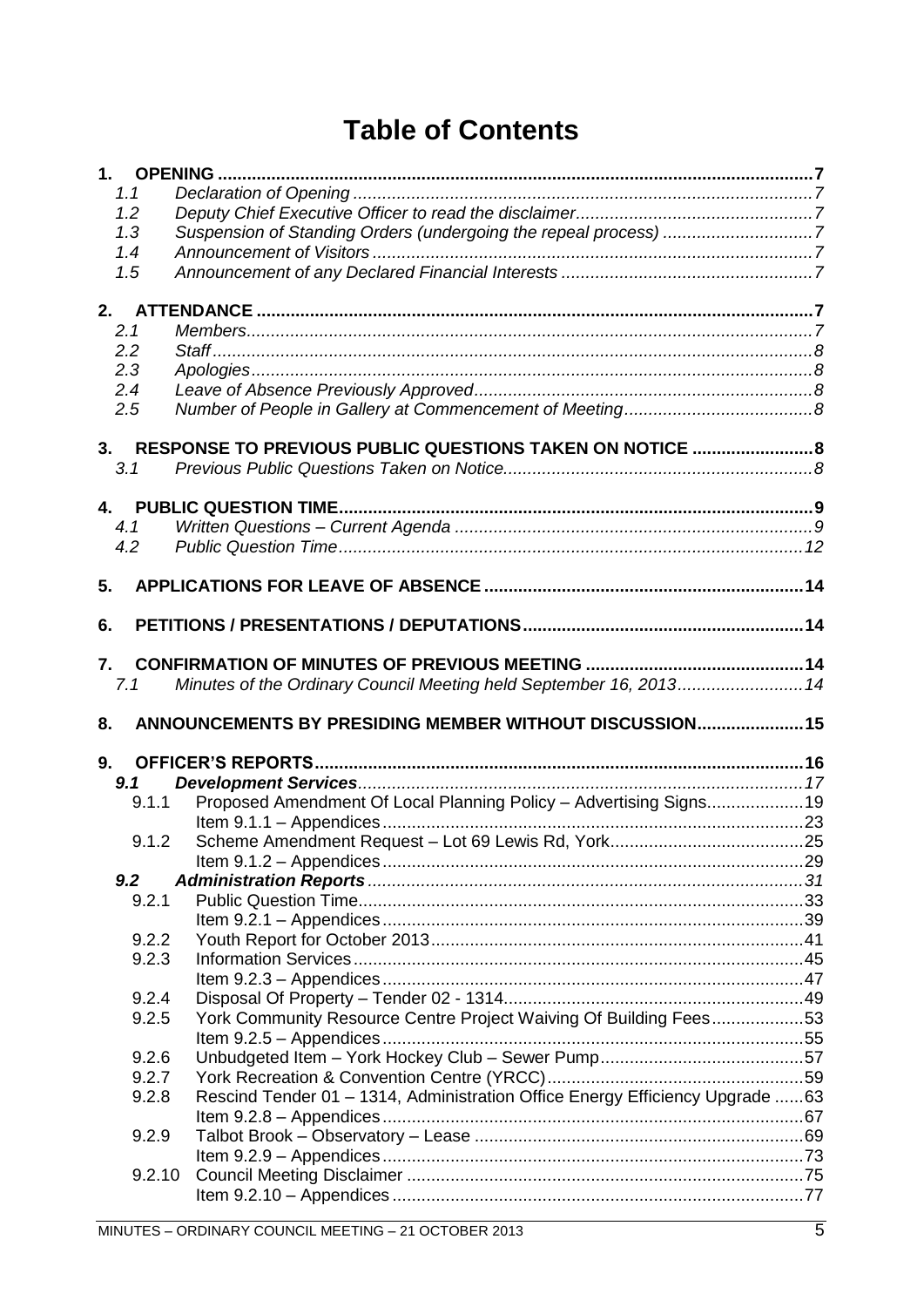# Table of Contents

**1. OPENING** ... 7

- 1.1 *Declaration of Opening* ... 7
- 1.2 *Deputy Chief Executive Officer to read the disclaimer* ... 7
- 1.3 *Suspension of Standing Orders (undergoing the repeal process)* ... 7
- 1.4 *Announcement of Visitors* ... 7
- 1.5 *Announcement of any Declared Financial Interests* ... 7

**2. ATTENDANCE** ... 7

- 2.1 *Members* ... 7
- 2.2 *Staff* ... 8
- 2.3 *Apologies* ... 8
- 2.4 *Leave of Absence Previously Approved* ... 8
- 2.5 *Number of People in Gallery at Commencement of Meeting* ... 8

**3. RESPONSE TO PREVIOUS PUBLIC QUESTIONS TAKEN ON NOTICE** ... 8

- 3.1 *Previous Public Questions Taken on Notice* ... 8

**4. PUBLIC QUESTION TIME** ... 9

- 4.1 *Written Questions – Current Agenda* ... 9
- 4.2 *Public Question Time* ... 12

**5. APPLICATIONS FOR LEAVE OF ABSENCE** ... 14

**6. PETITIONS / PRESENTATIONS / DEPUTATIONS** ... 14

**7. CONFIRMATION OF MINUTES OF PREVIOUS MEETING** ... 14

- 7.1 *Minutes of the Ordinary Council Meeting held September 16, 2013* ... 14

**8. ANNOUNCEMENTS BY PRESIDING MEMBER WITHOUT DISCUSSION** ... 15

**9. OFFICER'S REPORTS** ... 16

- ***9.1 Development Services*** ... 17
  - 9.1.1 Proposed Amendment Of Local Planning Policy – Advertising Signs ... 19
    - Item 9.1.1 – Appendices ... 23
  - 9.1.2 Scheme Amendment Request – Lot 69 Lewis Rd, York ... 25
    - Item 9.1.2 – Appendices ... 29
- ***9.2 Administration Reports*** ... 31
  - 9.2.1 Public Question Time ... 33
    - Item 9.2.1 – Appendices ... 39
  - 9.2.2 Youth Report for October 2013 ... 41
  - 9.2.3 Information Services ... 45
    - Item 9.2.3 – Appendices ... 47
  - 9.2.4 Disposal Of Property – Tender 02 - 1314 ... 49
  - 9.2.5 York Community Resource Centre Project Waiving Of Building Fees ... 53
    - Item 9.2.5 – Appendices ... 55
  - 9.2.6 Unbudgeted Item – York Hockey Club – Sewer Pump ... 57
  - 9.2.7 York Recreation & Convention Centre (YRCC) ... 59
  - 9.2.8 Rescind Tender 01 – 1314, Administration Office Energy Efficiency Upgrade ... 63
    - Item 9.2.8 – Appendices ... 67
  - 9.2.9 Talbot Brook – Observatory – Lease ... 69
    - Item 9.2.9 – Appendices ... 73
  - 9.2.10 Council Meeting Disclaimer ... 75
    - Item 9.2.10 – Appendices ... 77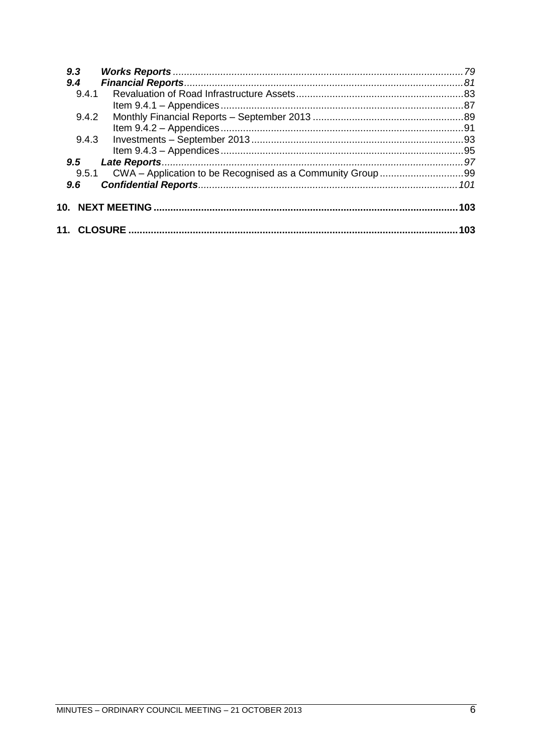*9.3 Works Reports* ...................................................................................................79
*9.4 Financial Reports* ..............................................................................................81
9.4.1 Revaluation of Road Infrastructure Assets ........................................................83
Item 9.4.1 – Appendices ....................................................................................87
9.4.2 Monthly Financial Reports – September 2013 ..................................................89
Item 9.4.2 – Appendices ....................................................................................91
9.4.3 Investments – September 2013 ........................................................................93
Item 9.4.3 – Appendices ....................................................................................95
*9.5 Late Reports* ......................................................................................................97
9.5.1 CWA – Application to be Recognised as a Community Group .........................99
*9.6 Confidential Reports* ..........................................................................................101

**10. NEXT MEETING .......................................................................................................103**

**11. CLOSURE .................................................................................................................103**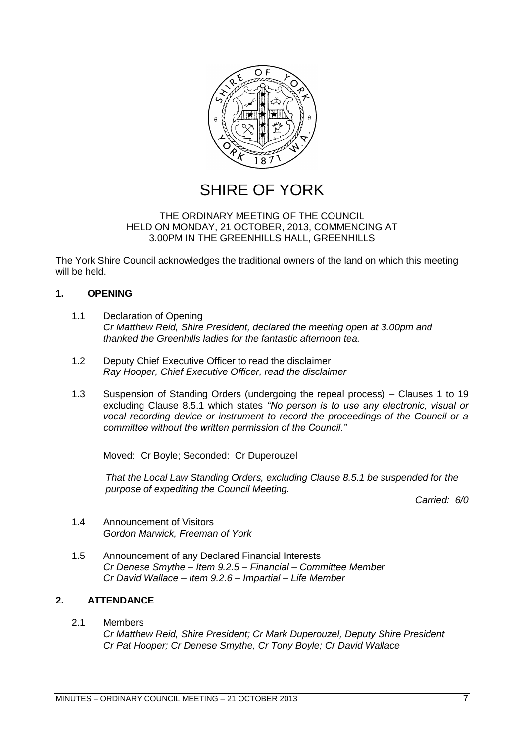# SHIRE OF YORK

THE ORDINARY MEETING OF THE COUNCIL
HELD ON MONDAY, 21 OCTOBER, 2013, COMMENCING AT
3.00PM IN THE GREENHILLS HALL, GREENHILLS

The York Shire Council acknowledges the traditional owners of the land on which this meeting will be held.

## 1. OPENING

1.1 Declaration of Opening
*Cr Matthew Reid, Shire President, declared the meeting open at 3.00pm and thanked the Greenhills ladies for the fantastic afternoon tea.*

1.2 Deputy Chief Executive Officer to read the disclaimer
*Ray Hooper, Chief Executive Officer, read the disclaimer*

1.3 Suspension of Standing Orders (undergoing the repeal process) – Clauses 1 to 19 excluding Clause 8.5.1 which states *"No person is to use any electronic, visual or vocal recording device or instrument to record the proceedings of the Council or a committee without the written permission of the Council."*

Moved: Cr Boyle; Seconded: Cr Duperouzel

*That the Local Law Standing Orders, excluding Clause 8.5.1 be suspended for the purpose of expediting the Council Meeting.*

*Carried: 6/0*

1.4 Announcement of Visitors
*Gordon Marwick, Freeman of York*

1.5 Announcement of any Declared Financial Interests
*Cr Denese Smythe – Item 9.2.5 – Financial – Committee Member*
*Cr David Wallace – Item 9.2.6 – Impartial – Life Member*

## 2. ATTENDANCE

2.1 Members
*Cr Matthew Reid, Shire President; Cr Mark Duperouzel, Deputy Shire President*
*Cr Pat Hooper; Cr Denese Smythe, Cr Tony Boyle; Cr David Wallace*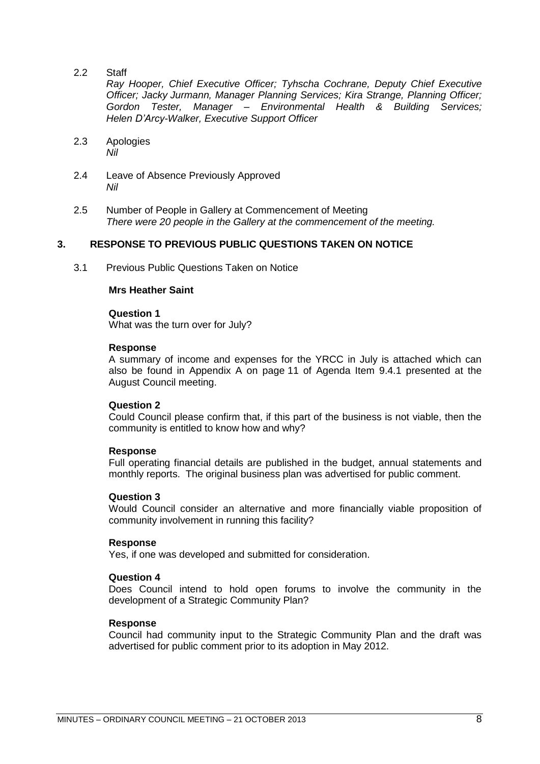2.2 Staff

*Ray Hooper, Chief Executive Officer; Tyhscha Cochrane, Deputy Chief Executive Officer; Jacky Jurmann, Manager Planning Services; Kira Strange, Planning Officer; Gordon Tester, Manager – Environmental Health & Building Services; Helen D'Arcy-Walker, Executive Support Officer*

2.3 Apologies

*Nil*

2.4 Leave of Absence Previously Approved

*Nil*

2.5 Number of People in Gallery at Commencement of Meeting

*There were 20 people in the Gallery at the commencement of the meeting.*

## 3. RESPONSE TO PREVIOUS PUBLIC QUESTIONS TAKEN ON NOTICE

3.1 Previous Public Questions Taken on Notice

**Mrs Heather Saint**

**Question 1**

What was the turn over for July?

**Response**

A summary of income and expenses for the YRCC in July is attached which can also be found in Appendix A on page 11 of Agenda Item 9.4.1 presented at the August Council meeting.

**Question 2**

Could Council please confirm that, if this part of the business is not viable, then the community is entitled to know how and why?

**Response**

Full operating financial details are published in the budget, annual statements and monthly reports. The original business plan was advertised for public comment.

**Question 3**

Would Council consider an alternative and more financially viable proposition of community involvement in running this facility?

**Response**

Yes, if one was developed and submitted for consideration.

**Question 4**

Does Council intend to hold open forums to involve the community in the development of a Strategic Community Plan?

**Response**

Council had community input to the Strategic Community Plan and the draft was advertised for public comment prior to its adoption in May 2012.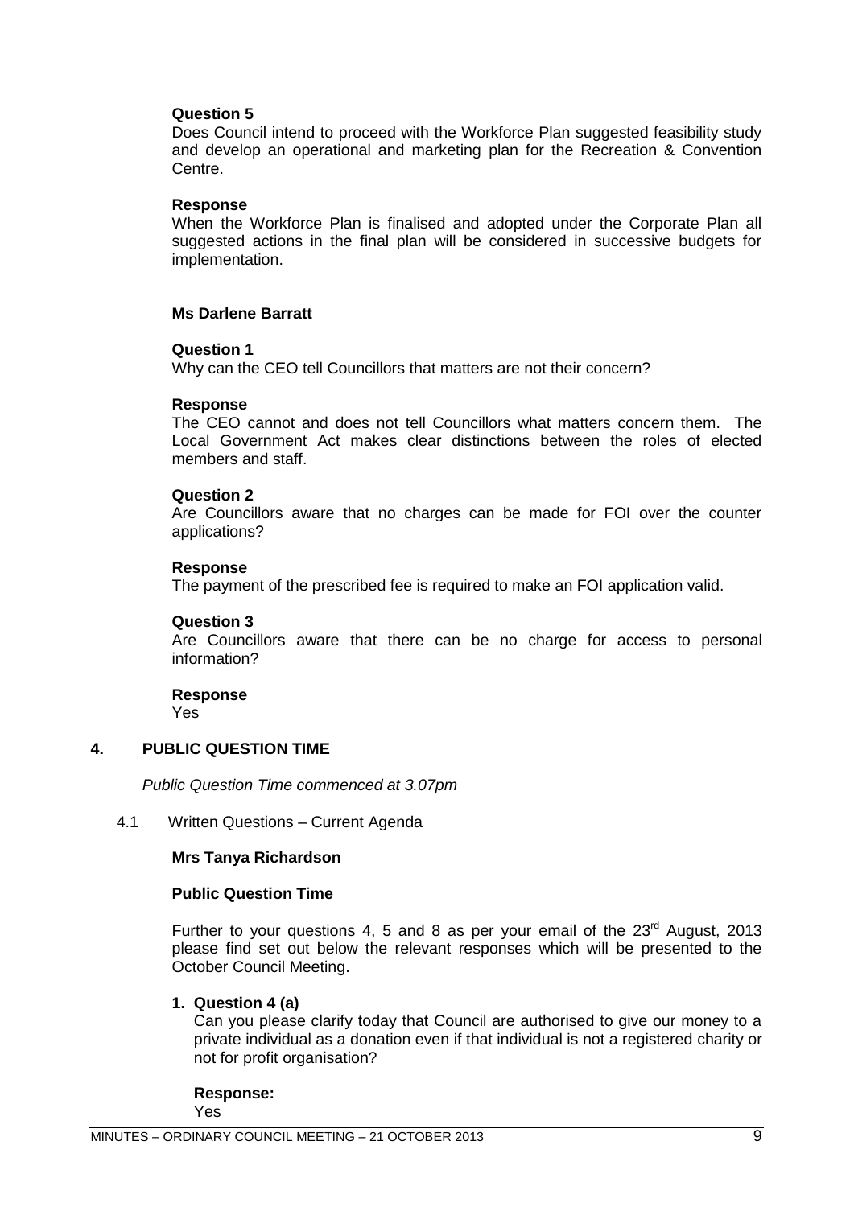**Question 5**

Does Council intend to proceed with the Workforce Plan suggested feasibility study and develop an operational and marketing plan for the Recreation & Convention Centre.

**Response**

When the Workforce Plan is finalised and adopted under the Corporate Plan all suggested actions in the final plan will be considered in successive budgets for implementation.

**Ms Darlene Barratt**

**Question 1**

Why can the CEO tell Councillors that matters are not their concern?

**Response**

The CEO cannot and does not tell Councillors what matters concern them. The Local Government Act makes clear distinctions between the roles of elected members and staff.

**Question 2**

Are Councillors aware that no charges can be made for FOI over the counter applications?

**Response**

The payment of the prescribed fee is required to make an FOI application valid.

**Question 3**

Are Councillors aware that there can be no charge for access to personal information?

**Response**

Yes

## 4. PUBLIC QUESTION TIME

*Public Question Time commenced at 3.07pm*

4.1 Written Questions – Current Agenda

**Mrs Tanya Richardson**

**Public Question Time**

Further to your questions 4, 5 and 8 as per your email of the 23rd August, 2013 please find set out below the relevant responses which will be presented to the October Council Meeting.

1. **Question 4 (a)**

   Can you please clarify today that Council are authorised to give our money to a private individual as a donation even if that individual is not a registered charity or not for profit organisation?

   **Response:**

   Yes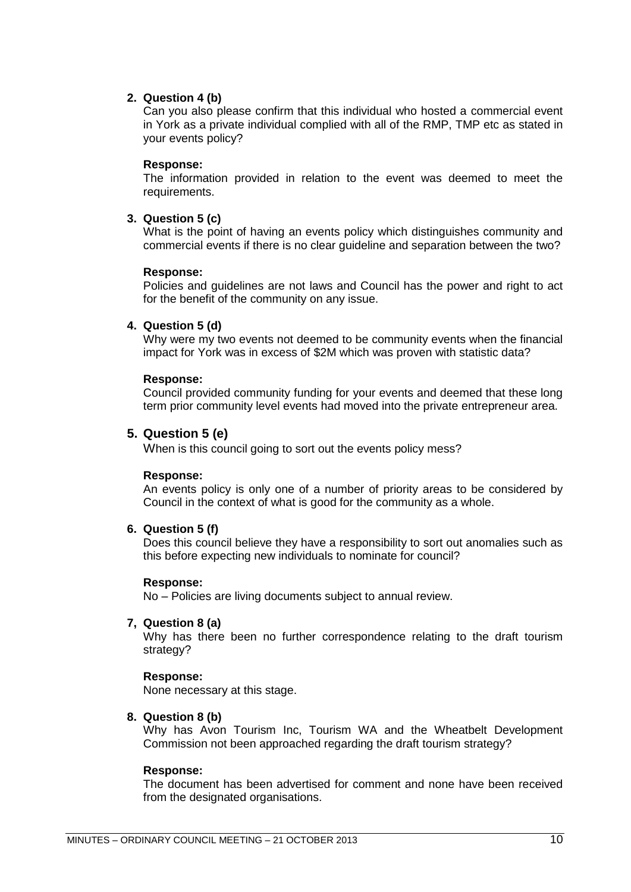**2. Question 4 (b)**

Can you also please confirm that this individual who hosted a commercial event in York as a private individual complied with all of the RMP, TMP etc as stated in your events policy?

**Response:**

The information provided in relation to the event was deemed to meet the requirements.

**3. Question 5 (c)**

What is the point of having an events policy which distinguishes community and commercial events if there is no clear guideline and separation between the two?

**Response:**

Policies and guidelines are not laws and Council has the power and right to act for the benefit of the community on any issue.

**4. Question 5 (d)**

Why were my two events not deemed to be community events when the financial impact for York was in excess of $2M which was proven with statistic data?

**Response:**

Council provided community funding for your events and deemed that these long term prior community level events had moved into the private entrepreneur area.

**5. Question 5 (e)**

When is this council going to sort out the events policy mess?

**Response:**

An events policy is only one of a number of priority areas to be considered by Council in the context of what is good for the community as a whole.

**6. Question 5 (f)**

Does this council believe they have a responsibility to sort out anomalies such as this before expecting new individuals to nominate for council?

**Response:**

No – Policies are living documents subject to annual review.

**7, Question 8 (a)**

Why has there been no further correspondence relating to the draft tourism strategy?

**Response:**

None necessary at this stage.

**8. Question 8 (b)**

Why has Avon Tourism Inc, Tourism WA and the Wheatbelt Development Commission not been approached regarding the draft tourism strategy?

**Response:**

The document has been advertised for comment and none have been received from the designated organisations.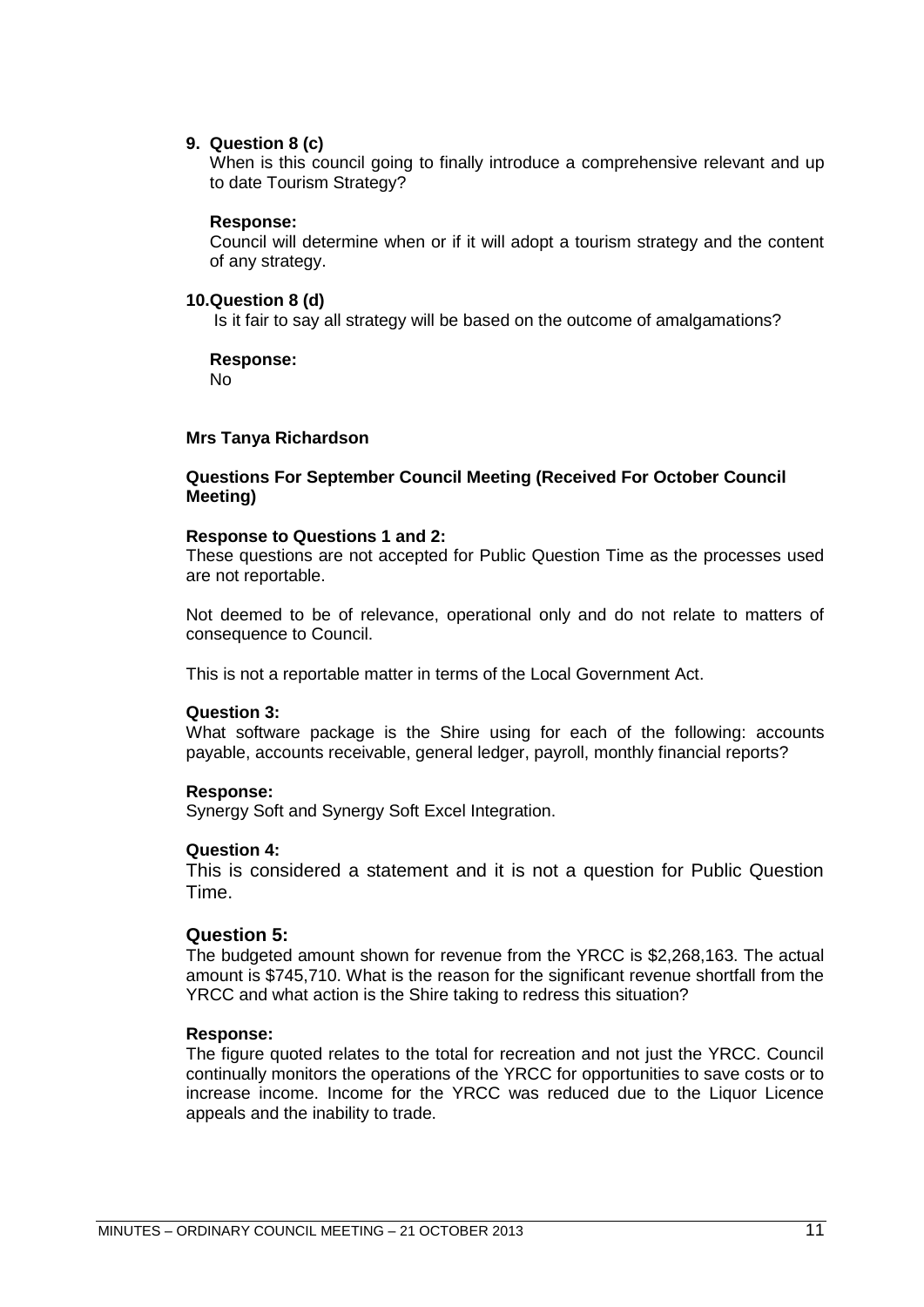9. **Question 8 (c)**

   When is this council going to finally introduce a comprehensive relevant and up to date Tourism Strategy?

   **Response:**

   Council will determine when or if it will adopt a tourism strategy and the content of any strategy.

10. **Question 8 (d)**

    Is it fair to say all strategy will be based on the outcome of amalgamations?

    **Response:**

    No

**Mrs Tanya Richardson**

**Questions For September Council Meeting (Received For October Council Meeting)**

**Response to Questions 1 and 2:**

These questions are not accepted for Public Question Time as the processes used are not reportable.

Not deemed to be of relevance, operational only and do not relate to matters of consequence to Council.

This is not a reportable matter in terms of the Local Government Act.

**Question 3:**

What software package is the Shire using for each of the following: accounts payable, accounts receivable, general ledger, payroll, monthly financial reports?

**Response:**

Synergy Soft and Synergy Soft Excel Integration.

**Question 4:**

This is considered a statement and it is not a question for Public Question Time.

**Question 5:**

The budgeted amount shown for revenue from the YRCC is $2,268,163. The actual amount is $745,710. What is the reason for the significant revenue shortfall from the YRCC and what action is the Shire taking to redress this situation?

**Response:**

The figure quoted relates to the total for recreation and not just the YRCC. Council continually monitors the operations of the YRCC for opportunities to save costs or to increase income. Income for the YRCC was reduced due to the Liquor Licence appeals and the inability to trade.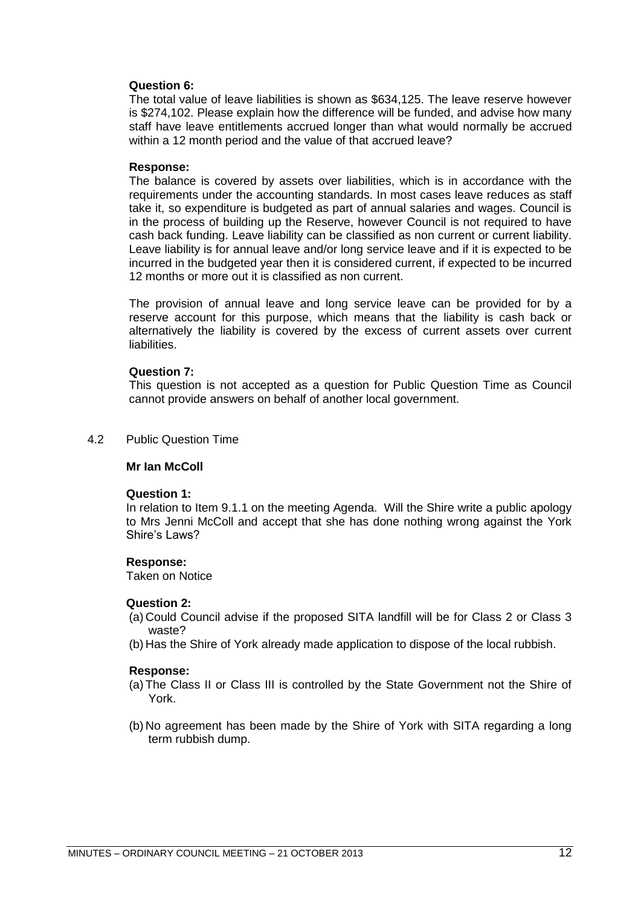**Question 6:**

The total value of leave liabilities is shown as $634,125. The leave reserve however is $274,102. Please explain how the difference will be funded, and advise how many staff have leave entitlements accrued longer than what would normally be accrued within a 12 month period and the value of that accrued leave?

**Response:**

The balance is covered by assets over liabilities, which is in accordance with the requirements under the accounting standards. In most cases leave reduces as staff take it, so expenditure is budgeted as part of annual salaries and wages. Council is in the process of building up the Reserve, however Council is not required to have cash back funding. Leave liability can be classified as non current or current liability. Leave liability is for annual leave and/or long service leave and if it is expected to be incurred in the budgeted year then it is considered current, if expected to be incurred 12 months or more out it is classified as non current.

The provision of annual leave and long service leave can be provided for by a reserve account for this purpose, which means that the liability is cash back or alternatively the liability is covered by the excess of current assets over current liabilities.

**Question 7:**

This question is not accepted as a question for Public Question Time as Council cannot provide answers on behalf of another local government.

4.2 Public Question Time

**Mr Ian McColl**

**Question 1:**

In relation to Item 9.1.1 on the meeting Agenda. Will the Shire write a public apology to Mrs Jenni McColl and accept that she has done nothing wrong against the York Shire's Laws?

**Response:**

Taken on Notice

**Question 2:**

(a) Could Council advise if the proposed SITA landfill will be for Class 2 or Class 3 waste?

(b) Has the Shire of York already made application to dispose of the local rubbish.

**Response:**

(a) The Class II or Class III is controlled by the State Government not the Shire of York.

(b) No agreement has been made by the Shire of York with SITA regarding a long term rubbish dump.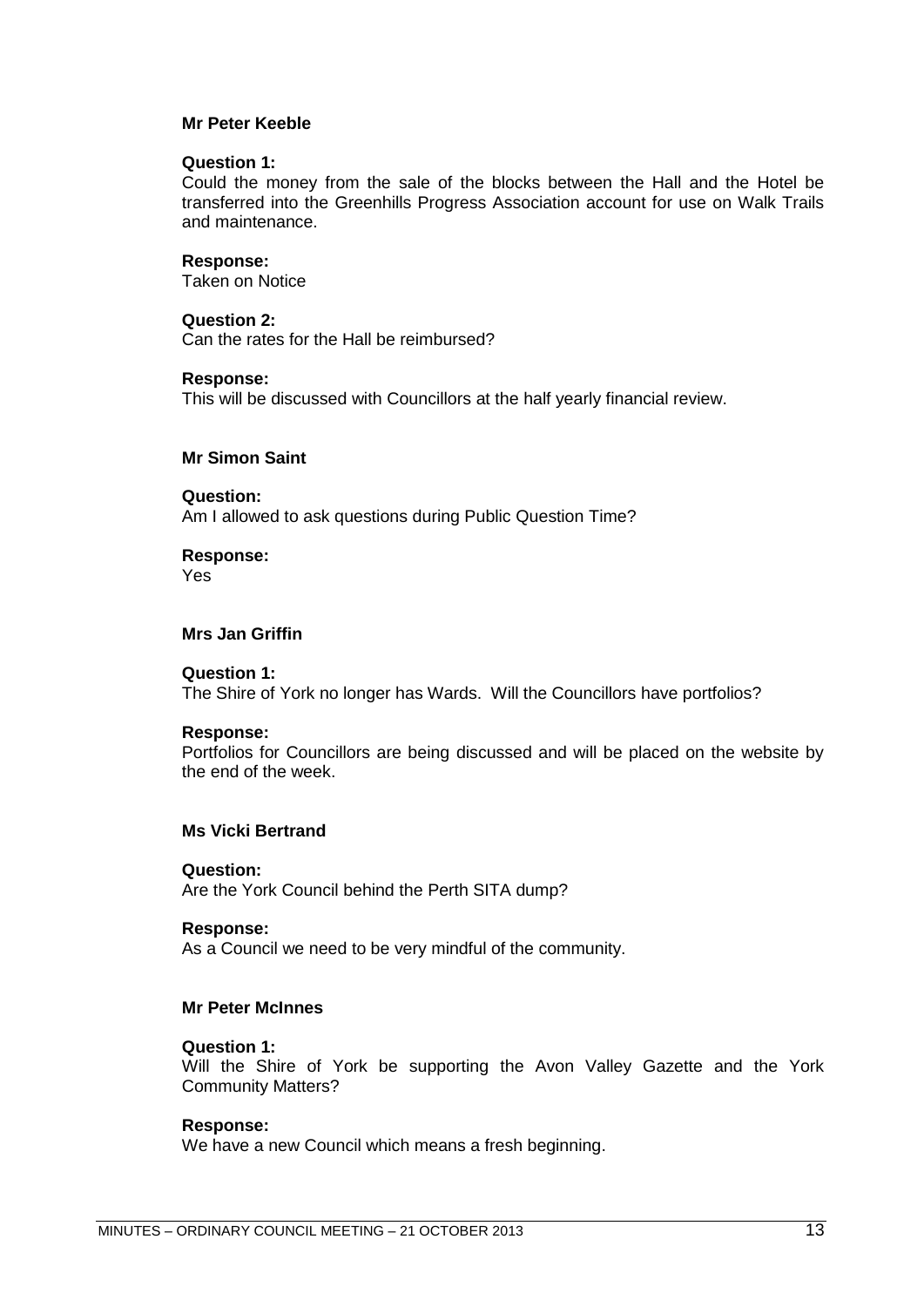**Mr Peter Keeble**

**Question 1:**
Could the money from the sale of the blocks between the Hall and the Hotel be transferred into the Greenhills Progress Association account for use on Walk Trails and maintenance.

**Response:**
Taken on Notice

**Question 2:**
Can the rates for the Hall be reimbursed?

**Response:**
This will be discussed with Councillors at the half yearly financial review.

**Mr Simon Saint**

**Question:**
Am I allowed to ask questions during Public Question Time?

**Response:**
Yes

**Mrs Jan Griffin**

**Question 1:**
The Shire of York no longer has Wards. Will the Councillors have portfolios?

**Response:**
Portfolios for Councillors are being discussed and will be placed on the website by the end of the week.

**Ms Vicki Bertrand**

**Question:**
Are the York Council behind the Perth SITA dump?

**Response:**
As a Council we need to be very mindful of the community.

**Mr Peter McInnes**

**Question 1:**
Will the Shire of York be supporting the Avon Valley Gazette and the York Community Matters?

**Response:**
We have a new Council which means a fresh beginning.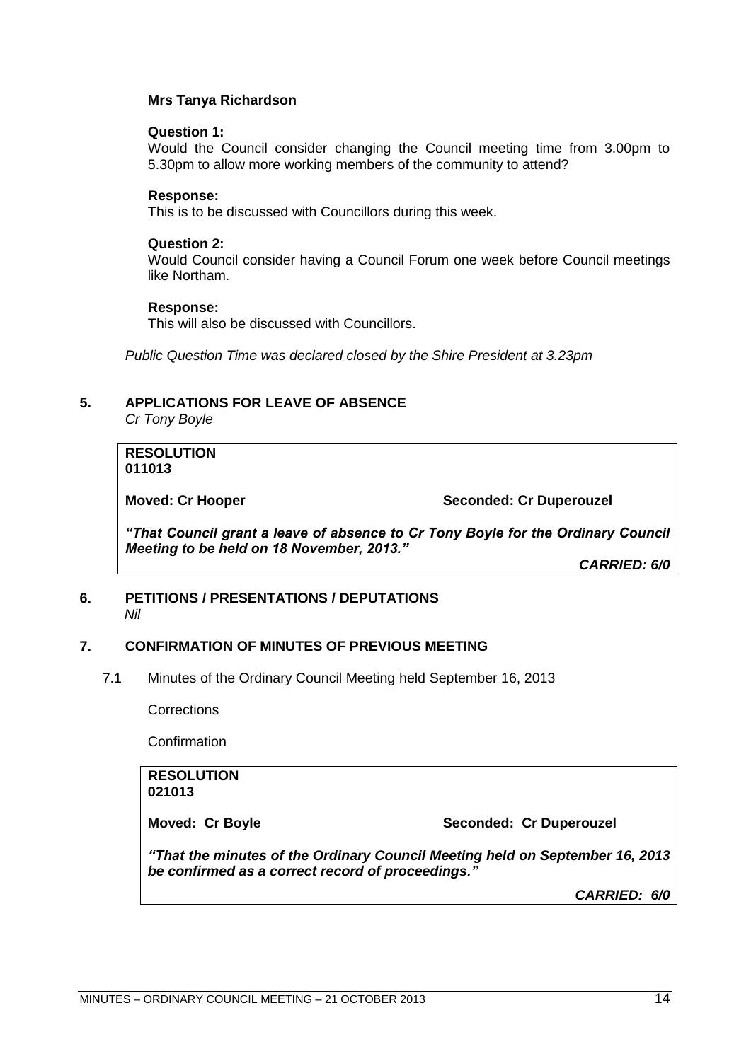**Mrs Tanya Richardson**

**Question 1:**
Would the Council consider changing the Council meeting time from 3.00pm to 5.30pm to allow more working members of the community to attend?

**Response:**
This is to be discussed with Councillors during this week.

**Question 2:**
Would Council consider having a Council Forum one week before Council meetings like Northam.

**Response:**
This will also be discussed with Councillors.

*Public Question Time was declared closed by the Shire President at 3.23pm*

## 5. APPLICATIONS FOR LEAVE OF ABSENCE

*Cr Tony Boyle*

**RESOLUTION**
**011013**

**Moved: Cr Hooper** **Seconded: Cr Duperouzel**

***"That Council grant a leave of absence to Cr Tony Boyle for the Ordinary Council Meeting to be held on 18 November, 2013."***

***CARRIED: 6/0***

## 6. PETITIONS / PRESENTATIONS / DEPUTATIONS

*Nil*

## 7. CONFIRMATION OF MINUTES OF PREVIOUS MEETING

7.1 Minutes of the Ordinary Council Meeting held September 16, 2013

Corrections

Confirmation

**RESOLUTION**
**021013**

**Moved: Cr Boyle** **Seconded: Cr Duperouzel**

***"That the minutes of the Ordinary Council Meeting held on September 16, 2013 be confirmed as a correct record of proceedings."***

***CARRIED: 6/0***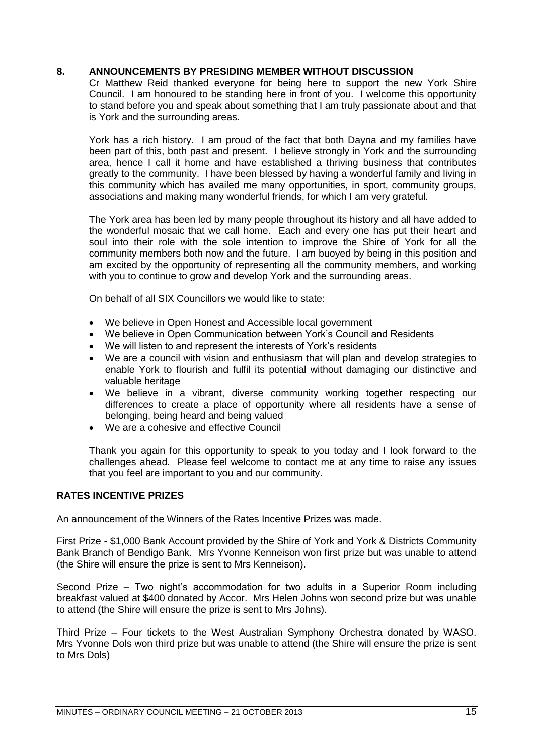## 8. ANNOUNCEMENTS BY PRESIDING MEMBER WITHOUT DISCUSSION

Cr Matthew Reid thanked everyone for being here to support the new York Shire Council. I am honoured to be standing here in front of you. I welcome this opportunity to stand before you and speak about something that I am truly passionate about and that is York and the surrounding areas.

York has a rich history. I am proud of the fact that both Dayna and my families have been part of this, both past and present. I believe strongly in York and the surrounding area, hence I call it home and have established a thriving business that contributes greatly to the community. I have been blessed by having a wonderful family and living in this community which has availed me many opportunities, in sport, community groups, associations and making many wonderful friends, for which I am very grateful.

The York area has been led by many people throughout its history and all have added to the wonderful mosaic that we call home. Each and every one has put their heart and soul into their role with the sole intention to improve the Shire of York for all the community members both now and the future. I am buoyed by being in this position and am excited by the opportunity of representing all the community members, and working with you to continue to grow and develop York and the surrounding areas.

On behalf of all SIX Councillors we would like to state:

- We believe in Open Honest and Accessible local government
- We believe in Open Communication between York's Council and Residents
- We will listen to and represent the interests of York's residents
- We are a council with vision and enthusiasm that will plan and develop strategies to enable York to flourish and fulfil its potential without damaging our distinctive and valuable heritage
- We believe in a vibrant, diverse community working together respecting our differences to create a place of opportunity where all residents have a sense of belonging, being heard and being valued
- We are a cohesive and effective Council

Thank you again for this opportunity to speak to you today and I look forward to the challenges ahead. Please feel welcome to contact me at any time to raise any issues that you feel are important to you and our community.

### RATES INCENTIVE PRIZES

An announcement of the Winners of the Rates Incentive Prizes was made.

First Prize - $1,000 Bank Account provided by the Shire of York and York & Districts Community Bank Branch of Bendigo Bank. Mrs Yvonne Kenneison won first prize but was unable to attend (the Shire will ensure the prize is sent to Mrs Kenneison).

Second Prize – Two night's accommodation for two adults in a Superior Room including breakfast valued at $400 donated by Accor. Mrs Helen Johns won second prize but was unable to attend (the Shire will ensure the prize is sent to Mrs Johns).

Third Prize – Four tickets to the West Australian Symphony Orchestra donated by WASO. Mrs Yvonne Dols won third prize but was unable to attend (the Shire will ensure the prize is sent to Mrs Dols)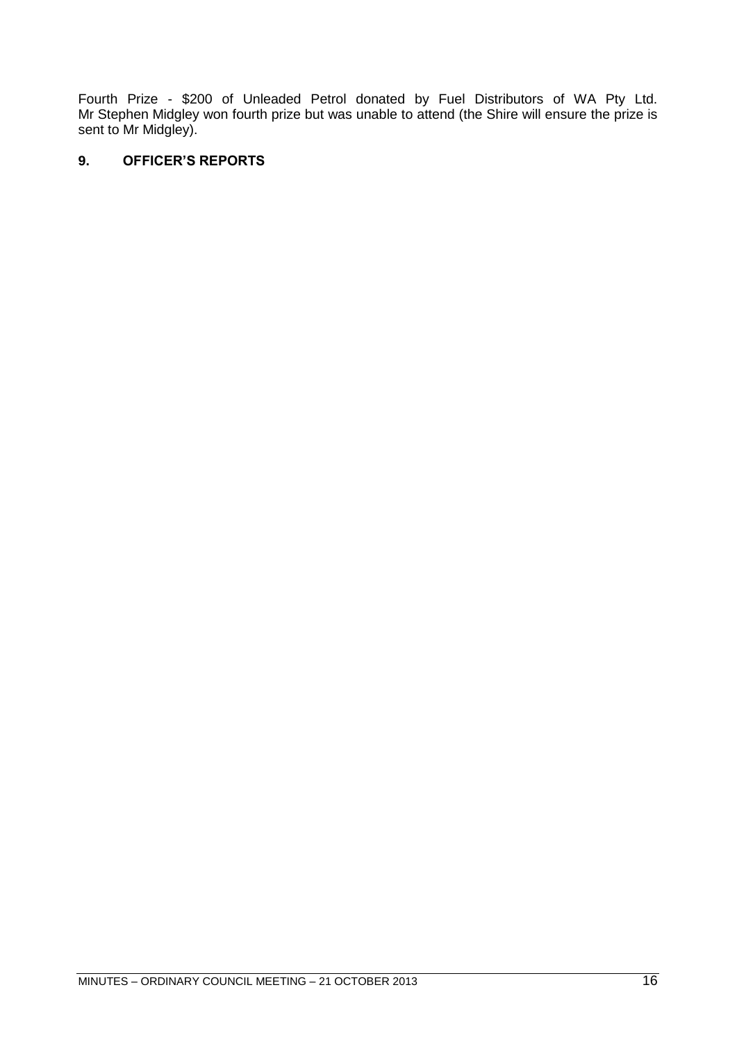Fourth Prize - $200 of Unleaded Petrol donated by Fuel Distributors of WA Pty Ltd. Mr Stephen Midgley won fourth prize but was unable to attend (the Shire will ensure the prize is sent to Mr Midgley).

## 9. OFFICER'S REPORTS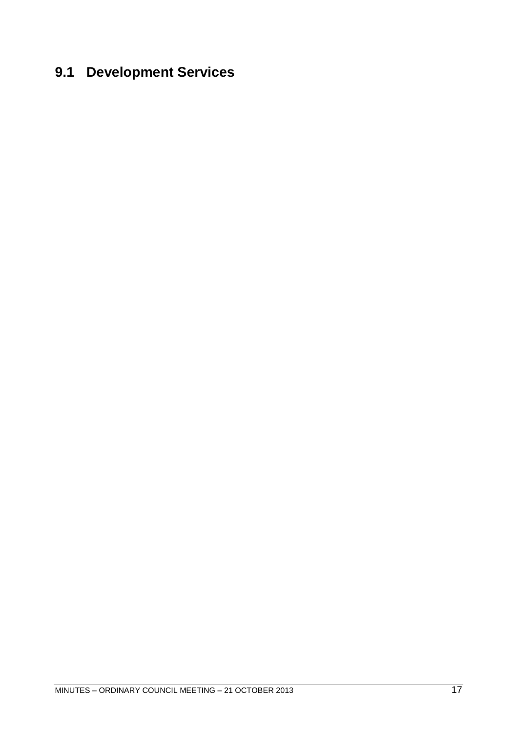## 9.1 Development Services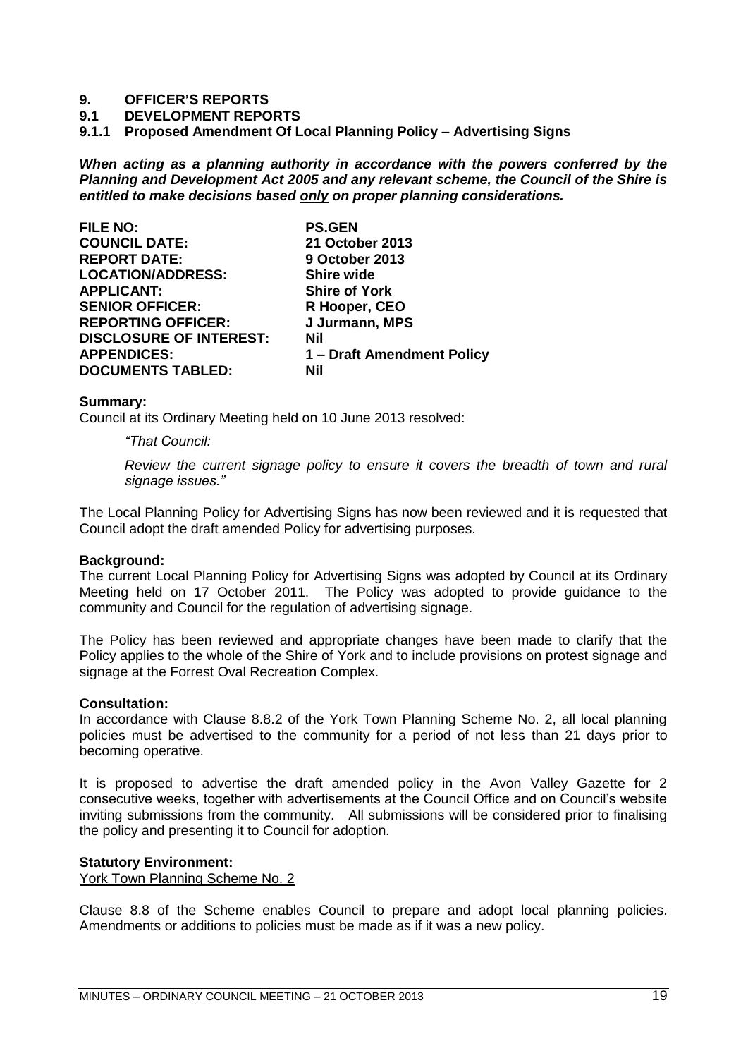# 9. OFFICER'S REPORTS

## 9.1 DEVELOPMENT REPORTS

### 9.1.1 Proposed Amendment Of Local Planning Policy – Advertising Signs

***When acting as a planning authority in accordance with the powers conferred by the Planning and Development Act 2005 and any relevant scheme, the Council of the Shire is entitled to make decisions based only on proper planning considerations.***

| | |
|---|---|
| **FILE NO:** | **PS.GEN** |
| **COUNCIL DATE:** | **21 October 2013** |
| **REPORT DATE:** | **9 October 2013** |
| **LOCATION/ADDRESS:** | **Shire wide** |
| **APPLICANT:** | **Shire of York** |
| **SENIOR OFFICER:** | **R Hooper, CEO** |
| **REPORTING OFFICER:** | **J Jurmann, MPS** |
| **DISCLOSURE OF INTEREST:** | **Nil** |
| **APPENDICES:** | **1 – Draft Amendment Policy** |
| **DOCUMENTS TABLED:** | **Nil** |

**Summary:**

Council at its Ordinary Meeting held on 10 June 2013 resolved:

> *"That Council:*
>
> *Review the current signage policy to ensure it covers the breadth of town and rural signage issues."*

The Local Planning Policy for Advertising Signs has now been reviewed and it is requested that Council adopt the draft amended Policy for advertising purposes.

**Background:**

The current Local Planning Policy for Advertising Signs was adopted by Council at its Ordinary Meeting held on 17 October 2011. The Policy was adopted to provide guidance to the community and Council for the regulation of advertising signage.

The Policy has been reviewed and appropriate changes have been made to clarify that the Policy applies to the whole of the Shire of York and to include provisions on protest signage and signage at the Forrest Oval Recreation Complex.

**Consultation:**

In accordance with Clause 8.8.2 of the York Town Planning Scheme No. 2, all local planning policies must be advertised to the community for a period of not less than 21 days prior to becoming operative.

It is proposed to advertise the draft amended policy in the Avon Valley Gazette for 2 consecutive weeks, together with advertisements at the Council Office and on Council's website inviting submissions from the community. All submissions will be considered prior to finalising the policy and presenting it to Council for adoption.

**Statutory Environment:**

York Town Planning Scheme No. 2

Clause 8.8 of the Scheme enables Council to prepare and adopt local planning policies. Amendments or additions to policies must be made as if it was a new policy.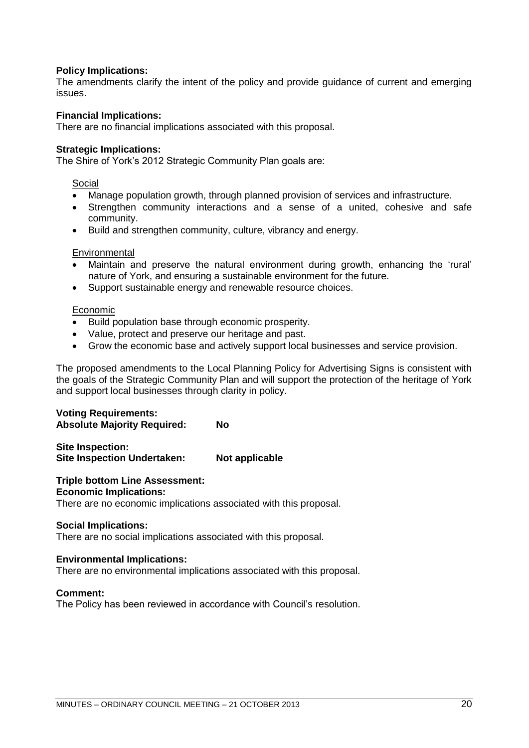**Policy Implications:**
The amendments clarify the intent of the policy and provide guidance of current and emerging issues.

**Financial Implications:**
There are no financial implications associated with this proposal.

**Strategic Implications:**
The Shire of York's 2012 Strategic Community Plan goals are:

Social

- Manage population growth, through planned provision of services and infrastructure.
- Strengthen community interactions and a sense of a united, cohesive and safe community.
- Build and strengthen community, culture, vibrancy and energy.

Environmental

- Maintain and preserve the natural environment during growth, enhancing the 'rural' nature of York, and ensuring a sustainable environment for the future.
- Support sustainable energy and renewable resource choices.

Economic

- Build population base through economic prosperity.
- Value, protect and preserve our heritage and past.
- Grow the economic base and actively support local businesses and service provision.

The proposed amendments to the Local Planning Policy for Advertising Signs is consistent with the goals of the Strategic Community Plan and will support the protection of the heritage of York and support local businesses through clarity in policy.

**Voting Requirements:**
**Absolute Majority Required: No**

**Site Inspection:**
**Site Inspection Undertaken: Not applicable**

**Triple bottom Line Assessment:**
**Economic Implications:**
There are no economic implications associated with this proposal.

**Social Implications:**
There are no social implications associated with this proposal.

**Environmental Implications:**
There are no environmental implications associated with this proposal.

**Comment:**
The Policy has been reviewed in accordance with Council's resolution.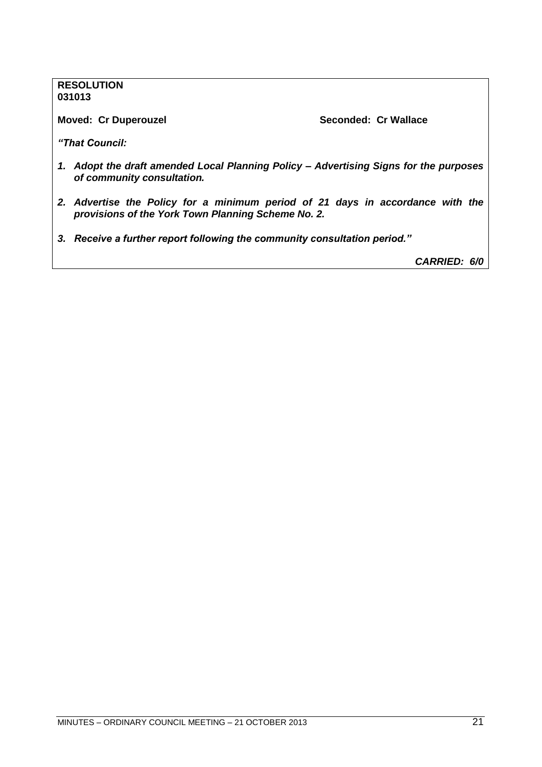**RESOLUTION**
**031013**

**Moved: Cr Duperouzel** **Seconded: Cr Wallace**

***"That Council:***

1. ***Adopt the draft amended Local Planning Policy – Advertising Signs for the purposes of community consultation.***

2. ***Advertise the Policy for a minimum period of 21 days in accordance with the provisions of the York Town Planning Scheme No. 2.***

3. ***Receive a further report following the community consultation period."***

***CARRIED: 6/0***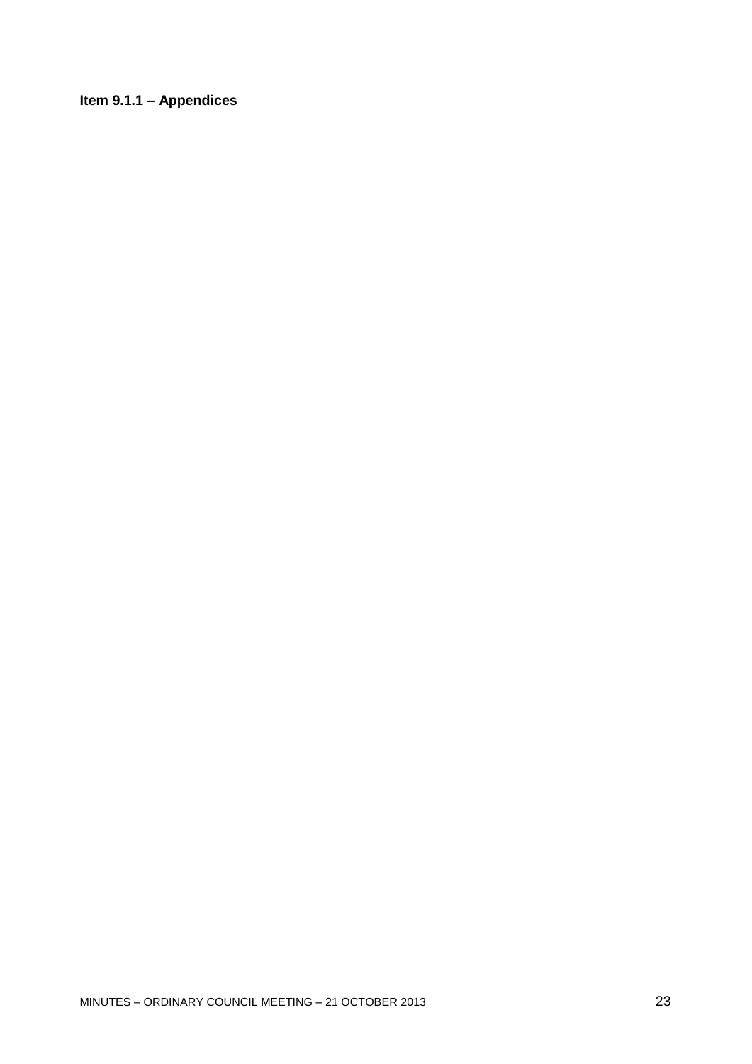**Item 9.1.1 – Appendices**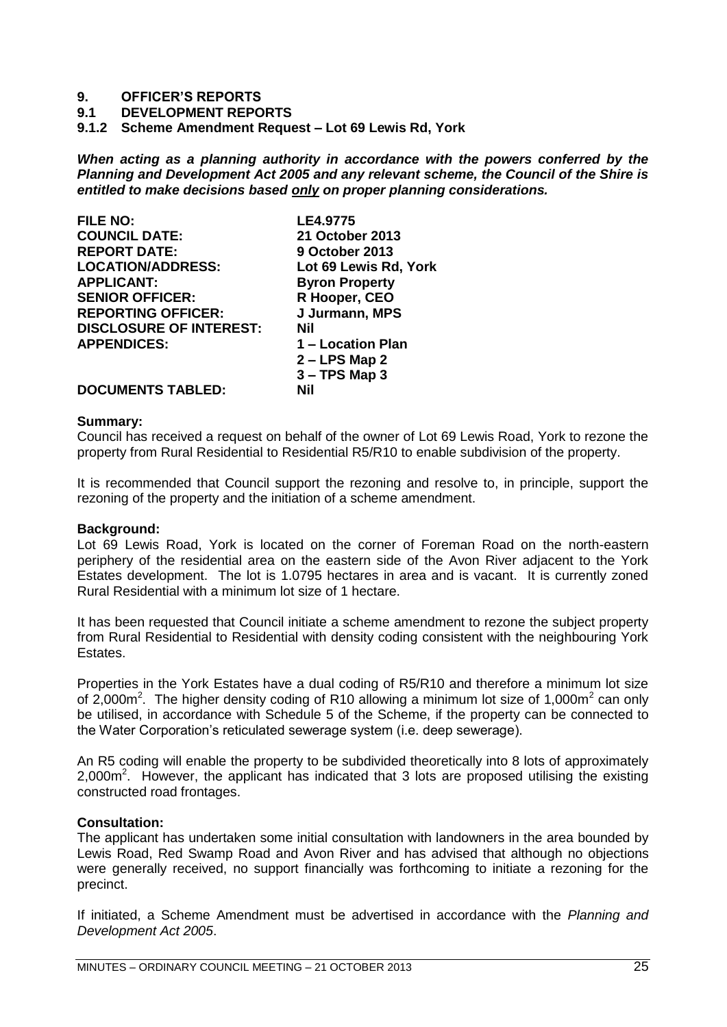# 9. OFFICER'S REPORTS

## 9.1 DEVELOPMENT REPORTS

### 9.1.2 Scheme Amendment Request – Lot 69 Lewis Rd, York

***When acting as a planning authority in accordance with the powers conferred by the Planning and Development Act 2005 and any relevant scheme, the Council of the Shire is entitled to make decisions based only on proper planning considerations.***

| | |
|---|---|
| **FILE NO:** | **LE4.9775** |
| **COUNCIL DATE:** | **21 October 2013** |
| **REPORT DATE:** | **9 October 2013** |
| **LOCATION/ADDRESS:** | **Lot 69 Lewis Rd, York** |
| **APPLICANT:** | **Byron Property** |
| **SENIOR OFFICER:** | **R Hooper, CEO** |
| **REPORTING OFFICER:** | **J Jurmann, MPS** |
| **DISCLOSURE OF INTEREST:** | **Nil** |
| **APPENDICES:** | **1 – Location Plan** |
| | **2 – LPS Map 2** |
| | **3 – TPS Map 3** |
| **DOCUMENTS TABLED:** | **Nil** |

**Summary:**
Council has received a request on behalf of the owner of Lot 69 Lewis Road, York to rezone the property from Rural Residential to Residential R5/R10 to enable subdivision of the property.

It is recommended that Council support the rezoning and resolve to, in principle, support the rezoning of the property and the initiation of a scheme amendment.

**Background:**
Lot 69 Lewis Road, York is located on the corner of Foreman Road on the north-eastern periphery of the residential area on the eastern side of the Avon River adjacent to the York Estates development. The lot is 1.0795 hectares in area and is vacant. It is currently zoned Rural Residential with a minimum lot size of 1 hectare.

It has been requested that Council initiate a scheme amendment to rezone the subject property from Rural Residential to Residential with density coding consistent with the neighbouring York Estates.

Properties in the York Estates have a dual coding of R5/R10 and therefore a minimum lot size of 2,000m$^2$. The higher density coding of R10 allowing a minimum lot size of 1,000m$^2$ can only be utilised, in accordance with Schedule 5 of the Scheme, if the property can be connected to the Water Corporation's reticulated sewerage system (i.e. deep sewerage).

An R5 coding will enable the property to be subdivided theoretically into 8 lots of approximately 2,000m$^2$. However, the applicant has indicated that 3 lots are proposed utilising the existing constructed road frontages.

**Consultation:**
The applicant has undertaken some initial consultation with landowners in the area bounded by Lewis Road, Red Swamp Road and Avon River and has advised that although no objections were generally received, no support financially was forthcoming to initiate a rezoning for the precinct.

If initiated, a Scheme Amendment must be advertised in accordance with the *Planning and Development Act 2005*.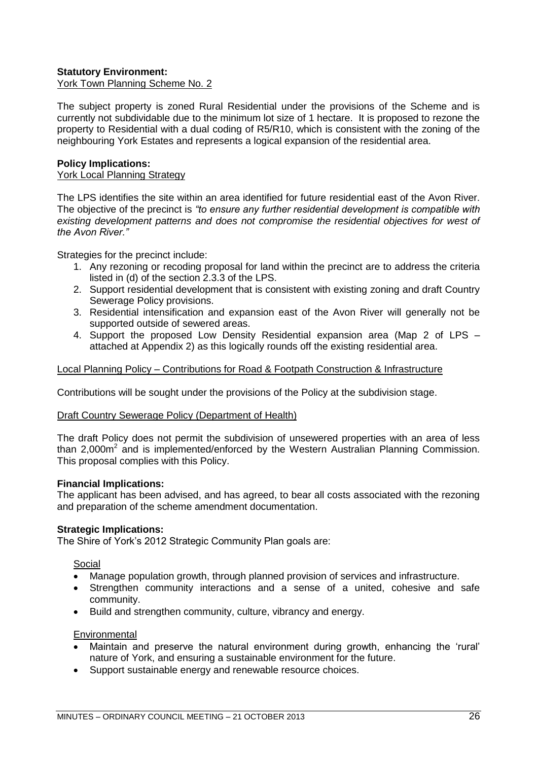**Statistical Environment:**

York Town Planning Scheme No. 2

The subject property is zoned Rural Residential under the provisions of the Scheme and is currently not subdividable due to the minimum lot size of 1 hectare. It is proposed to rezone the property to Residential with a dual coding of R5/R10, which is consistent with the zoning of the neighbouring York Estates and represents a logical expansion of the residential area.

**Policy Implications:**

York Local Planning Strategy

The LPS identifies the site within an area identified for future residential east of the Avon River. The objective of the precinct is *"to ensure any further residential development is compatible with existing development patterns and does not compromise the residential objectives for west of the Avon River."*

Strategies for the precinct include:

1. Any rezoning or recoding proposal for land within the precinct are to address the criteria listed in (d) of the section 2.3.3 of the LPS.
2. Support residential development that is consistent with existing zoning and draft Country Sewerage Policy provisions.
3. Residential intensification and expansion east of the Avon River will generally not be supported outside of sewered areas.
4. Support the proposed Low Density Residential expansion area (Map 2 of LPS – attached at Appendix 2) as this logically rounds off the existing residential area.

Local Planning Policy – Contributions for Road & Footpath Construction & Infrastructure

Contributions will be sought under the provisions of the Policy at the subdivision stage.

Draft Country Sewerage Policy (Department of Health)

The draft Policy does not permit the subdivision of unsewered properties with an area of less than 2,000m$^2$ and is implemented/enforced by the Western Australian Planning Commission. This proposal complies with this Policy.

**Financial Implications:**

The applicant has been advised, and has agreed, to bear all costs associated with the rezoning and preparation of the scheme amendment documentation.

**Strategic Implications:**

The Shire of York's 2012 Strategic Community Plan goals are:

Social

- Manage population growth, through planned provision of services and infrastructure.
- Strengthen community interactions and a sense of a united, cohesive and safe community.
- Build and strengthen community, culture, vibrancy and energy.

Environmental

- Maintain and preserve the natural environment during growth, enhancing the 'rural' nature of York, and ensuring a sustainable environment for the future.
- Support sustainable energy and renewable resource choices.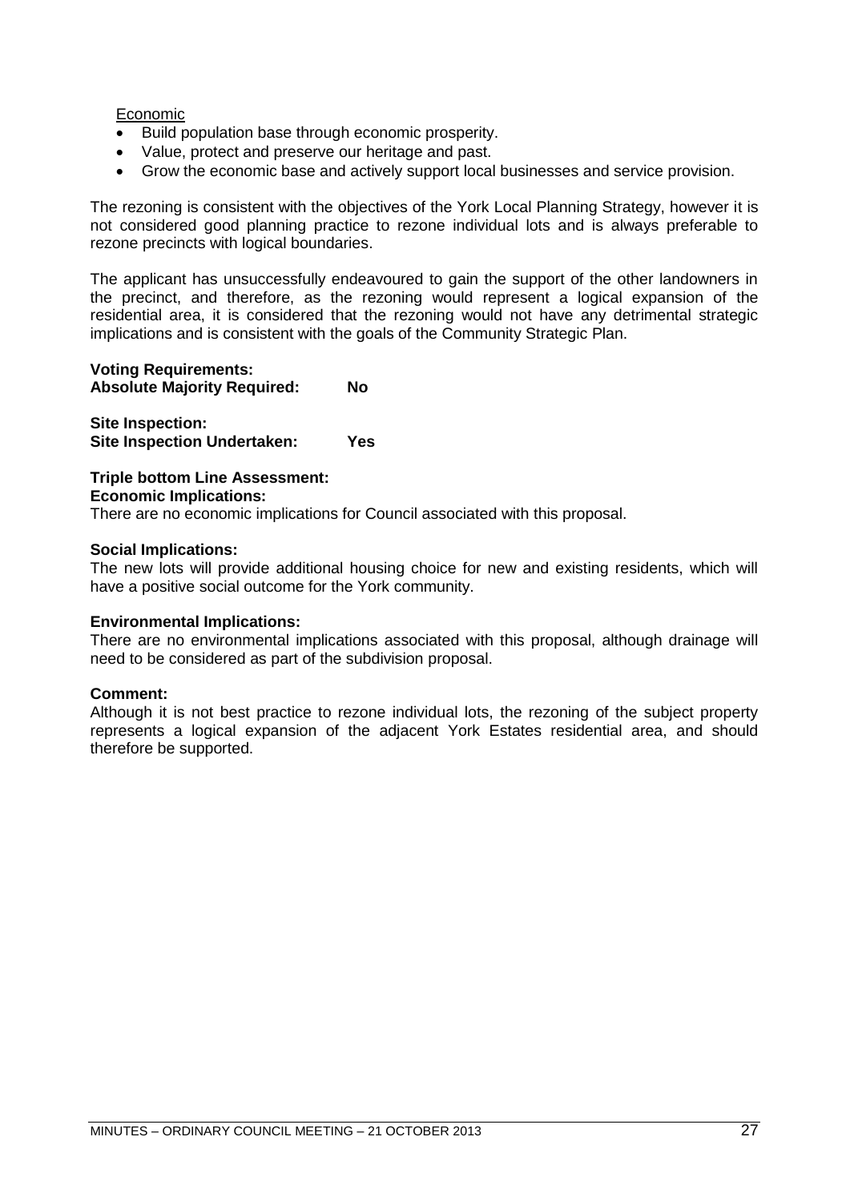<u>Economic</u>

- Build population base through economic prosperity.
- Value, protect and preserve our heritage and past.
- Grow the economic base and actively support local businesses and service provision.

The rezoning is consistent with the objectives of the York Local Planning Strategy, however it is not considered good planning practice to rezone individual lots and is always preferable to rezone precincts with logical boundaries.

The applicant has unsuccessfully endeavoured to gain the support of the other landowners in the precinct, and therefore, as the rezoning would represent a logical expansion of the residential area, it is considered that the rezoning would not have any detrimental strategic implications and is consistent with the goals of the Community Strategic Plan.

**Voting Requirements:**
**Absolute Majority Required: No**

**Site Inspection:**
**Site Inspection Undertaken: Yes**

**Triple bottom Line Assessment:**
**Economic Implications:**
There are no economic implications for Council associated with this proposal.

**Social Implications:**
The new lots will provide additional housing choice for new and existing residents, which will have a positive social outcome for the York community.

**Environmental Implications:**
There are no environmental implications associated with this proposal, although drainage will need to be considered as part of the subdivision proposal.

**Comment:**
Although it is not best practice to rezone individual lots, the rezoning of the subject property represents a logical expansion of the adjacent York Estates residential area, and should therefore be supported.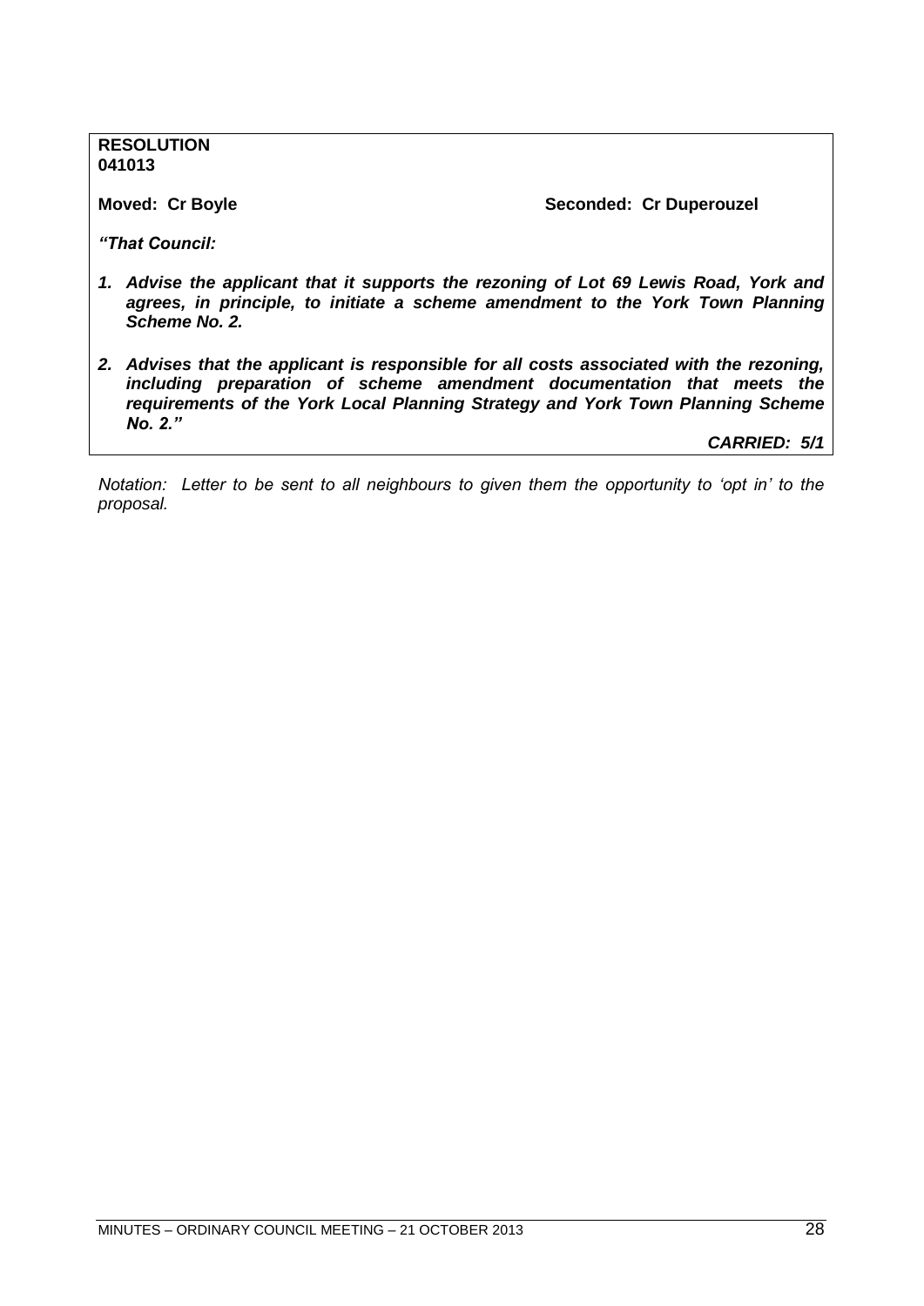**RESOLUTION**
**041013**

**Moved: Cr Boyle** **Seconded: Cr Duperouzel**

***"That Council:***

1. ***Advise the applicant that it supports the rezoning of Lot 69 Lewis Road, York and agrees, in principle, to initiate a scheme amendment to the York Town Planning Scheme No. 2.***

2. ***Advises that the applicant is responsible for all costs associated with the rezoning, including preparation of scheme amendment documentation that meets the requirements of the York Local Planning Strategy and York Town Planning Scheme No. 2."***

***CARRIED: 5/1***

*Notation: Letter to be sent to all neighbours to given them the opportunity to 'opt in' to the proposal.*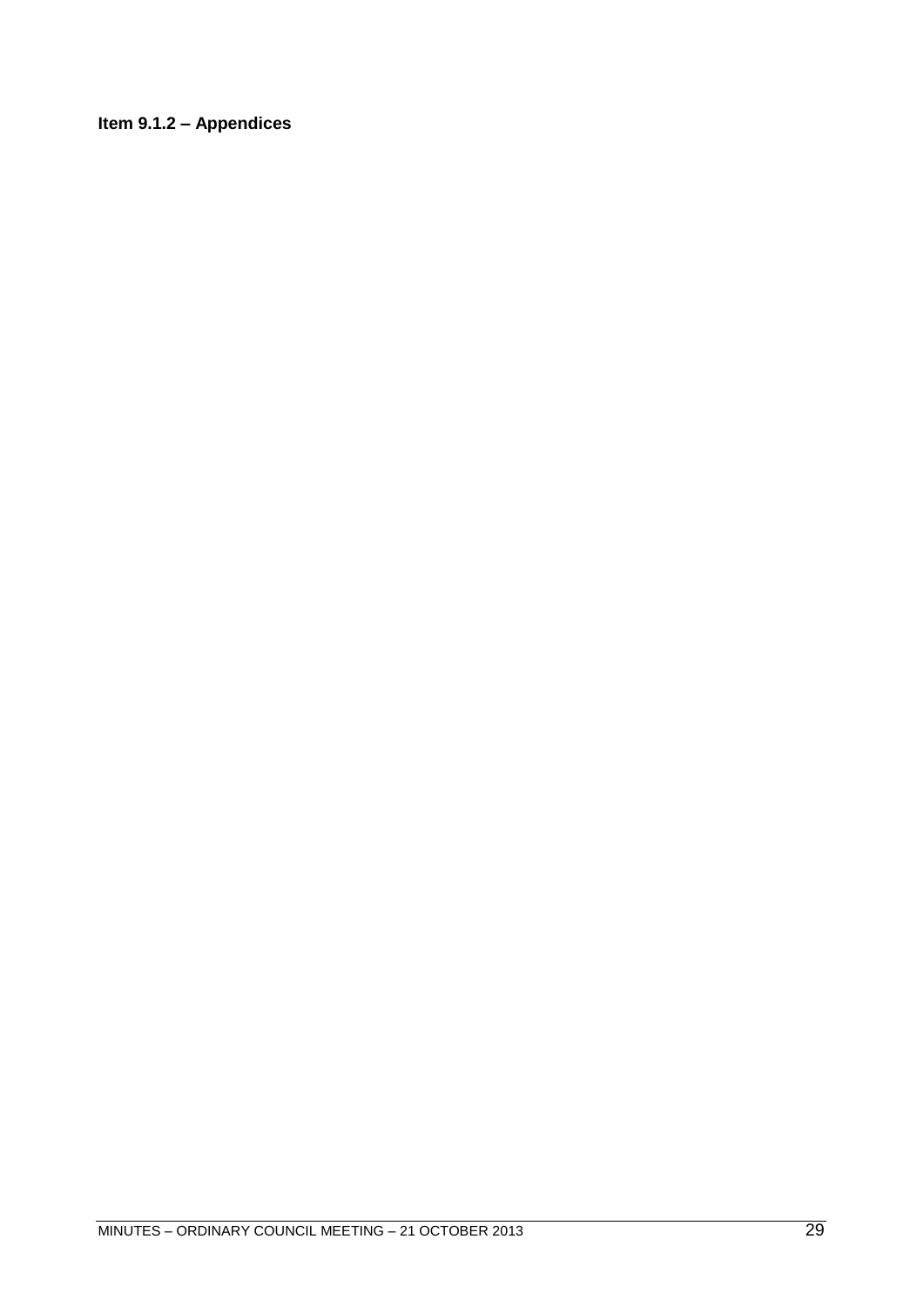**Item 9.1.2 – Appendices**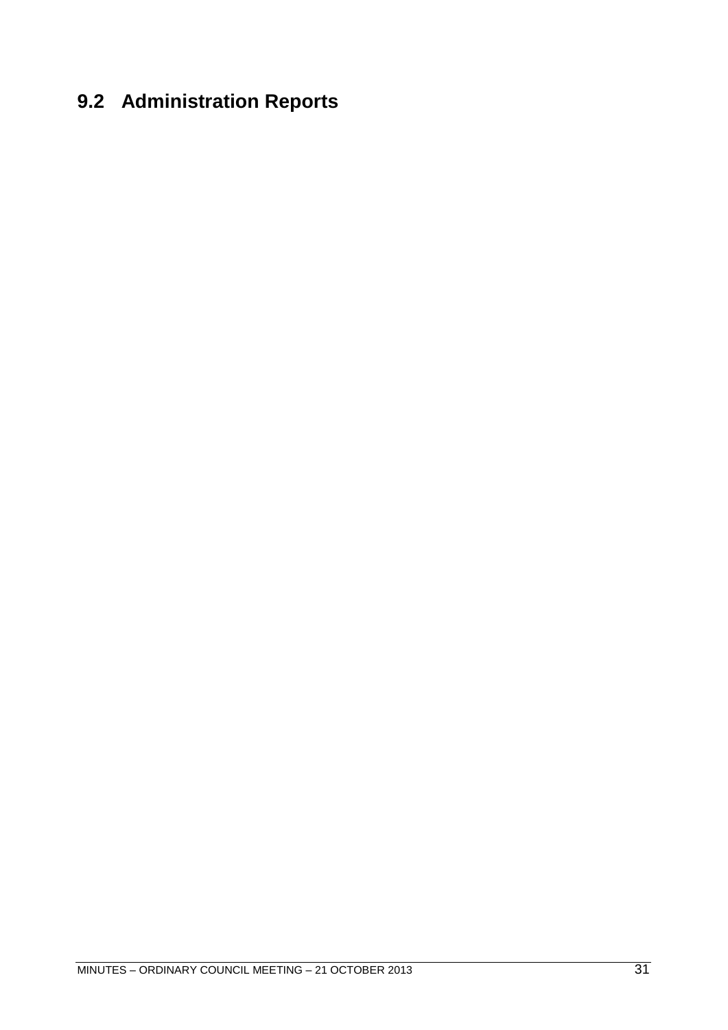## 9.2 Administration Reports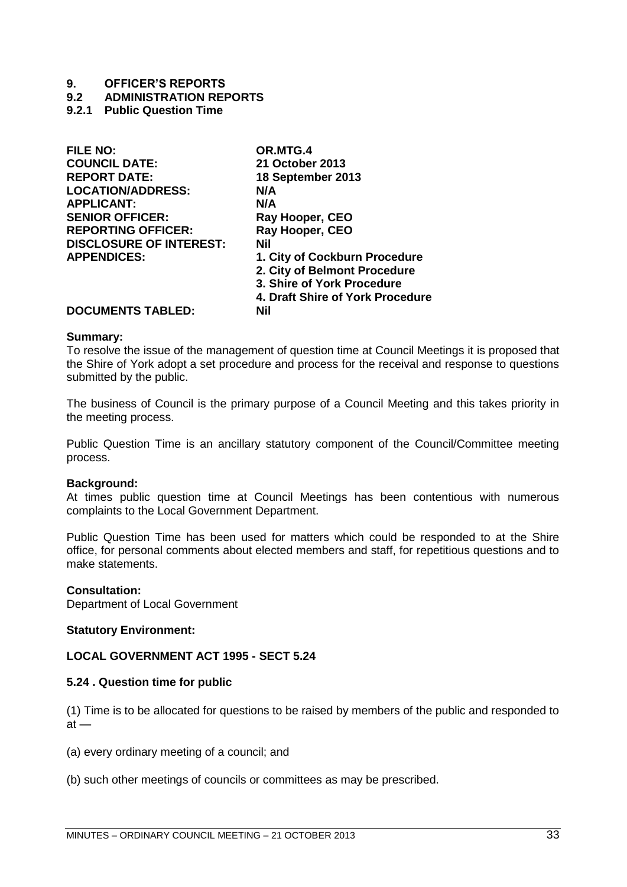# 9. OFFICER'S REPORTS

## 9.2 ADMINISTRATION REPORTS

### 9.2.1 Public Question Time

| | |
|---|---|
| **FILE NO:** | **OR.MTG.4** |
| **COUNCIL DATE:** | **21 October 2013** |
| **REPORT DATE:** | **18 September 2013** |
| **LOCATION/ADDRESS:** | **N/A** |
| **APPLICANT:** | **N/A** |
| **SENIOR OFFICER:** | **Ray Hooper, CEO** |
| **REPORTING OFFICER:** | **Ray Hooper, CEO** |
| **DISCLOSURE OF INTEREST:** | **Nil** |
| **APPENDICES:** | **1. City of Cockburn Procedure**<br>**2. City of Belmont Procedure**<br>**3. Shire of York Procedure**<br>**4. Draft Shire of York Procedure** |
| **DOCUMENTS TABLED:** | **Nil** |

**Summary:**

To resolve the issue of the management of question time at Council Meetings it is proposed that the Shire of York adopt a set procedure and process for the receival and response to questions submitted by the public.

The business of Council is the primary purpose of a Council Meeting and this takes priority in the meeting process.

Public Question Time is an ancillary statutory component of the Council/Committee meeting process.

**Background:**

At times public question time at Council Meetings has been contentious with numerous complaints to the Local Government Department.

Public Question Time has been used for matters which could be responded to at the Shire office, for personal comments about elected members and staff, for repetitious questions and to make statements.

**Consultation:**

Department of Local Government

**Statutory Environment:**

**LOCAL GOVERNMENT ACT 1995 - SECT 5.24**

**5.24 . Question time for public**

(1) Time is to be allocated for questions to be raised by members of the public and responded to at —

(a) every ordinary meeting of a council; and

(b) such other meetings of councils or committees as may be prescribed.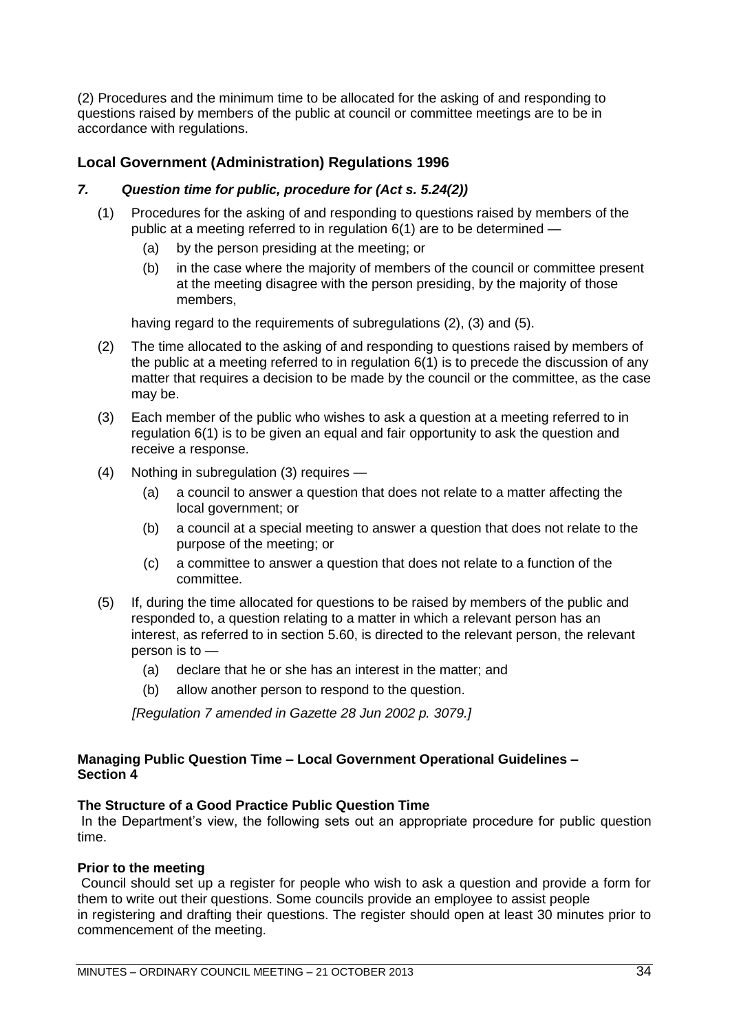(2) Procedures and the minimum time to be allocated for the asking of and responding to questions raised by members of the public at council or committee meetings are to be in accordance with regulations.

## Local Government (Administration) Regulations 1996

### *7. Question time for public, procedure for (Act s. 5.24(2))*

(1) Procedures for the asking of and responding to questions raised by members of the public at a meeting referred to in regulation 6(1) are to be determined —

   (a) by the person presiding at the meeting; or

   (b) in the case where the majority of members of the council or committee present at the meeting disagree with the person presiding, by the majority of those members,

having regard to the requirements of subregulations (2), (3) and (5).

(2) The time allocated to the asking of and responding to questions raised by members of the public at a meeting referred to in regulation 6(1) is to precede the discussion of any matter that requires a decision to be made by the council or the committee, as the case may be.

(3) Each member of the public who wishes to ask a question at a meeting referred to in regulation 6(1) is to be given an equal and fair opportunity to ask the question and receive a response.

(4) Nothing in subregulation (3) requires —

   (a) a council to answer a question that does not relate to a matter affecting the local government; or

   (b) a council at a special meeting to answer a question that does not relate to the purpose of the meeting; or

   (c) a committee to answer a question that does not relate to a function of the committee.

(5) If, during the time allocated for questions to be raised by members of the public and responded to, a question relating to a matter in which a relevant person has an interest, as referred to in section 5.60, is directed to the relevant person, the relevant person is to —

   (a) declare that he or she has an interest in the matter; and

   (b) allow another person to respond to the question.

*[Regulation 7 amended in Gazette 28 Jun 2002 p. 3079.]*

**Managing Public Question Time – Local Government Operational Guidelines – Section 4**

**The Structure of a Good Practice Public Question Time**

In the Department's view, the following sets out an appropriate procedure for public question time.

**Prior to the meeting**

Council should set up a register for people who wish to ask a question and provide a form for them to write out their questions. Some councils provide an employee to assist people in registering and drafting their questions. The register should open at least 30 minutes prior to commencement of the meeting.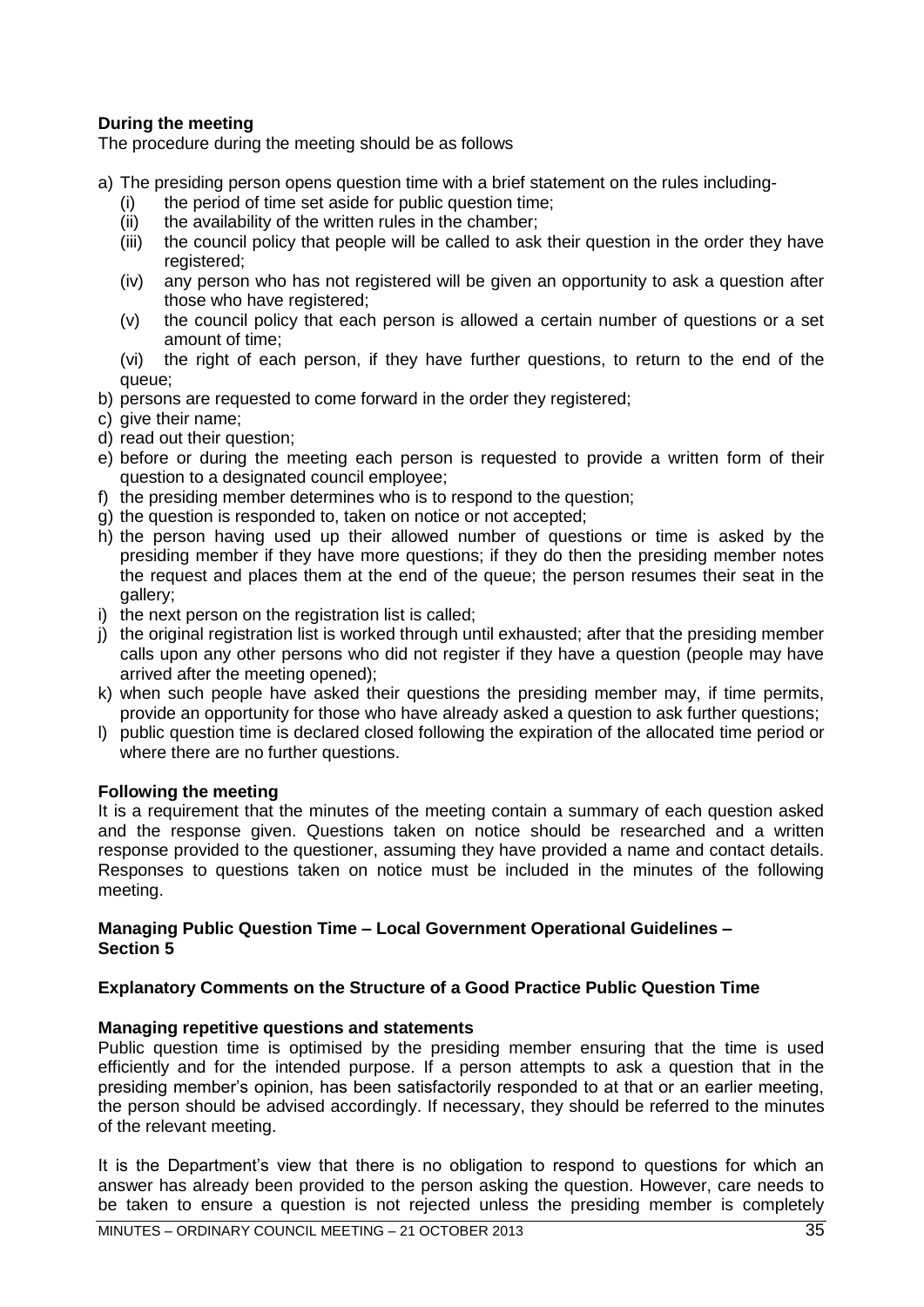**During the meeting**

The procedure during the meeting should be as follows

a) The presiding person opens question time with a brief statement on the rules including-
   (i) the period of time set aside for public question time;
   (ii) the availability of the written rules in the chamber;
   (iii) the council policy that people will be called to ask their question in the order they have registered;
   (iv) any person who has not registered will be given an opportunity to ask a question after those who have registered;
   (v) the council policy that each person is allowed a certain number of questions or a set amount of time;
   (vi) the right of each person, if they have further questions, to return to the end of the queue;
b) persons are requested to come forward in the order they registered;
c) give their name;
d) read out their question;
e) before or during the meeting each person is requested to provide a written form of their question to a designated council employee;
f) the presiding member determines who is to respond to the question;
g) the question is responded to, taken on notice or not accepted;
h) the person having used up their allowed number of questions or time is asked by the presiding member if they have more questions; if they do then the presiding member notes the request and places them at the end of the queue; the person resumes their seat in the gallery;
i) the next person on the registration list is called;
j) the original registration list is worked through until exhausted; after that the presiding member calls upon any other persons who did not register if they have a question (people may have arrived after the meeting opened);
k) when such people have asked their questions the presiding member may, if time permits, provide an opportunity for those who have already asked a question to ask further questions;
l) public question time is declared closed following the expiration of the allocated time period or where there are no further questions.

**Following the meeting**

It is a requirement that the minutes of the meeting contain a summary of each question asked and the response given. Questions taken on notice should be researched and a written response provided to the questioner, assuming they have provided a name and contact details. Responses to questions taken on notice must be included in the minutes of the following meeting.

**Managing Public Question Time – Local Government Operational Guidelines – Section 5**

**Explanatory Comments on the Structure of a Good Practice Public Question Time**

**Managing repetitive questions and statements**

Public question time is optimised by the presiding member ensuring that the time is used efficiently and for the intended purpose. If a person attempts to ask a question that in the presiding member's opinion, has been satisfactorily responded to at that or an earlier meeting, the person should be advised accordingly. If necessary, they should be referred to the minutes of the relevant meeting.

It is the Department's view that there is no obligation to respond to questions for which an answer has already been provided to the person asking the question. However, care needs to be taken to ensure a question is not rejected unless the presiding member is completely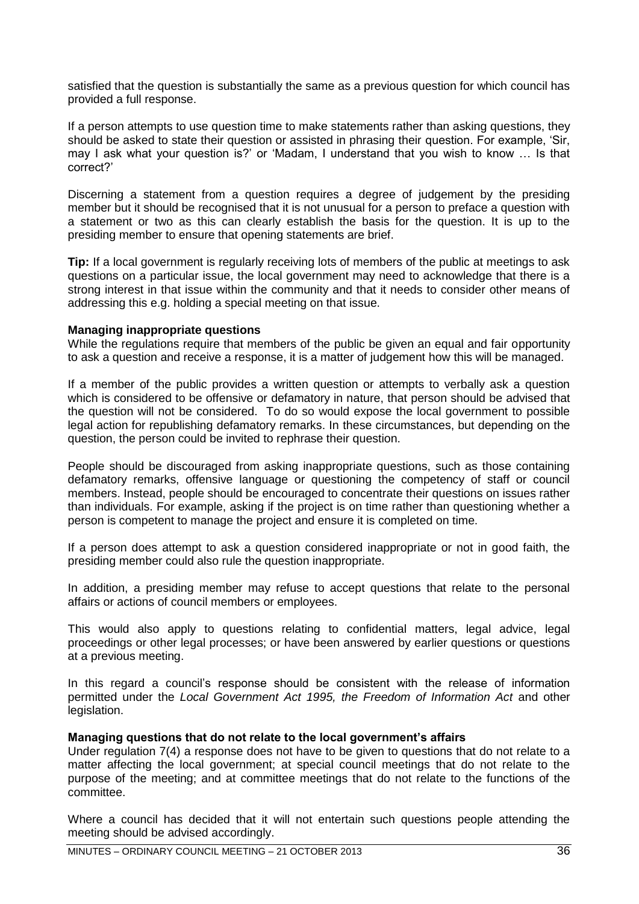satisfied that the question is substantially the same as a previous question for which council has provided a full response.

If a person attempts to use question time to make statements rather than asking questions, they should be asked to state their question or assisted in phrasing their question. For example, 'Sir, may I ask what your question is?' or 'Madam, I understand that you wish to know … Is that correct?'

Discerning a statement from a question requires a degree of judgement by the presiding member but it should be recognised that it is not unusual for a person to preface a question with a statement or two as this can clearly establish the basis for the question. It is up to the presiding member to ensure that opening statements are brief.

**Tip:** If a local government is regularly receiving lots of members of the public at meetings to ask questions on a particular issue, the local government may need to acknowledge that there is a strong interest in that issue within the community and that it needs to consider other means of addressing this e.g. holding a special meeting on that issue.

**Managing inappropriate questions**

While the regulations require that members of the public be given an equal and fair opportunity to ask a question and receive a response, it is a matter of judgement how this will be managed.

If a member of the public provides a written question or attempts to verbally ask a question which is considered to be offensive or defamatory in nature, that person should be advised that the question will not be considered. To do so would expose the local government to possible legal action for republishing defamatory remarks. In these circumstances, but depending on the question, the person could be invited to rephrase their question.

People should be discouraged from asking inappropriate questions, such as those containing defamatory remarks, offensive language or questioning the competency of staff or council members. Instead, people should be encouraged to concentrate their questions on issues rather than individuals. For example, asking if the project is on time rather than questioning whether a person is competent to manage the project and ensure it is completed on time.

If a person does attempt to ask a question considered inappropriate or not in good faith, the presiding member could also rule the question inappropriate.

In addition, a presiding member may refuse to accept questions that relate to the personal affairs or actions of council members or employees.

This would also apply to questions relating to confidential matters, legal advice, legal proceedings or other legal processes; or have been answered by earlier questions or questions at a previous meeting.

In this regard a council's response should be consistent with the release of information permitted under the *Local Government Act 1995, the Freedom of Information Act* and other legislation.

**Managing questions that do not relate to the local government's affairs**

Under regulation 7(4) a response does not have to be given to questions that do not relate to a matter affecting the local government; at special council meetings that do not relate to the purpose of the meeting; and at committee meetings that do not relate to the functions of the committee.

Where a council has decided that it will not entertain such questions people attending the meeting should be advised accordingly.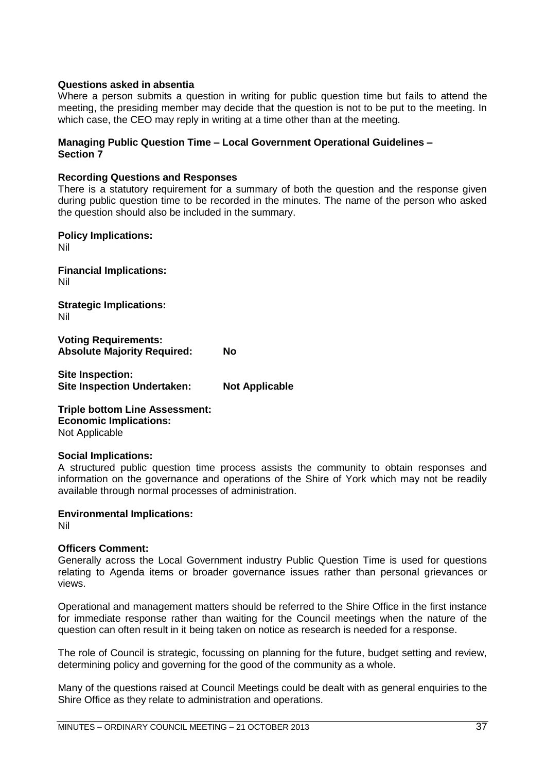**Questions asked in absentia**
Where a person submits a question in writing for public question time but fails to attend the meeting, the presiding member may decide that the question is not to be put to the meeting. In which case, the CEO may reply in writing at a time other than at the meeting.

**Managing Public Question Time – Local Government Operational Guidelines – Section 7**

**Recording Questions and Responses**
There is a statutory requirement for a summary of both the question and the response given during public question time to be recorded in the minutes. The name of the person who asked the question should also be included in the summary.

**Policy Implications:**
Nil

**Financial Implications:**
Nil

**Strategic Implications:**
Nil

**Voting Requirements:**
**Absolute Majority Required: No**

**Site Inspection:**
**Site Inspection Undertaken: Not Applicable**

**Triple bottom Line Assessment:**
**Economic Implications:**
Not Applicable

**Social Implications:**
A structured public question time process assists the community to obtain responses and information on the governance and operations of the Shire of York which may not be readily available through normal processes of administration.

**Environmental Implications:**
Nil

**Officers Comment:**
Generally across the Local Government industry Public Question Time is used for questions relating to Agenda items or broader governance issues rather than personal grievances or views.

Operational and management matters should be referred to the Shire Office in the first instance for immediate response rather than waiting for the Council meetings when the nature of the question can often result in it being taken on notice as research is needed for a response.

The role of Council is strategic, focussing on planning for the future, budget setting and review, determining policy and governing for the good of the community as a whole.

Many of the questions raised at Council Meetings could be dealt with as general enquiries to the Shire Office as they relate to administration and operations.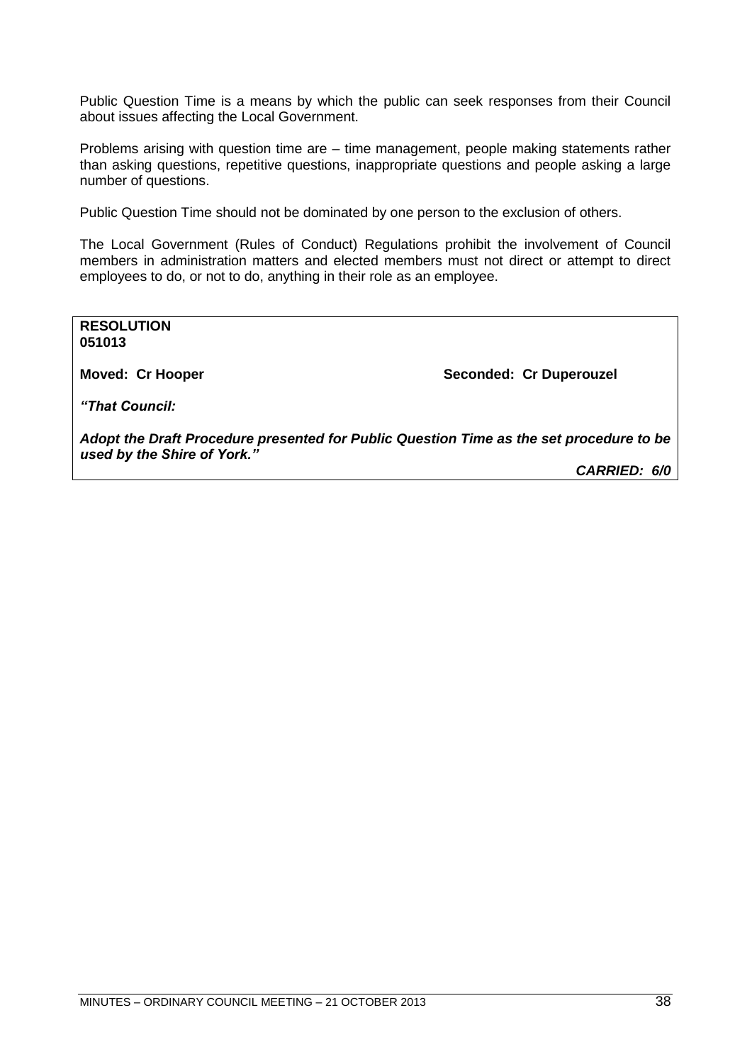Public Question Time is a means by which the public can seek responses from their Council about issues affecting the Local Government.

Problems arising with question time are – time management, people making statements rather than asking questions, repetitive questions, inappropriate questions and people asking a large number of questions.

Public Question Time should not be dominated by one person to the exclusion of others.

The Local Government (Rules of Conduct) Regulations prohibit the involvement of Council members in administration matters and elected members must not direct or attempt to direct employees to do, or not to do, anything in their role as an employee.

**RESOLUTION**
**051013**

**Moved: Cr Hooper** **Seconded: Cr Duperouzel**

***"That Council:***

***Adopt the Draft Procedure presented for Public Question Time as the set procedure to be used by the Shire of York."***

***CARRIED: 6/0***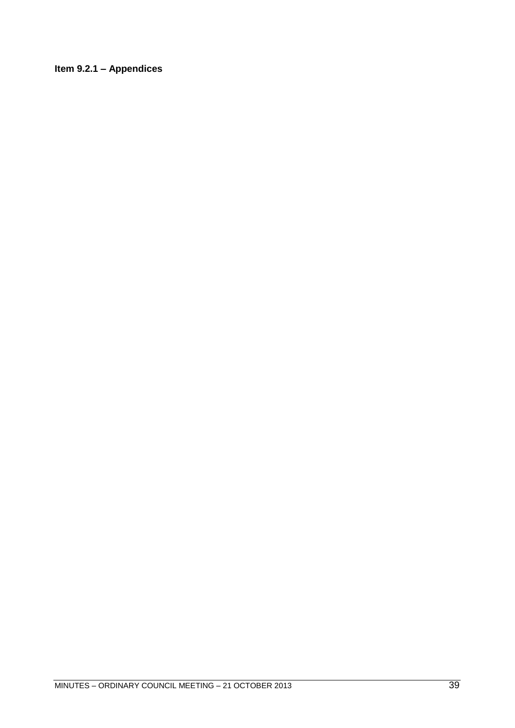**Item 9.2.1 – Appendices**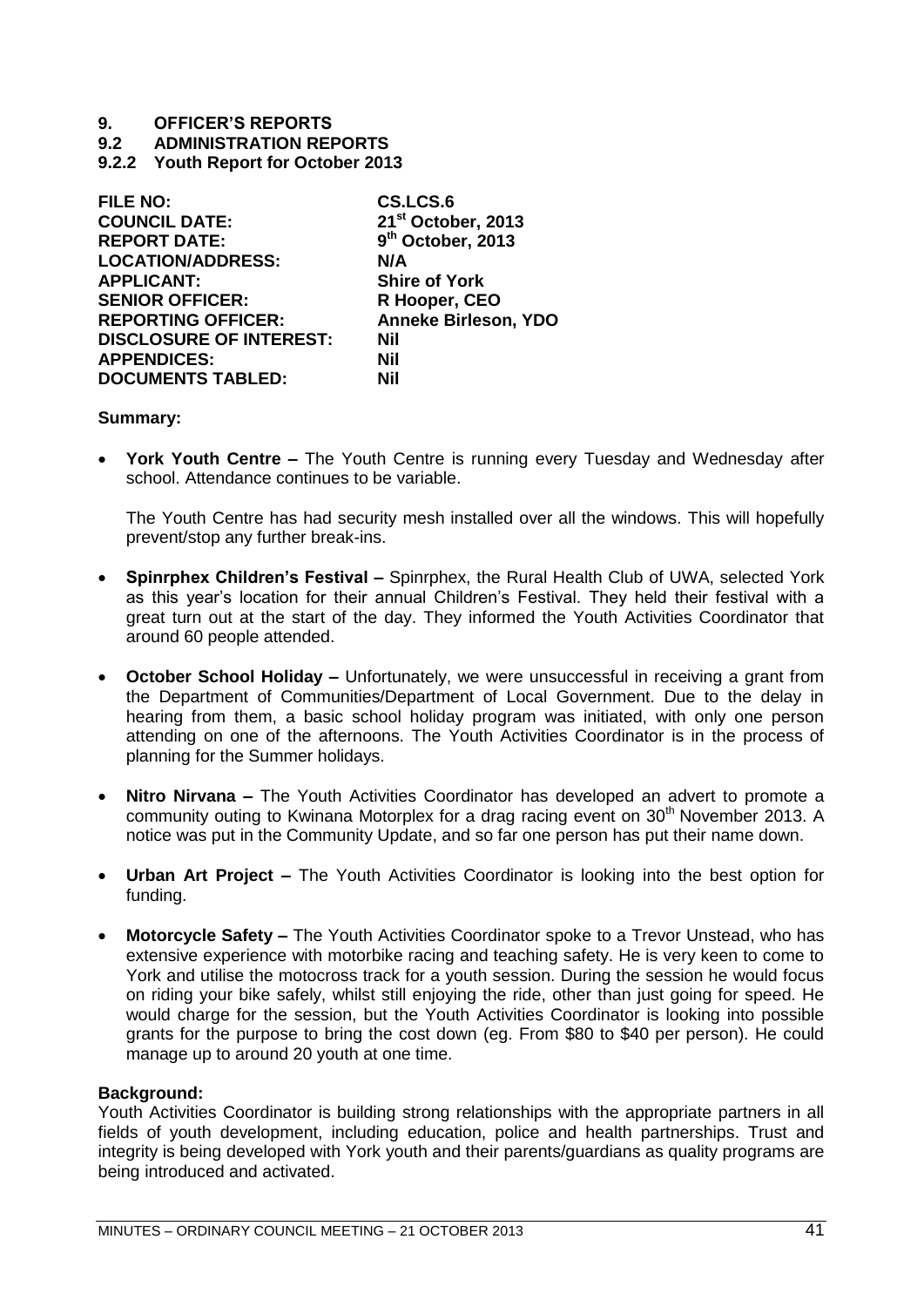# 9. OFFICER'S REPORTS

## 9.2 ADMINISTRATION REPORTS

### 9.2.2 Youth Report for October 2013

| | |
|---|---|
| **FILE NO:** | **CS.LCS.6** |
| **COUNCIL DATE:** | **21st October, 2013** |
| **REPORT DATE:** | **9th October, 2013** |
| **LOCATION/ADDRESS:** | **N/A** |
| **APPLICANT:** | **Shire of York** |
| **SENIOR OFFICER:** | **R Hooper, CEO** |
| **REPORTING OFFICER:** | **Anneke Birleson, YDO** |
| **DISCLOSURE OF INTEREST:** | **Nil** |
| **APPENDICES:** | **Nil** |
| **DOCUMENTS TABLED:** | **Nil** |

**Summary:**

- **York Youth Centre –** The Youth Centre is running every Tuesday and Wednesday after school. Attendance continues to be variable.

  The Youth Centre has had security mesh installed over all the windows. This will hopefully prevent/stop any further break-ins.

- **Spinrphex Children's Festival –** Spinrphex, the Rural Health Club of UWA, selected York as this year's location for their annual Children's Festival. They held their festival with a great turn out at the start of the day. They informed the Youth Activities Coordinator that around 60 people attended.

- **October School Holiday –** Unfortunately, we were unsuccessful in receiving a grant from the Department of Communities/Department of Local Government. Due to the delay in hearing from them, a basic school holiday program was initiated, with only one person attending on one of the afternoons. The Youth Activities Coordinator is in the process of planning for the Summer holidays.

- **Nitro Nirvana –** The Youth Activities Coordinator has developed an advert to promote a community outing to Kwinana Motorplex for a drag racing event on 30th November 2013. A notice was put in the Community Update, and so far one person has put their name down.

- **Urban Art Project –** The Youth Activities Coordinator is looking into the best option for funding.

- **Motorcycle Safety –** The Youth Activities Coordinator spoke to a Trevor Unstead, who has extensive experience with motorbike racing and teaching safety. He is very keen to come to York and utilise the motocross track for a youth session. During the session he would focus on riding your bike safely, whilst still enjoying the ride, other than just going for speed. He would charge for the session, but the Youth Activities Coordinator is looking into possible grants for the purpose to bring the cost down (eg. From $80 to $40 per person). He could manage up to around 20 youth at one time.

**Background:**

Youth Activities Coordinator is building strong relationships with the appropriate partners in all fields of youth development, including education, police and health partnerships. Trust and integrity is being developed with York youth and their parents/guardians as quality programs are being introduced and activated.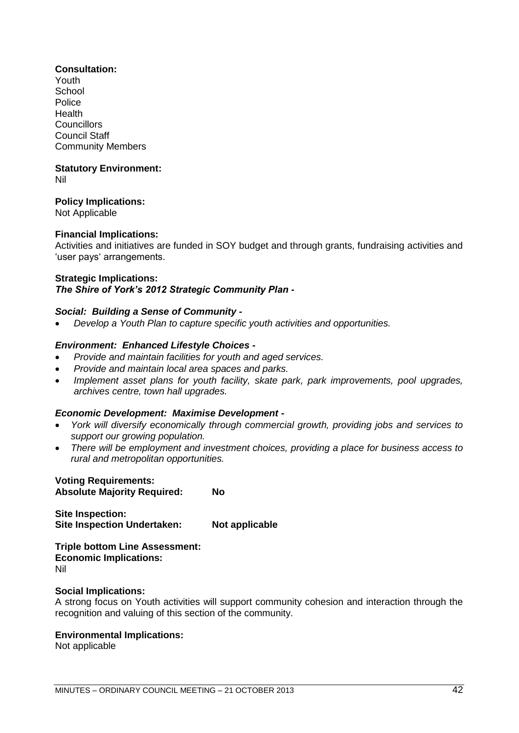**Consultation:**
Youth
School
Police
Health
Councillors
Council Staff
Community Members

**Statutory Environment:**
Nil

**Policy Implications:**
Not Applicable

**Financial Implications:**
Activities and initiatives are funded in SOY budget and through grants, fundraising activities and 'user pays' arrangements.

**Strategic Implications:**
***The Shire of York's 2012 Strategic Community Plan -***

***Social: Building a Sense of Community -***

- *Develop a Youth Plan to capture specific youth activities and opportunities.*

***Environment: Enhanced Lifestyle Choices -***

- *Provide and maintain facilities for youth and aged services.*
- *Provide and maintain local area spaces and parks.*
- *Implement asset plans for youth facility, skate park, park improvements, pool upgrades, archives centre, town hall upgrades.*

***Economic Development: Maximise Development -***

- *York will diversify economically through commercial growth, providing jobs and services to support our growing population.*
- *There will be employment and investment choices, providing a place for business access to rural and metropolitan opportunities.*

**Voting Requirements:**
**Absolute Majority Required: No**

**Site Inspection:**
**Site Inspection Undertaken: Not applicable**

**Triple bottom Line Assessment:**
**Economic Implications:**
Nil

**Social Implications:**
A strong focus on Youth activities will support community cohesion and interaction through the recognition and valuing of this section of the community.

**Environmental Implications:**
Not applicable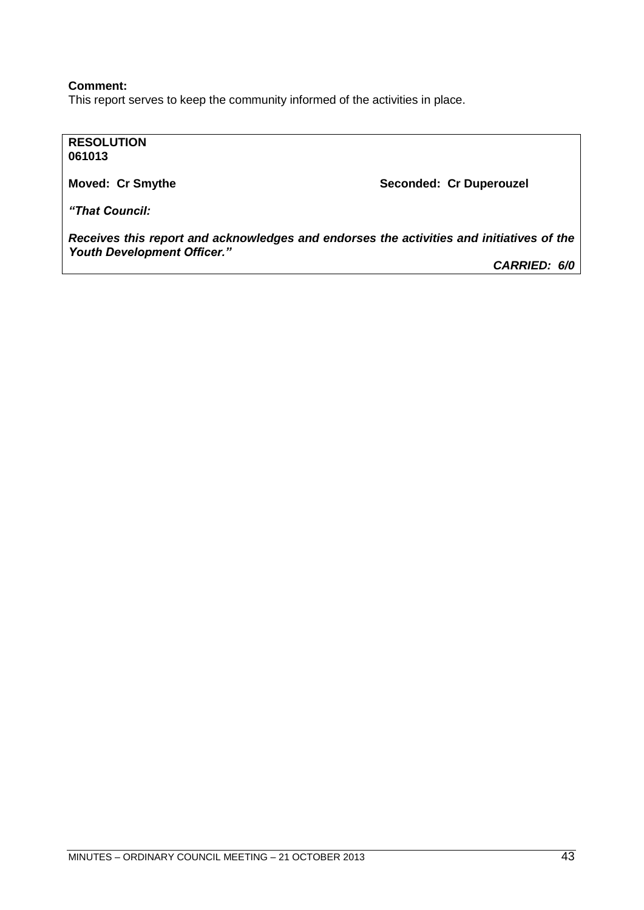**Comment:**
This report serves to keep the community informed of the activities in place.

**RESOLUTION**
**061013**

**Moved: Cr Smythe** **Seconded: Cr Duperouzel**

***"That Council:***

***Receives this report and acknowledges and endorses the activities and initiatives of the Youth Development Officer."***

***CARRIED: 6/0***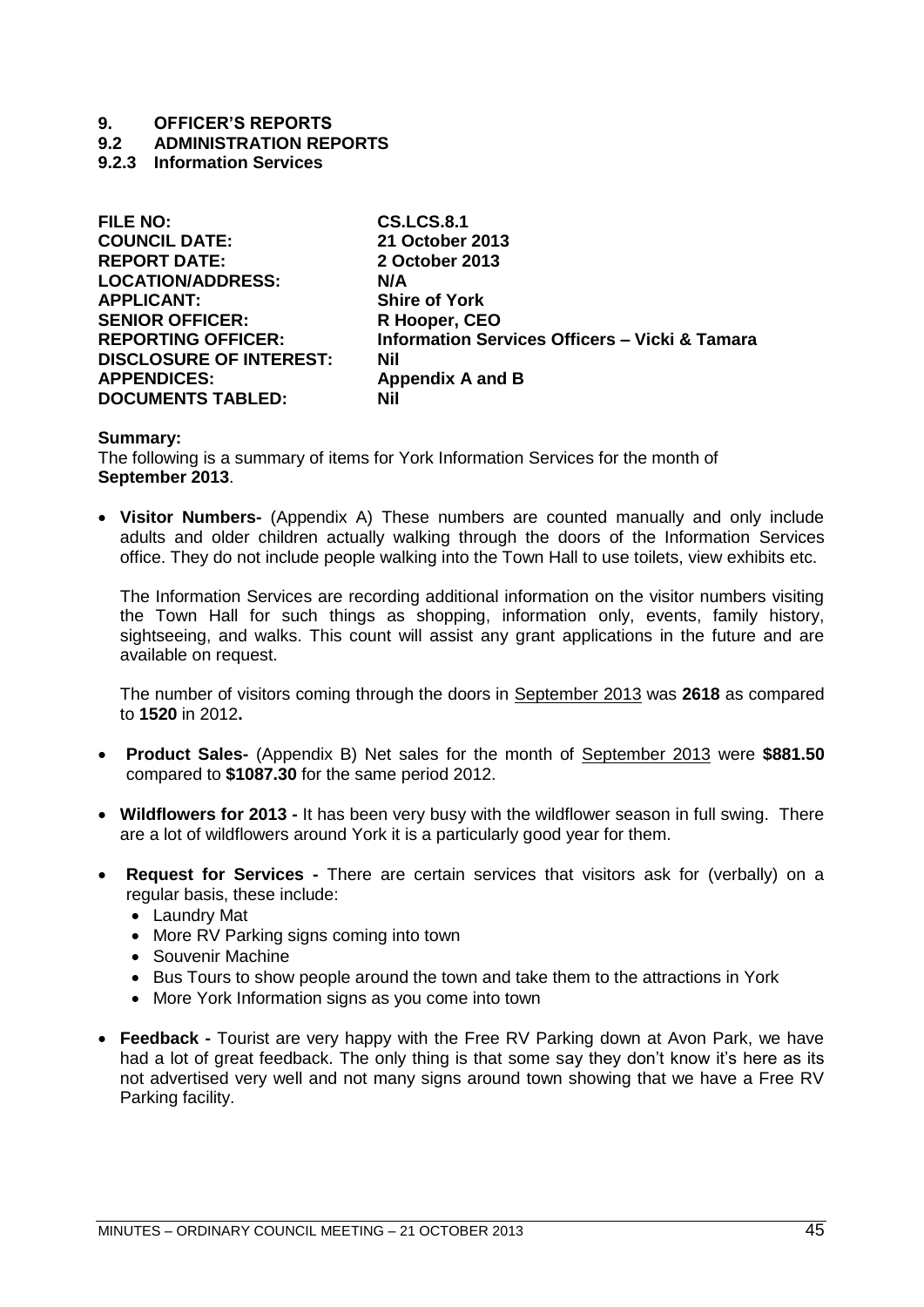# 9. OFFICER'S REPORTS

## 9.2 ADMINISTRATION REPORTS

### 9.2.3 Information Services

| | |
|---|---|
| **FILE NO:** | **CS.LCS.8.1** |
| **COUNCIL DATE:** | **21 October 2013** |
| **REPORT DATE:** | **2 October 2013** |
| **LOCATION/ADDRESS:** | **N/A** |
| **APPLICANT:** | **Shire of York** |
| **SENIOR OFFICER:** | **R Hooper, CEO** |
| **REPORTING OFFICER:** | **Information Services Officers – Vicki & Tamara** |
| **DISCLOSURE OF INTEREST:** | **Nil** |
| **APPENDICES:** | **Appendix A and B** |
| **DOCUMENTS TABLED:** | **Nil** |

**Summary:**
The following is a summary of items for York Information Services for the month of **September 2013**.

- **Visitor Numbers-** (Appendix A) These numbers are counted manually and only include adults and older children actually walking through the doors of the Information Services office. They do not include people walking into the Town Hall to use toilets, view exhibits etc.

  The Information Services are recording additional information on the visitor numbers visiting the Town Hall for such things as shopping, information only, events, family history, sightseeing, and walks. This count will assist any grant applications in the future and are available on request.

  The number of visitors coming through the doors in September 2013 was **2618** as compared to **1520** in 2012**.**

- **Product Sales-** (Appendix B) Net sales for the month of September 2013 were **$881.50** compared to **$1087.30** for the same period 2012.

- **Wildflowers for 2013 -** It has been very busy with the wildflower season in full swing. There are a lot of wildflowers around York it is a particularly good year for them.

- **Request for Services -** There are certain services that visitors ask for (verbally) on a regular basis, these include:
  - Laundry Mat
  - More RV Parking signs coming into town
  - Souvenir Machine
  - Bus Tours to show people around the town and take them to the attractions in York
  - More York Information signs as you come into town

- **Feedback -** Tourist are very happy with the Free RV Parking down at Avon Park, we have had a lot of great feedback. The only thing is that some say they don't know it's here as its not advertised very well and not many signs around town showing that we have a Free RV Parking facility.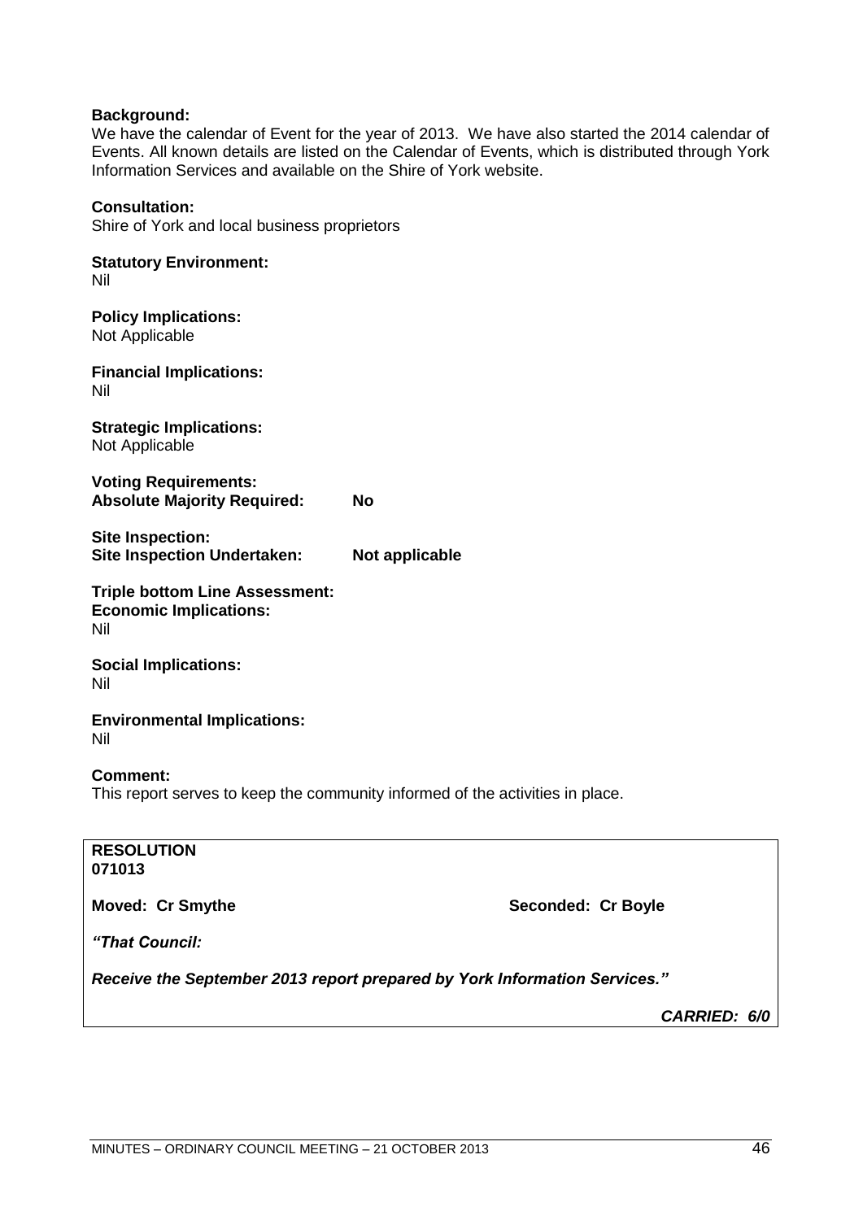**Background:**
We have the calendar of Event for the year of 2013. We have also started the 2014 calendar of Events. All known details are listed on the Calendar of Events, which is distributed through York Information Services and available on the Shire of York website.

**Consultation:**
Shire of York and local business proprietors

**Statutory Environment:**
Nil

**Policy Implications:**
Not Applicable

**Financial Implications:**
Nil

**Strategic Implications:**
Not Applicable

**Voting Requirements:**
**Absolute Majority Required: No**

**Site Inspection:**
**Site Inspection Undertaken: Not applicable**

**Triple bottom Line Assessment:**
**Economic Implications:**
Nil

**Social Implications:**
Nil

**Environmental Implications:**
Nil

**Comment:**
This report serves to keep the community informed of the activities in place.

---

**RESOLUTION**
**071013**

**Moved: Cr Smythe** **Seconded: Cr Boyle**

***"That Council:***

***Receive the September 2013 report prepared by York Information Services."***

***CARRIED: 6/0***

---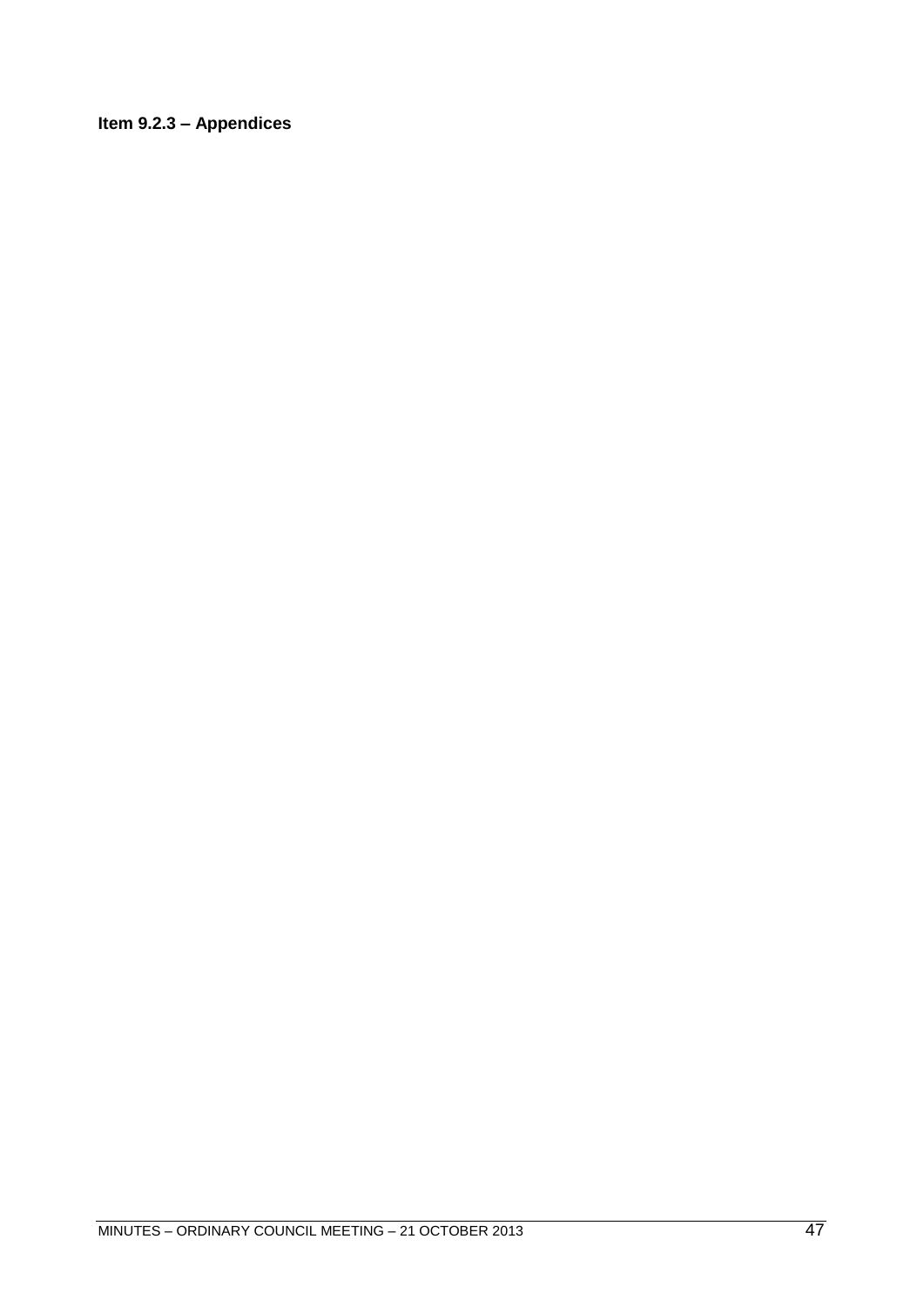**Item 9.2.3 – Appendices**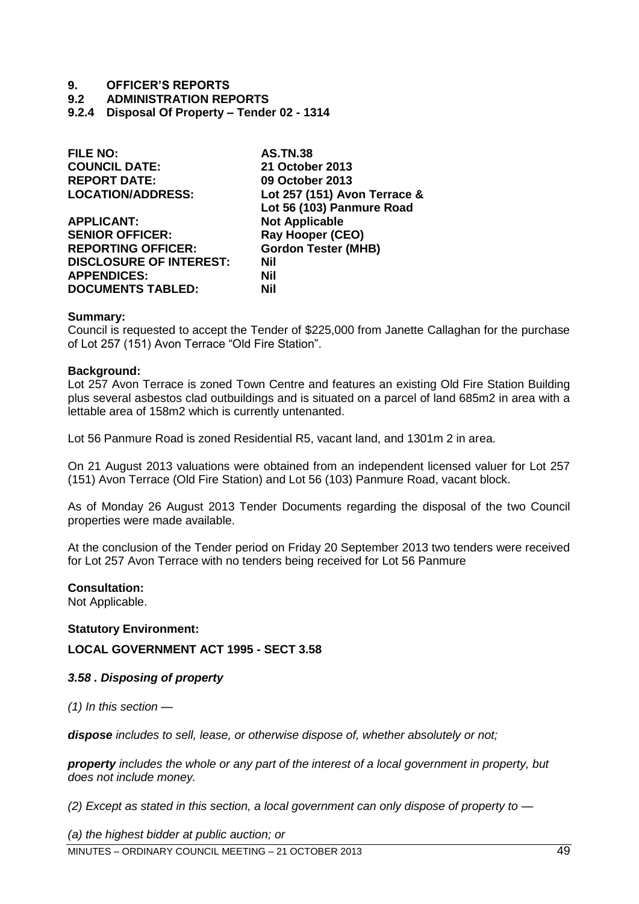# 9. OFFICER'S REPORTS

## 9.2 ADMINISTRATION REPORTS

### 9.2.4 Disposal Of Property – Tender 02 - 1314

| | |
|---|---|
| **FILE NO:** | **AS.TN.38** |
| **COUNCIL DATE:** | **21 October 2013** |
| **REPORT DATE:** | **09 October 2013** |
| **LOCATION/ADDRESS:** | **Lot 257 (151) Avon Terrace & Lot 56 (103) Panmure Road** |
| **APPLICANT:** | **Not Applicable** |
| **SENIOR OFFICER:** | **Ray Hooper (CEO)** |
| **REPORTING OFFICER:** | **Gordon Tester (MHB)** |
| **DISCLOSURE OF INTEREST:** | **Nil** |
| **APPENDICES:** | **Nil** |
| **DOCUMENTS TABLED:** | **Nil** |

**Summary:**

Council is requested to accept the Tender of $225,000 from Janette Callaghan for the purchase of Lot 257 (151) Avon Terrace "Old Fire Station".

**Background:**

Lot 257 Avon Terrace is zoned Town Centre and features an existing Old Fire Station Building plus several asbestos clad outbuildings and is situated on a parcel of land 685m2 in area with a lettable area of 158m2 which is currently untenanted.

Lot 56 Panmure Road is zoned Residential R5, vacant land, and 1301m 2 in area.

On 21 August 2013 valuations were obtained from an independent licensed valuer for Lot 257 (151) Avon Terrace (Old Fire Station) and Lot 56 (103) Panmure Road, vacant block.

As of Monday 26 August 2013 Tender Documents regarding the disposal of the two Council properties were made available.

At the conclusion of the Tender period on Friday 20 September 2013 two tenders were received for Lot 257 Avon Terrace with no tenders being received for Lot 56 Panmure

**Consultation:**

Not Applicable.

**Statutory Environment:**

**LOCAL GOVERNMENT ACT 1995 - SECT 3.58**

***3.58 . Disposing of property***

*(1) In this section —*

***dispose*** *includes to sell, lease, or otherwise dispose of, whether absolutely or not;*

***property*** *includes the whole or any part of the interest of a local government in property, but does not include money.*

*(2) Except as stated in this section, a local government can only dispose of property to —*

*(a) the highest bidder at public auction; or*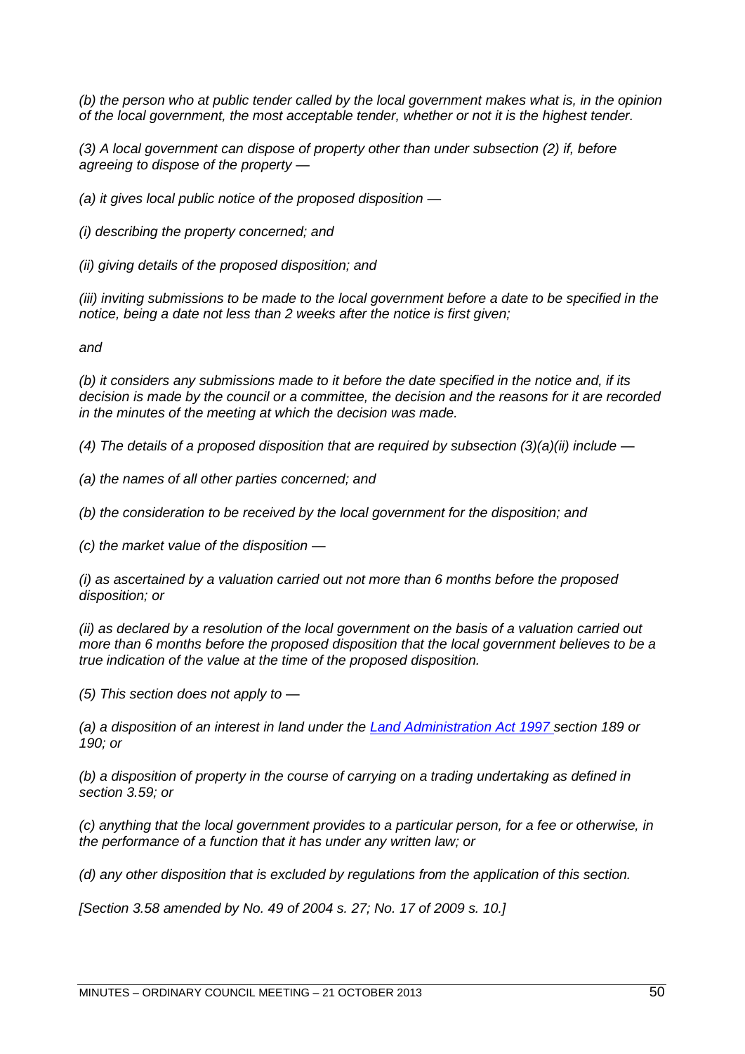*(b) the person who at public tender called by the local government makes what is, in the opinion of the local government, the most acceptable tender, whether or not it is the highest tender.*

*(3) A local government can dispose of property other than under subsection (2) if, before agreeing to dispose of the property —*

*(a) it gives local public notice of the proposed disposition —*

*(i) describing the property concerned; and*

*(ii) giving details of the proposed disposition; and*

*(iii) inviting submissions to be made to the local government before a date to be specified in the notice, being a date not less than 2 weeks after the notice is first given;*

*and*

*(b) it considers any submissions made to it before the date specified in the notice and, if its decision is made by the council or a committee, the decision and the reasons for it are recorded in the minutes of the meeting at which the decision was made.*

*(4) The details of a proposed disposition that are required by subsection (3)(a)(ii) include —*

*(a) the names of all other parties concerned; and*

*(b) the consideration to be received by the local government for the disposition; and*

*(c) the market value of the disposition —*

*(i) as ascertained by a valuation carried out not more than 6 months before the proposed disposition; or*

*(ii) as declared by a resolution of the local government on the basis of a valuation carried out more than 6 months before the proposed disposition that the local government believes to be a true indication of the value at the time of the proposed disposition.*

*(5) This section does not apply to —*

*(a) a disposition of an interest in land under the Land Administration Act 1997 section 189 or 190; or*

*(b) a disposition of property in the course of carrying on a trading undertaking as defined in section 3.59; or*

*(c) anything that the local government provides to a particular person, for a fee or otherwise, in the performance of a function that it has under any written law; or*

*(d) any other disposition that is excluded by regulations from the application of this section.*

*[Section 3.58 amended by No. 49 of 2004 s. 27; No. 17 of 2009 s. 10.]*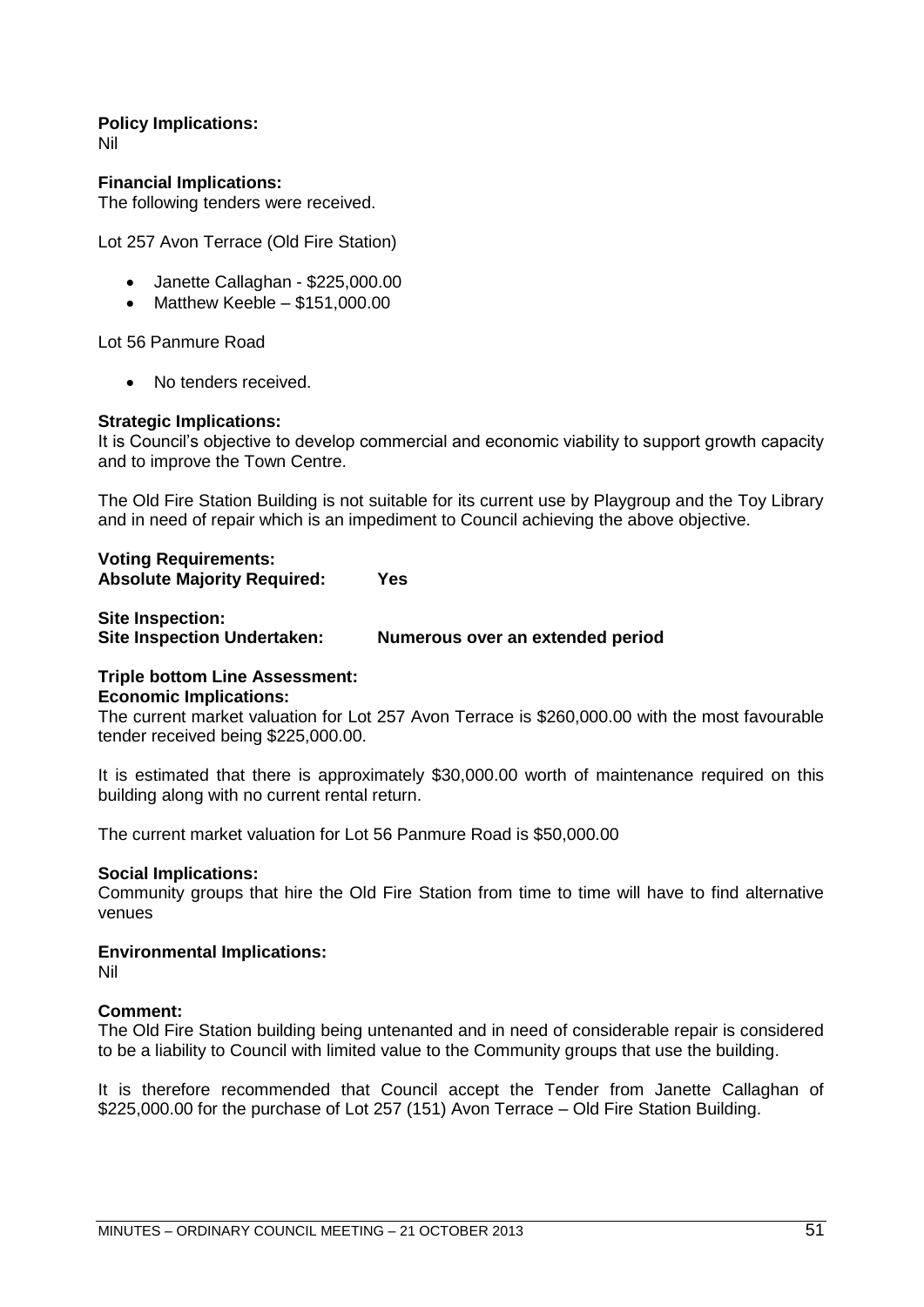**Policy Implications:**
Nil

**Financial Implications:**
The following tenders were received.

Lot 257 Avon Terrace (Old Fire Station)

- Janette Callaghan - $225,000.00
- Matthew Keeble – $151,000.00

Lot 56 Panmure Road

- No tenders received.

**Strategic Implications:**
It is Council's objective to develop commercial and economic viability to support growth capacity and to improve the Town Centre.

The Old Fire Station Building is not suitable for its current use by Playgroup and the Toy Library and in need of repair which is an impediment to Council achieving the above objective.

**Voting Requirements:**
**Absolute Majority Required: Yes**

**Site Inspection:**
**Site Inspection Undertaken: Numerous over an extended period**

**Triple bottom Line Assessment:**
**Economic Implications:**
The current market valuation for Lot 257 Avon Terrace is $260,000.00 with the most favourable tender received being $225,000.00.

It is estimated that there is approximately $30,000.00 worth of maintenance required on this building along with no current rental return.

The current market valuation for Lot 56 Panmure Road is $50,000.00

**Social Implications:**
Community groups that hire the Old Fire Station from time to time will have to find alternative venues

**Environmental Implications:**
Nil

**Comment:**
The Old Fire Station building being untenanted and in need of considerable repair is considered to be a liability to Council with limited value to the Community groups that use the building.

It is therefore recommended that Council accept the Tender from Janette Callaghan of $225,000.00 for the purchase of Lot 257 (151) Avon Terrace – Old Fire Station Building.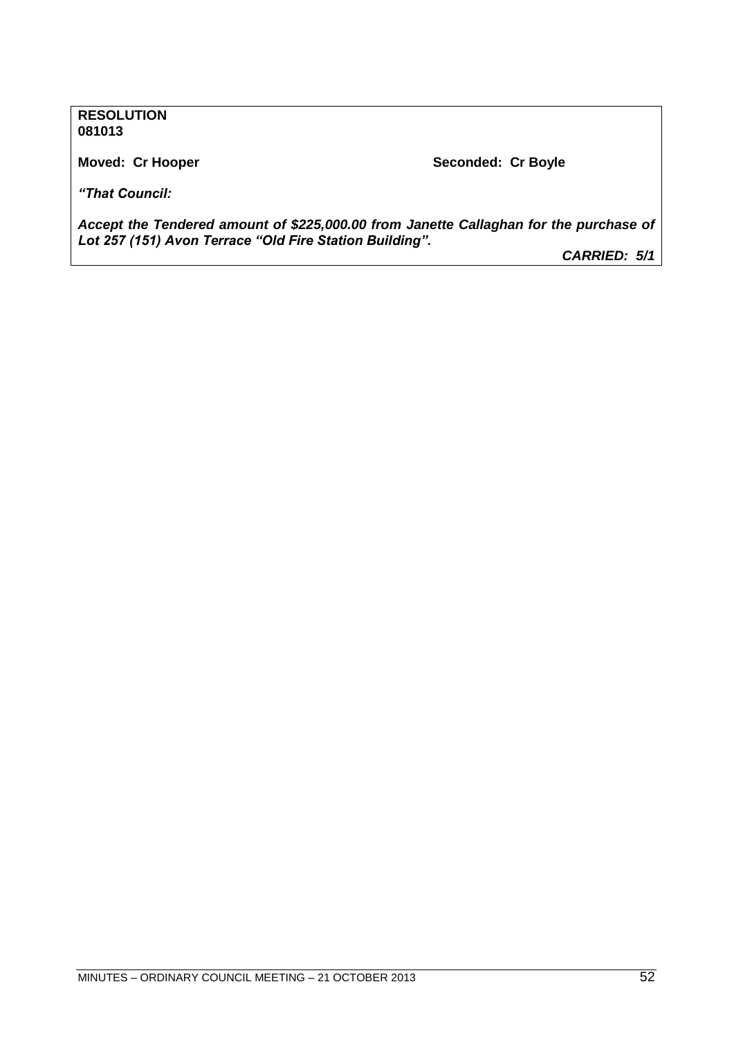**RESOLUTION**
**081013**

**Moved: Cr Hooper** **Seconded: Cr Boyle**

***"That Council:***

***Accept the Tendered amount of $225,000.00 from Janette Callaghan for the purchase of Lot 257 (151) Avon Terrace "Old Fire Station Building".***

***CARRIED: 5/1***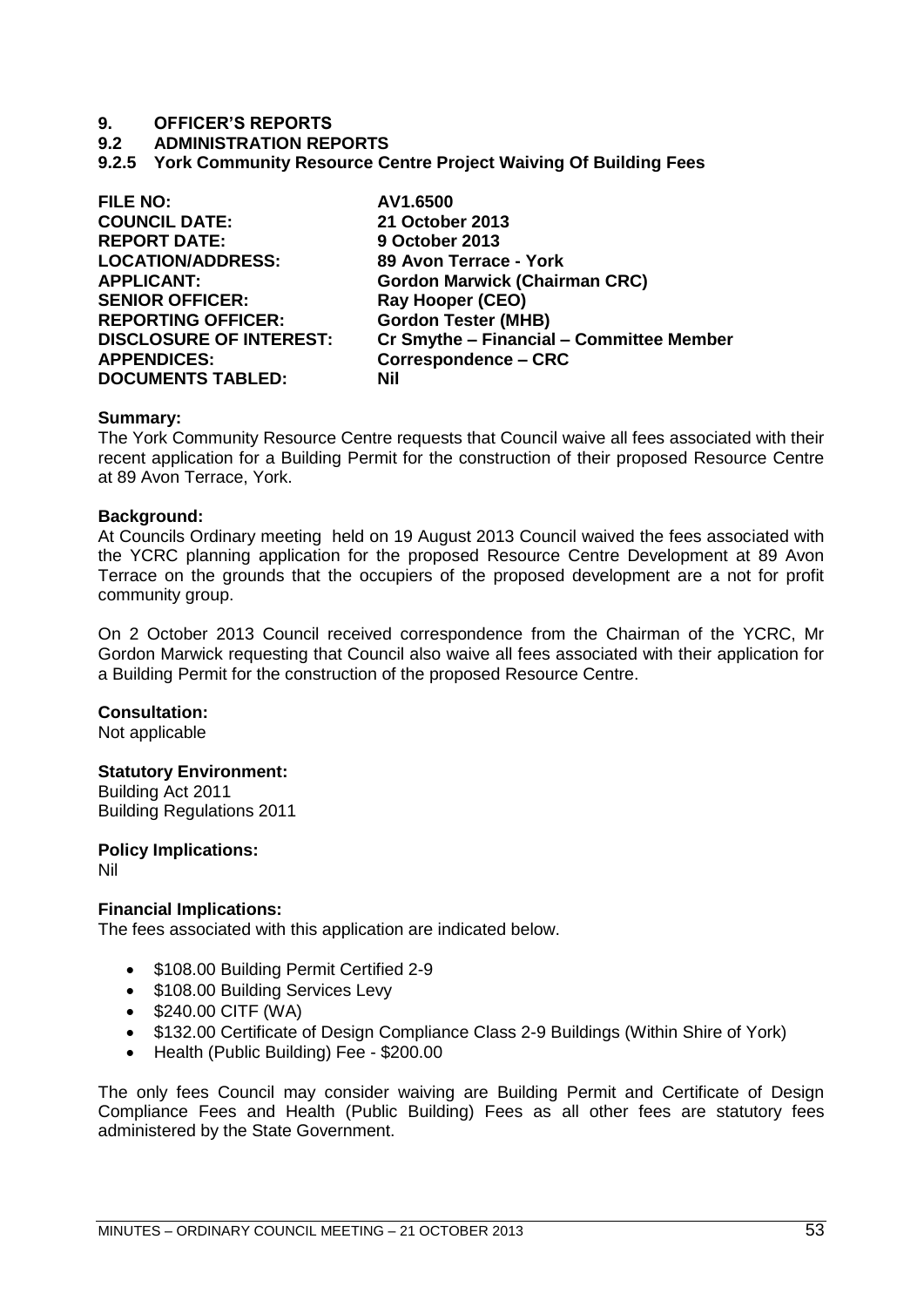# 9. OFFICER'S REPORTS

## 9.2 ADMINISTRATION REPORTS

### 9.2.5 York Community Resource Centre Project Waiving Of Building Fees

| | |
|---|---|
| **FILE NO:** | **AV1.6500** |
| **COUNCIL DATE:** | **21 October 2013** |
| **REPORT DATE:** | **9 October 2013** |
| **LOCATION/ADDRESS:** | **89 Avon Terrace - York** |
| **APPLICANT:** | **Gordon Marwick (Chairman CRC)** |
| **SENIOR OFFICER:** | **Ray Hooper (CEO)** |
| **REPORTING OFFICER:** | **Gordon Tester (MHB)** |
| **DISCLOSURE OF INTEREST:** | **Cr Smythe – Financial – Committee Member** |
| **APPENDICES:** | **Correspondence – CRC** |
| **DOCUMENTS TABLED:** | **Nil** |

**Summary:**
The York Community Resource Centre requests that Council waive all fees associated with their recent application for a Building Permit for the construction of their proposed Resource Centre at 89 Avon Terrace, York.

**Background:**
At Councils Ordinary meeting held on 19 August 2013 Council waived the fees associated with the YCRC planning application for the proposed Resource Centre Development at 89 Avon Terrace on the grounds that the occupiers of the proposed development are a not for profit community group.

On 2 October 2013 Council received correspondence from the Chairman of the YCRC, Mr Gordon Marwick requesting that Council also waive all fees associated with their application for a Building Permit for the construction of the proposed Resource Centre.

**Consultation:**
Not applicable

**Statutory Environment:**
Building Act 2011
Building Regulations 2011

**Policy Implications:**
Nil

**Financial Implications:**
The fees associated with this application are indicated below.

- $108.00 Building Permit Certified 2-9
- $108.00 Building Services Levy
- $240.00 CITF (WA)
- $132.00 Certificate of Design Compliance Class 2-9 Buildings (Within Shire of York)
- Health (Public Building) Fee - $200.00

The only fees Council may consider waiving are Building Permit and Certificate of Design Compliance Fees and Health (Public Building) Fees as all other fees are statutory fees administered by the State Government.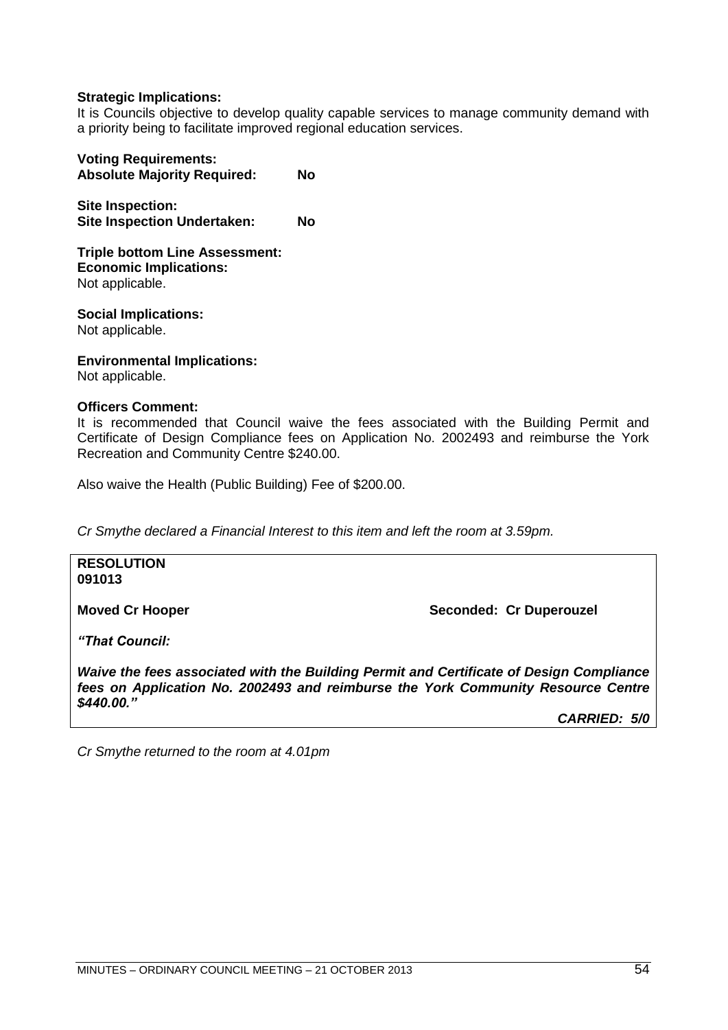**Strategic Implications:**
It is Councils objective to develop quality capable services to manage community demand with a priority being to facilitate improved regional education services.

**Voting Requirements:**
**Absolute Majority Required: No**

**Site Inspection:**
**Site Inspection Undertaken: No**

**Triple bottom Line Assessment:**
**Economic Implications:**
Not applicable.

**Social Implications:**
Not applicable.

**Environmental Implications:**
Not applicable.

**Officers Comment:**
It is recommended that Council waive the fees associated with the Building Permit and Certificate of Design Compliance fees on Application No. 2002493 and reimburse the York Recreation and Community Centre $240.00.

Also waive the Health (Public Building) Fee of $200.00.

*Cr Smythe declared a Financial Interest to this item and left the room at 3.59pm.*

**RESOLUTION**
**091013**

**Moved Cr Hooper** **Seconded: Cr Duperouzel**

***"That Council:***

***Waive the fees associated with the Building Permit and Certificate of Design Compliance fees on Application No. 2002493 and reimburse the York Community Resource Centre $440.00."***

***CARRIED: 5/0***

*Cr Smythe returned to the room at 4.01pm*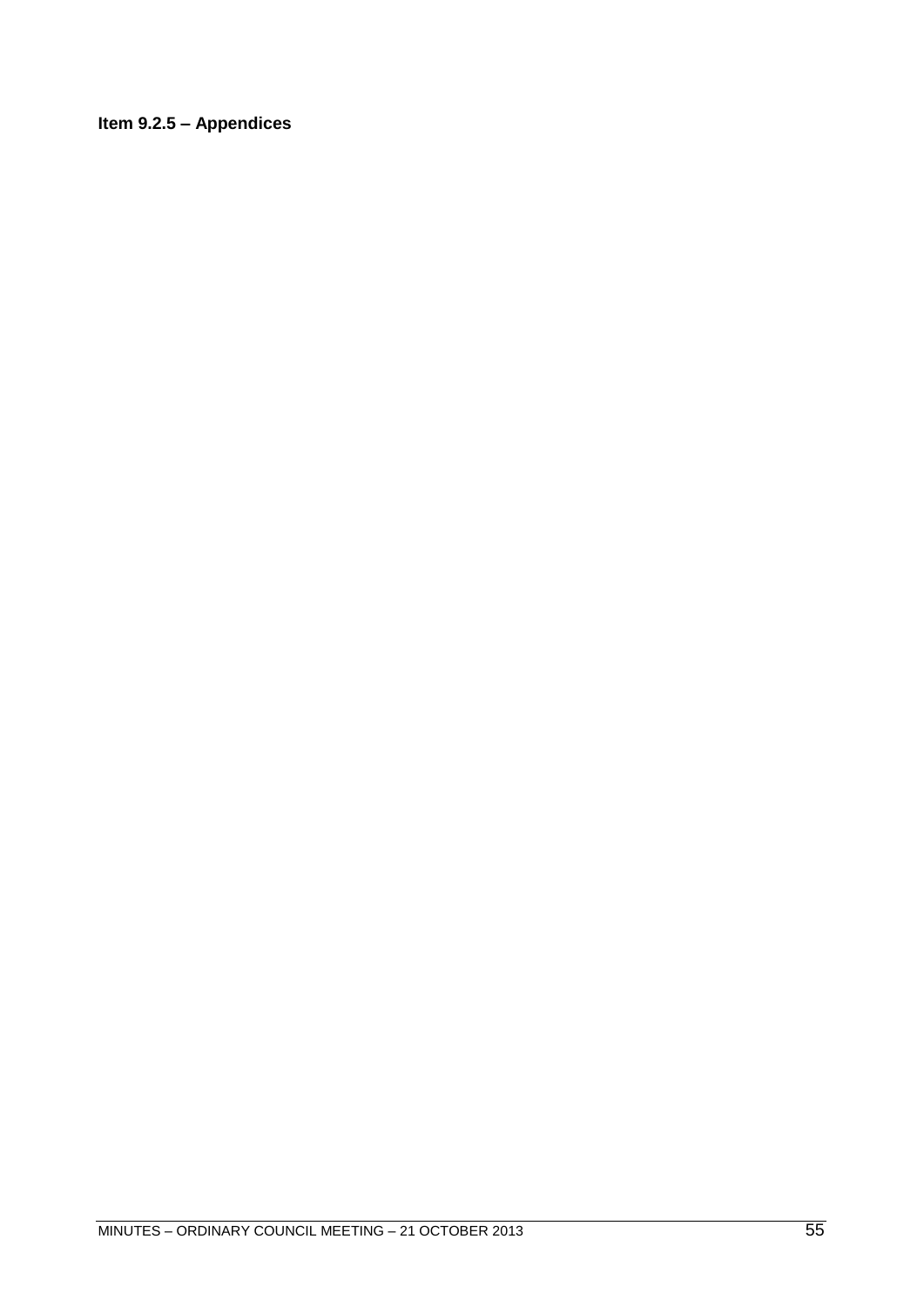**Item 9.2.5 – Appendices**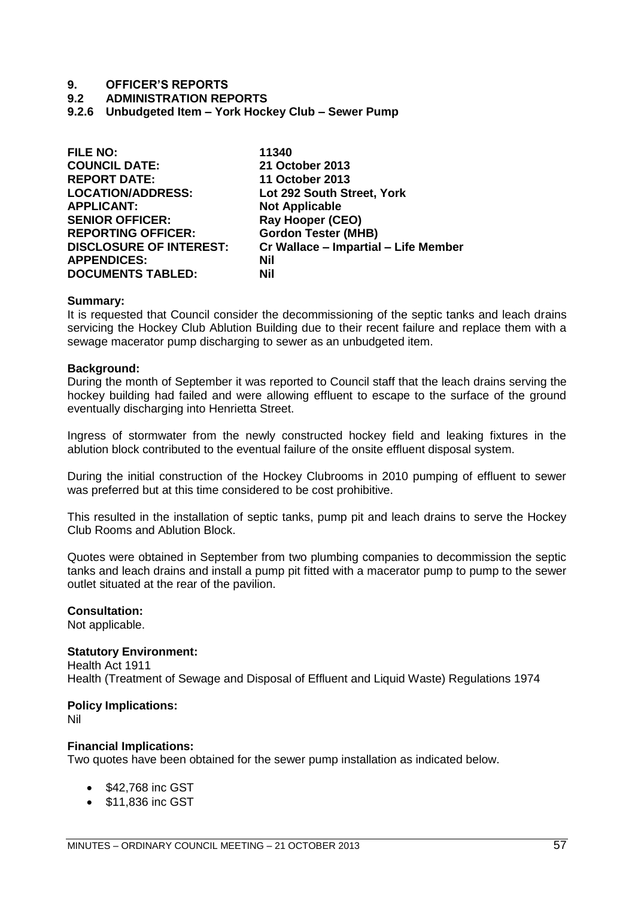# 9. OFFICER'S REPORTS

## 9.2 ADMINISTRATION REPORTS

### 9.2.6 Unbudgeted Item – York Hockey Club – Sewer Pump

| | |
|---|---|
| **FILE NO:** | **11340** |
| **COUNCIL DATE:** | **21 October 2013** |
| **REPORT DATE:** | **11 October 2013** |
| **LOCATION/ADDRESS:** | **Lot 292 South Street, York** |
| **APPLICANT:** | **Not Applicable** |
| **SENIOR OFFICER:** | **Ray Hooper (CEO)** |
| **REPORTING OFFICER:** | **Gordon Tester (MHB)** |
| **DISCLOSURE OF INTEREST:** | **Cr Wallace – Impartial – Life Member** |
| **APPENDICES:** | **Nil** |
| **DOCUMENTS TABLED:** | **Nil** |

**Summary:**
It is requested that Council consider the decommissioning of the septic tanks and leach drains servicing the Hockey Club Ablution Building due to their recent failure and replace them with a sewage macerator pump discharging to sewer as an unbudgeted item.

**Background:**
During the month of September it was reported to Council staff that the leach drains serving the hockey building had failed and were allowing effluent to escape to the surface of the ground eventually discharging into Henrietta Street.

Ingress of stormwater from the newly constructed hockey field and leaking fixtures in the ablution block contributed to the eventual failure of the onsite effluent disposal system.

During the initial construction of the Hockey Clubrooms in 2010 pumping of effluent to sewer was preferred but at this time considered to be cost prohibitive.

This resulted in the installation of septic tanks, pump pit and leach drains to serve the Hockey Club Rooms and Ablution Block.

Quotes were obtained in September from two plumbing companies to decommission the septic tanks and leach drains and install a pump pit fitted with a macerator pump to pump to the sewer outlet situated at the rear of the pavilion.

**Consultation:**
Not applicable.

**Statutory Environment:**
Health Act 1911
Health (Treatment of Sewage and Disposal of Effluent and Liquid Waste) Regulations 1974

**Policy Implications:**
Nil

**Financial Implications:**
Two quotes have been obtained for the sewer pump installation as indicated below.

- $42,768 inc GST
- $11,836 inc GST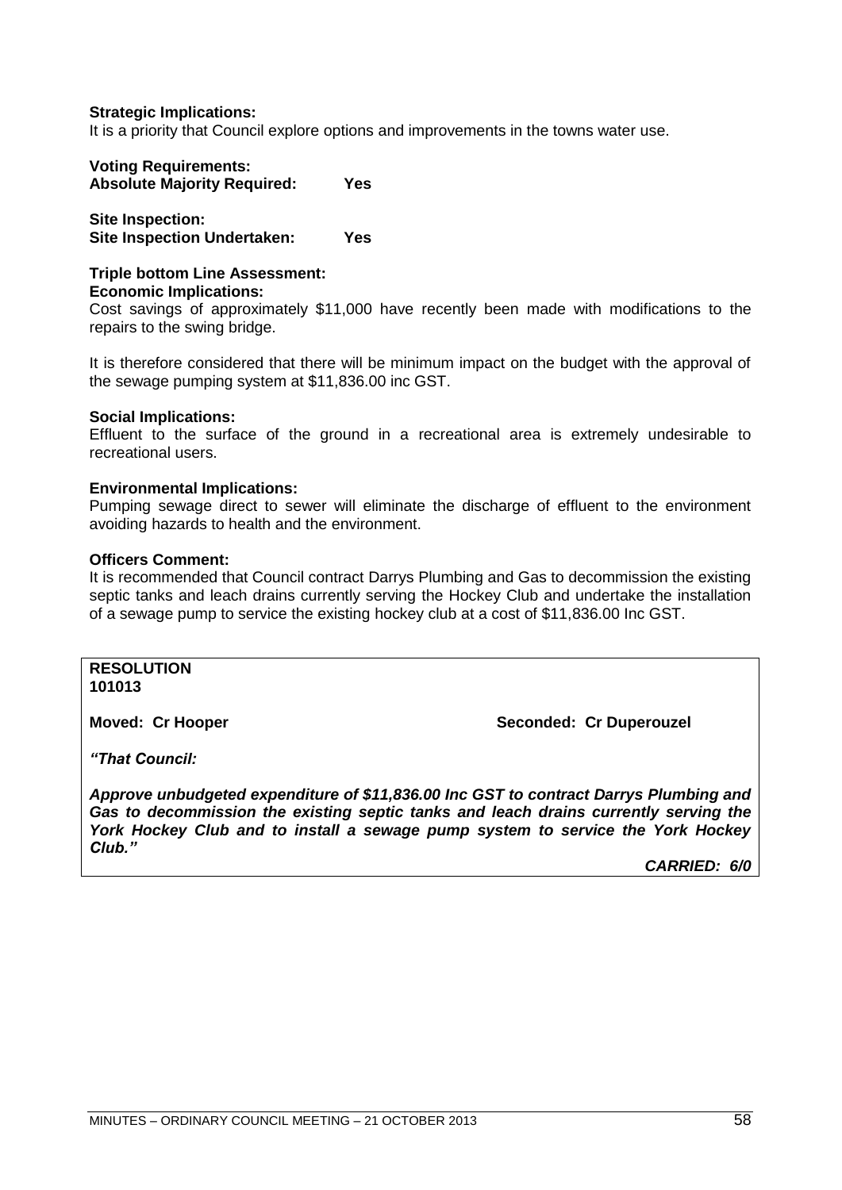**Strategic Implications:**
It is a priority that Council explore options and improvements in the towns water use.

**Voting Requirements:**
**Absolute Majority Required: Yes**

**Site Inspection:**
**Site Inspection Undertaken: Yes**

**Triple bottom Line Assessment:**
**Economic Implications:**
Cost savings of approximately $11,000 have recently been made with modifications to the repairs to the swing bridge.

It is therefore considered that there will be minimum impact on the budget with the approval of the sewage pumping system at $11,836.00 inc GST.

**Social Implications:**
Effluent to the surface of the ground in a recreational area is extremely undesirable to recreational users.

**Environmental Implications:**
Pumping sewage direct to sewer will eliminate the discharge of effluent to the environment avoiding hazards to health and the environment.

**Officers Comment:**
It is recommended that Council contract Darrys Plumbing and Gas to decommission the existing septic tanks and leach drains currently serving the Hockey Club and undertake the installation of a sewage pump to service the existing hockey club at a cost of $11,836.00 Inc GST.

**RESOLUTION**
**101013**

**Moved: Cr Hooper** **Seconded: Cr Duperouzel**

***"That Council:***

***Approve unbudgeted expenditure of $11,836.00 Inc GST to contract Darrys Plumbing and Gas to decommission the existing septic tanks and leach drains currently serving the York Hockey Club and to install a sewage pump system to service the York Hockey Club."***

***CARRIED: 6/0***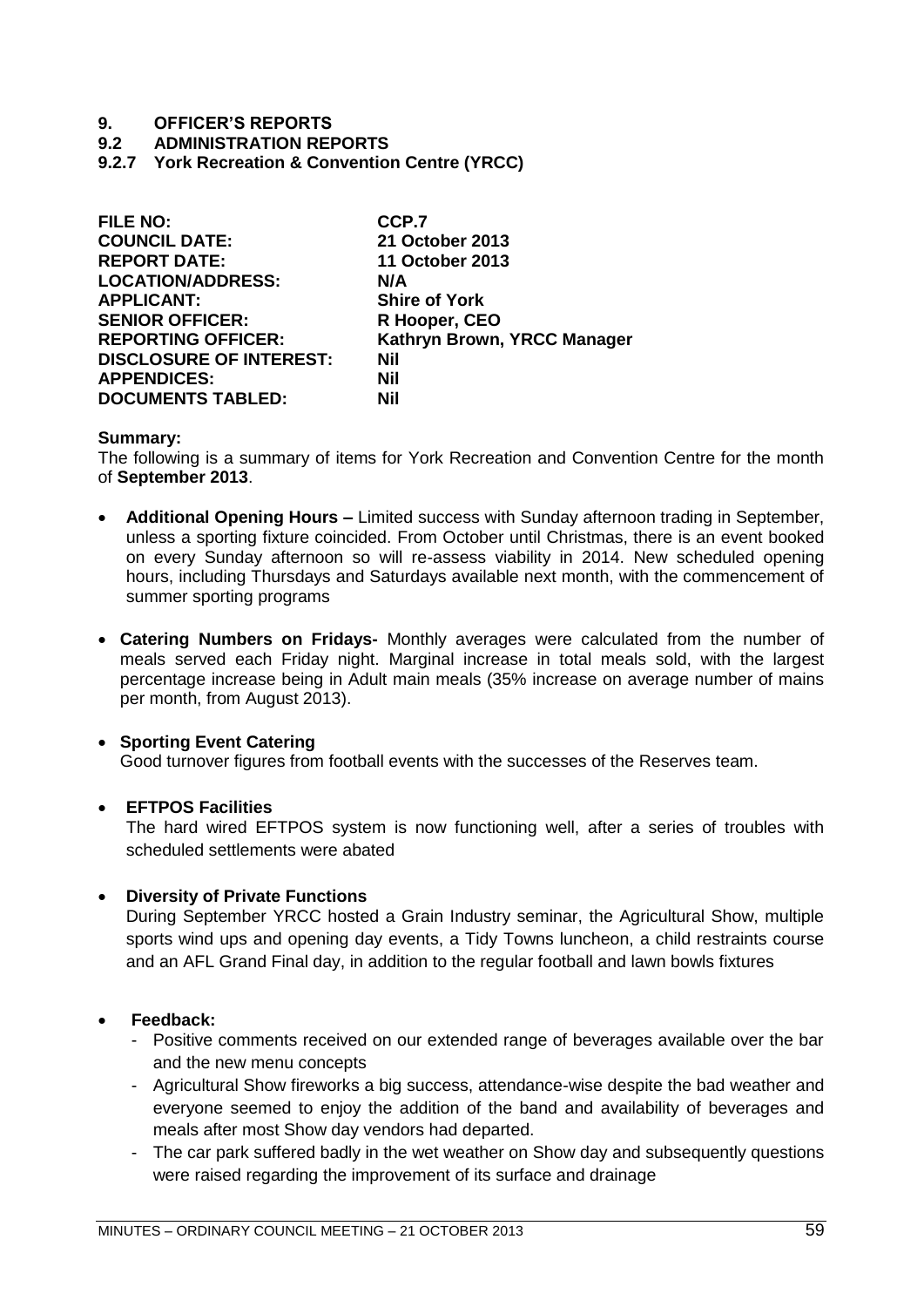# 9. OFFICER'S REPORTS

## 9.2 ADMINISTRATION REPORTS

### 9.2.7 York Recreation & Convention Centre (YRCC)

| | |
|---|---|
| **FILE NO:** | **CCP.7** |
| **COUNCIL DATE:** | **21 October 2013** |
| **REPORT DATE:** | **11 October 2013** |
| **LOCATION/ADDRESS:** | **N/A** |
| **APPLICANT:** | **Shire of York** |
| **SENIOR OFFICER:** | **R Hooper, CEO** |
| **REPORTING OFFICER:** | **Kathryn Brown, YRCC Manager** |
| **DISCLOSURE OF INTEREST:** | **Nil** |
| **APPENDICES:** | **Nil** |
| **DOCUMENTS TABLED:** | **Nil** |

**Summary:**
The following is a summary of items for York Recreation and Convention Centre for the month of **September 2013**.

- **Additional Opening Hours –** Limited success with Sunday afternoon trading in September, unless a sporting fixture coincided. From October until Christmas, there is an event booked on every Sunday afternoon so will re-assess viability in 2014. New scheduled opening hours, including Thursdays and Saturdays available next month, with the commencement of summer sporting programs

- **Catering Numbers on Fridays-** Monthly averages were calculated from the number of meals served each Friday night. Marginal increase in total meals sold, with the largest percentage increase being in Adult main meals (35% increase on average number of mains per month, from August 2013).

- **Sporting Event Catering**
  Good turnover figures from football events with the successes of the Reserves team.

- **EFTPOS Facilities**
  The hard wired EFTPOS system is now functioning well, after a series of troubles with scheduled settlements were abated

- **Diversity of Private Functions**
  During September YRCC hosted a Grain Industry seminar, the Agricultural Show, multiple sports wind ups and opening day events, a Tidy Towns luncheon, a child restraints course and an AFL Grand Final day, in addition to the regular football and lawn bowls fixtures

- **Feedback:**
  - Positive comments received on our extended range of beverages available over the bar and the new menu concepts
  - Agricultural Show fireworks a big success, attendance-wise despite the bad weather and everyone seemed to enjoy the addition of the band and availability of beverages and meals after most Show day vendors had departed.
  - The car park suffered badly in the wet weather on Show day and subsequently questions were raised regarding the improvement of its surface and drainage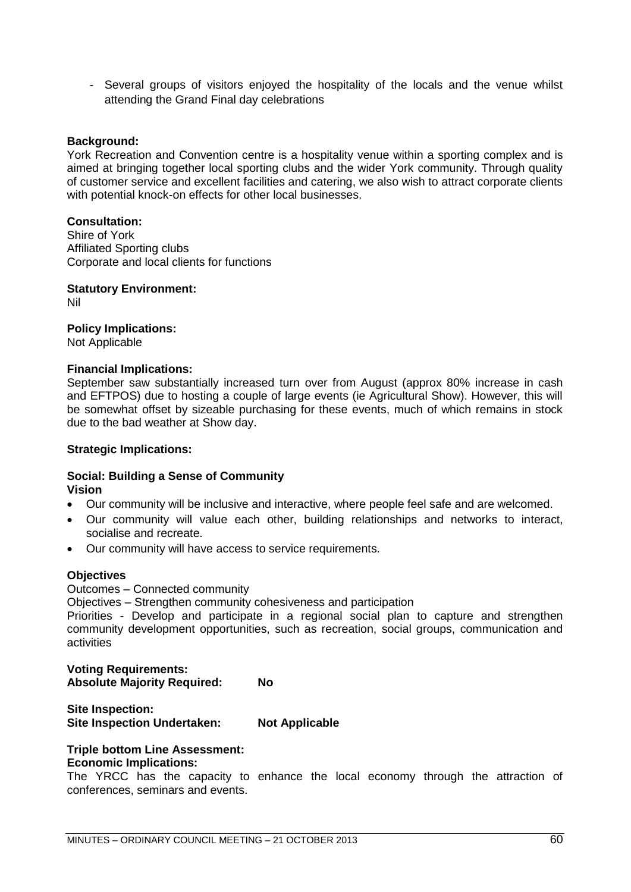- Several groups of visitors enjoyed the hospitality of the locals and the venue whilst attending the Grand Final day celebrations

**Background:**
York Recreation and Convention centre is a hospitality venue within a sporting complex and is aimed at bringing together local sporting clubs and the wider York community. Through quality of customer service and excellent facilities and catering, we also wish to attract corporate clients with potential knock-on effects for other local businesses.

**Consultation:**
Shire of York
Affiliated Sporting clubs
Corporate and local clients for functions

**Statutory Environment:**
Nil

**Policy Implications:**
Not Applicable

**Financial Implications:**
September saw substantially increased turn over from August (approx 80% increase in cash and EFTPOS) due to hosting a couple of large events (ie Agricultural Show). However, this will be somewhat offset by sizeable purchasing for these events, much of which remains in stock due to the bad weather at Show day.

**Strategic Implications:**

**Social: Building a Sense of Community**
**Vision**

- Our community will be inclusive and interactive, where people feel safe and are welcomed.
- Our community will value each other, building relationships and networks to interact, socialise and recreate.
- Our community will have access to service requirements.

**Objectives**
Outcomes – Connected community
Objectives – Strengthen community cohesiveness and participation
Priorities - Develop and participate in a regional social plan to capture and strengthen community development opportunities, such as recreation, social groups, communication and activities

**Voting Requirements:**
**Absolute Majority Required: No**

**Site Inspection:**
**Site Inspection Undertaken: Not Applicable**

**Triple bottom Line Assessment:**
**Economic Implications:**
The YRCC has the capacity to enhance the local economy through the attraction of conferences, seminars and events.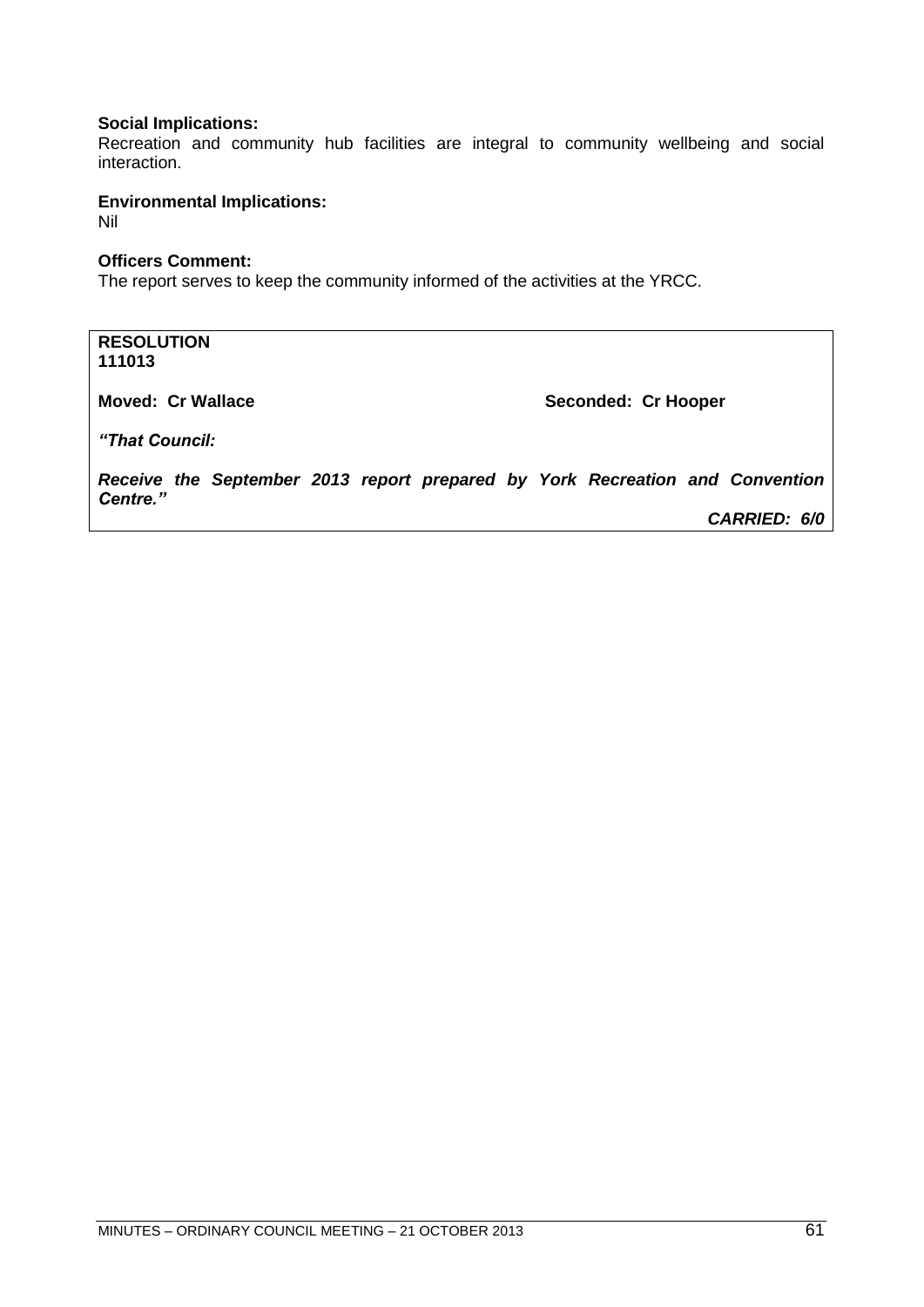**Social Implications:**
Recreation and community hub facilities are integral to community wellbeing and social interaction.

**Environmental Implications:**
Nil

**Officers Comment:**
The report serves to keep the community informed of the activities at the YRCC.

**RESOLUTION**
**111013**

**Moved: Cr Wallace** **Seconded: Cr Hooper**

***"That Council:***

***Receive the September 2013 report prepared by York Recreation and Convention Centre."***

***CARRIED: 6/0***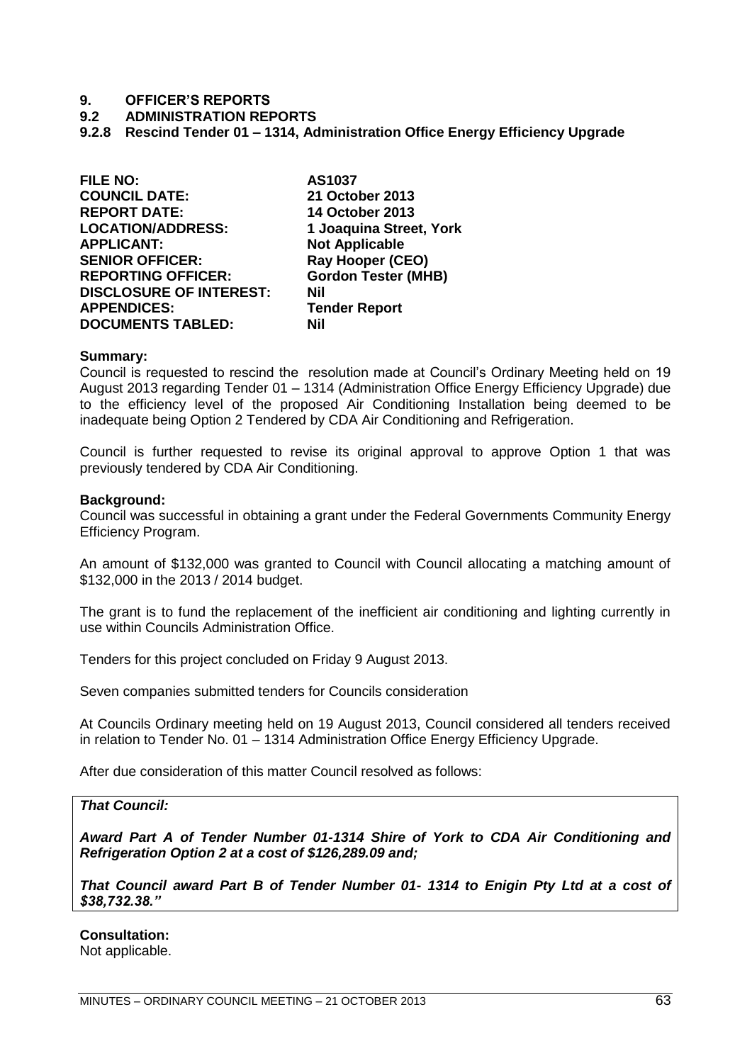# 9. OFFICER'S REPORTS

## 9.2 ADMINISTRATION REPORTS

### 9.2.8 Rescind Tender 01 – 1314, Administration Office Energy Efficiency Upgrade

| | |
|---|---|
| **FILE NO:** | **AS1037** |
| **COUNCIL DATE:** | **21 October 2013** |
| **REPORT DATE:** | **14 October 2013** |
| **LOCATION/ADDRESS:** | **1 Joaquina Street, York** |
| **APPLICANT:** | **Not Applicable** |
| **SENIOR OFFICER:** | **Ray Hooper (CEO)** |
| **REPORTING OFFICER:** | **Gordon Tester (MHB)** |
| **DISCLOSURE OF INTEREST:** | **Nil** |
| **APPENDICES:** | **Tender Report** |
| **DOCUMENTS TABLED:** | **Nil** |

**Summary:**
Council is requested to rescind the resolution made at Council's Ordinary Meeting held on 19 August 2013 regarding Tender 01 – 1314 (Administration Office Energy Efficiency Upgrade) due to the efficiency level of the proposed Air Conditioning Installation being deemed to be inadequate being Option 2 Tendered by CDA Air Conditioning and Refrigeration.

Council is further requested to revise its original approval to approve Option 1 that was previously tendered by CDA Air Conditioning.

**Background:**
Council was successful in obtaining a grant under the Federal Governments Community Energy Efficiency Program.

An amount of $132,000 was granted to Council with Council allocating a matching amount of $132,000 in the 2013 / 2014 budget.

The grant is to fund the replacement of the inefficient air conditioning and lighting currently in use within Councils Administration Office.

Tenders for this project concluded on Friday 9 August 2013.

Seven companies submitted tenders for Councils consideration

At Councils Ordinary meeting held on 19 August 2013, Council considered all tenders received in relation to Tender No. 01 – 1314 Administration Office Energy Efficiency Upgrade.

After due consideration of this matter Council resolved as follows:

> ***That Council:***
>
> ***Award Part A of Tender Number 01-1314 Shire of York to CDA Air Conditioning and Refrigeration Option 2 at a cost of $126,289.09 and;***
>
> ***That Council award Part B of Tender Number 01- 1314 to Enigin Pty Ltd at a cost of $38,732.38."***

**Consultation:**
Not applicable.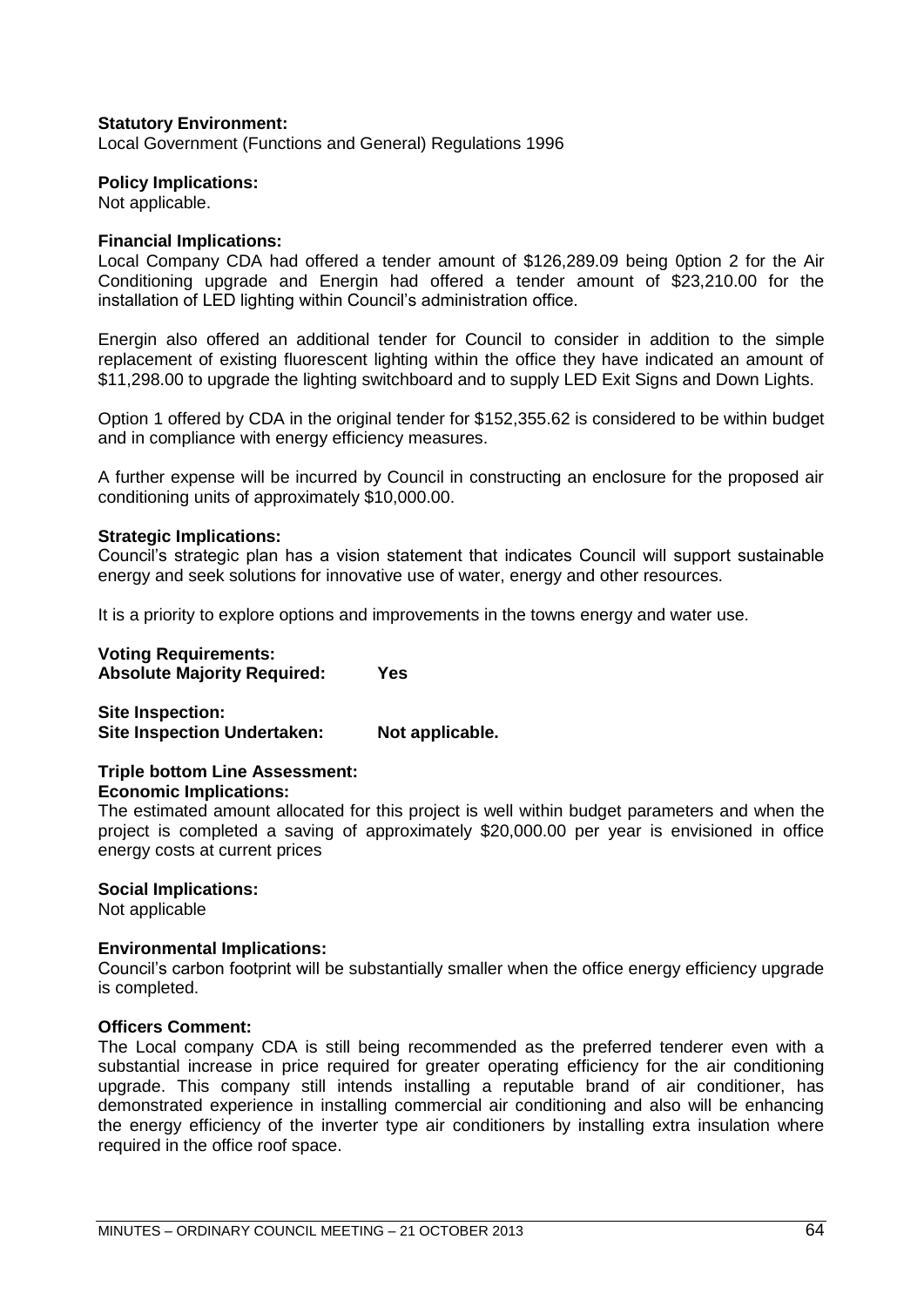**Statutory Environment:**
Local Government (Functions and General) Regulations 1996

**Policy Implications:**
Not applicable.

**Financial Implications:**
Local Company CDA had offered a tender amount of $126,289.09 being 0ption 2 for the Air Conditioning upgrade and Energin had offered a tender amount of $23,210.00 for the installation of LED lighting within Council's administration office.

Energin also offered an additional tender for Council to consider in addition to the simple replacement of existing fluorescent lighting within the office they have indicated an amount of $11,298.00 to upgrade the lighting switchboard and to supply LED Exit Signs and Down Lights.

Option 1 offered by CDA in the original tender for $152,355.62 is considered to be within budget and in compliance with energy efficiency measures.

A further expense will be incurred by Council in constructing an enclosure for the proposed air conditioning units of approximately $10,000.00.

**Strategic Implications:**
Council's strategic plan has a vision statement that indicates Council will support sustainable energy and seek solutions for innovative use of water, energy and other resources.

It is a priority to explore options and improvements in the towns energy and water use.

**Voting Requirements:**
**Absolute Majority Required: Yes**

**Site Inspection:**
**Site Inspection Undertaken: Not applicable.**

**Triple bottom Line Assessment:**
**Economic Implications:**
The estimated amount allocated for this project is well within budget parameters and when the project is completed a saving of approximately $20,000.00 per year is envisioned in office energy costs at current prices

**Social Implications:**
Not applicable

**Environmental Implications:**
Council's carbon footprint will be substantially smaller when the office energy efficiency upgrade is completed.

**Officers Comment:**
The Local company CDA is still being recommended as the preferred tenderer even with a substantial increase in price required for greater operating efficiency for the air conditioning upgrade. This company still intends installing a reputable brand of air conditioner, has demonstrated experience in installing commercial air conditioning and also will be enhancing the energy efficiency of the inverter type air conditioners by installing extra insulation where required in the office roof space.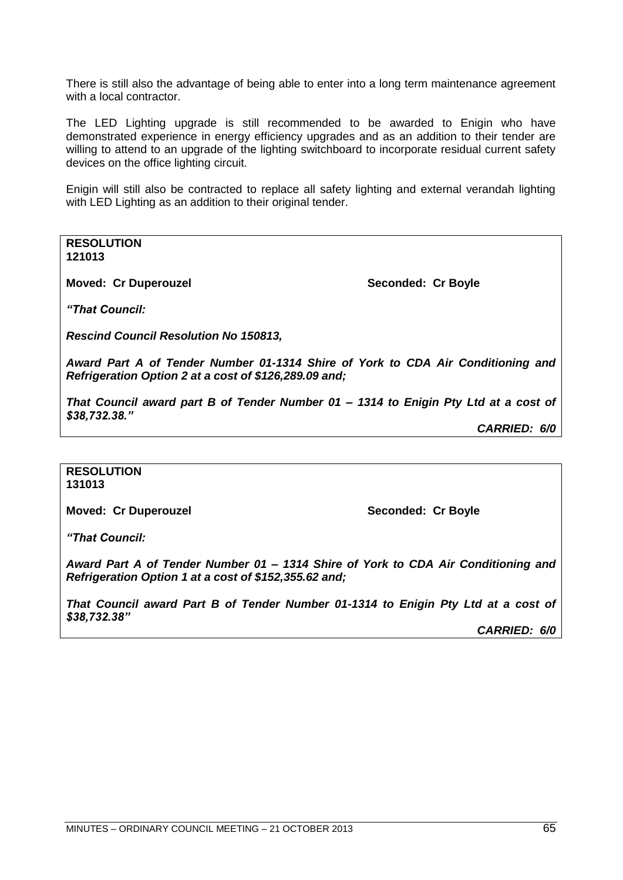There is still also the advantage of being able to enter into a long term maintenance agreement with a local contractor.

The LED Lighting upgrade is still recommended to be awarded to Enigin who have demonstrated experience in energy efficiency upgrades and as an addition to their tender are willing to attend to an upgrade of the lighting switchboard to incorporate residual current safety devices on the office lighting circuit.

Enigin will still also be contracted to replace all safety lighting and external verandah lighting with LED Lighting as an addition to their original tender.

**RESOLUTION**
**121013**

**Moved: Cr Duperouzel** **Seconded: Cr Boyle**

***"That Council:***

***Rescind Council Resolution No 150813,***

***Award Part A of Tender Number 01-1314 Shire of York to CDA Air Conditioning and Refrigeration Option 2 at a cost of $126,289.09 and;***

***That Council award part B of Tender Number 01 – 1314 to Enigin Pty Ltd at a cost of $38,732.38."***

***CARRIED: 6/0***

**RESOLUTION**
**131013**

**Moved: Cr Duperouzel** **Seconded: Cr Boyle**

***"That Council:***

***Award Part A of Tender Number 01 – 1314 Shire of York to CDA Air Conditioning and Refrigeration Option 1 at a cost of $152,355.62 and;***

***That Council award Part B of Tender Number 01-1314 to Enigin Pty Ltd at a cost of $38,732.38"***

***CARRIED: 6/0***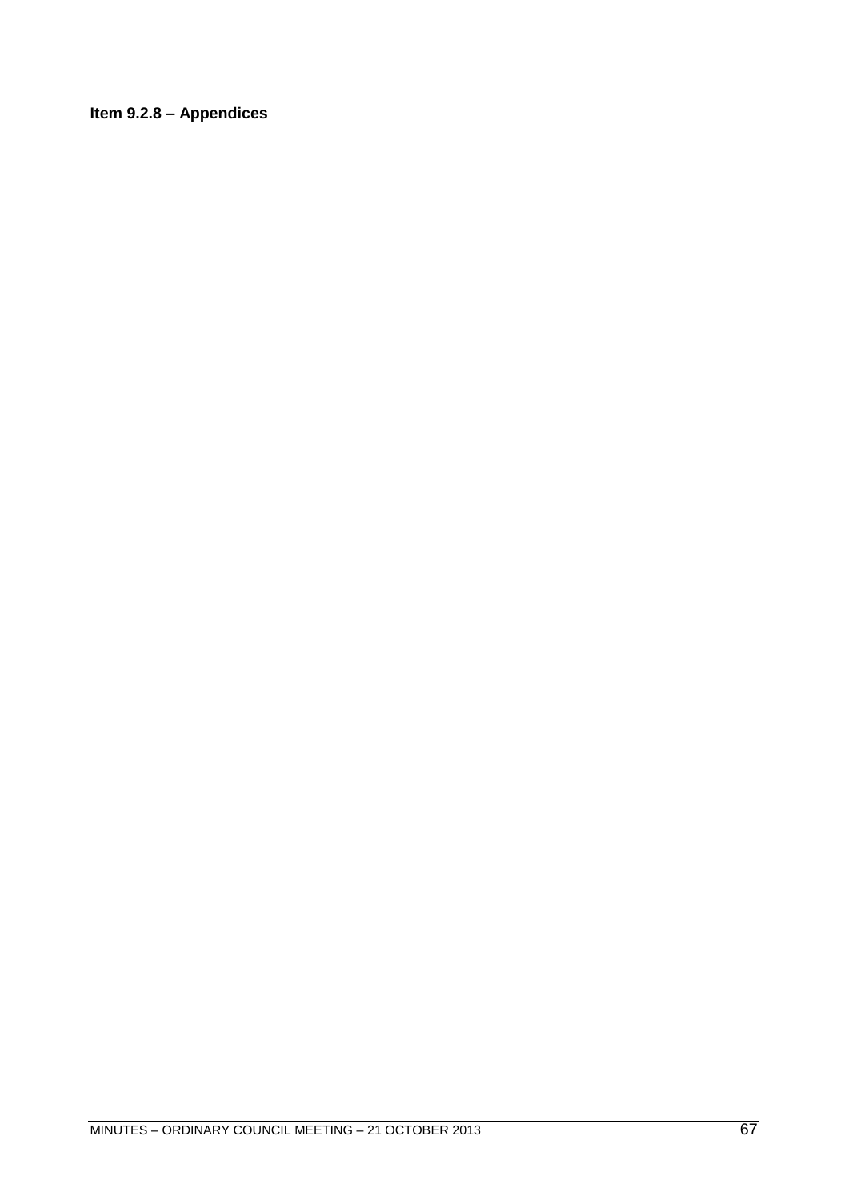**Item 9.2.8 – Appendices**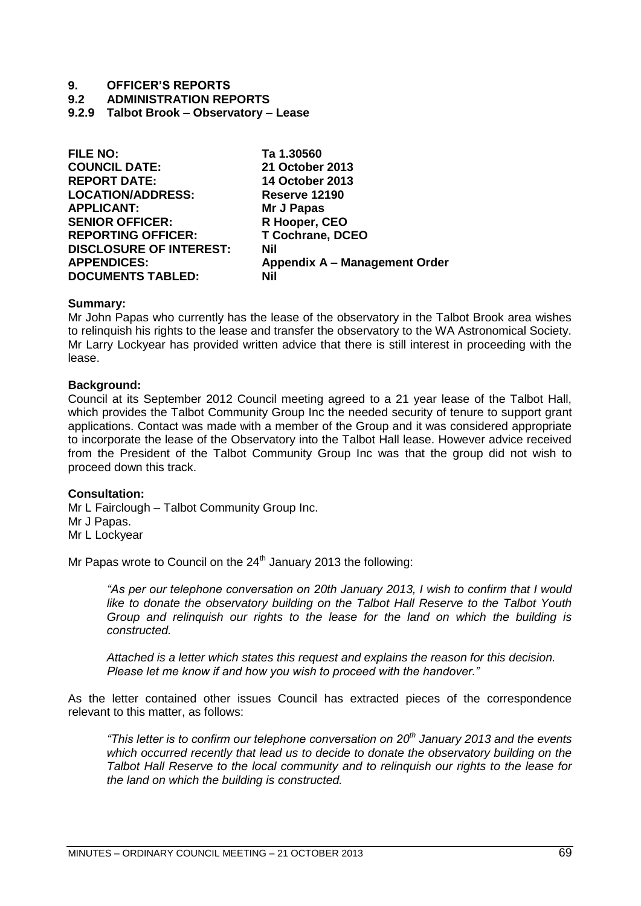# 9. OFFICER'S REPORTS

## 9.2 ADMINISTRATION REPORTS

### 9.2.9 Talbot Brook – Observatory – Lease

| | |
|---|---|
| **FILE NO:** | **Ta 1.30560** |
| **COUNCIL DATE:** | **21 October 2013** |
| **REPORT DATE:** | **14 October 2013** |
| **LOCATION/ADDRESS:** | **Reserve 12190** |
| **APPLICANT:** | **Mr J Papas** |
| **SENIOR OFFICER:** | **R Hooper, CEO** |
| **REPORTING OFFICER:** | **T Cochrane, DCEO** |
| **DISCLOSURE OF INTEREST:** | **Nil** |
| **APPENDICES:** | **Appendix A – Management Order** |
| **DOCUMENTS TABLED:** | **Nil** |

**Summary:**

Mr John Papas who currently has the lease of the observatory in the Talbot Brook area wishes to relinquish his rights to the lease and transfer the observatory to the WA Astronomical Society. Mr Larry Lockyear has provided written advice that there is still interest in proceeding with the lease.

**Background:**

Council at its September 2012 Council meeting agreed to a 21 year lease of the Talbot Hall, which provides the Talbot Community Group Inc the needed security of tenure to support grant applications. Contact was made with a member of the Group and it was considered appropriate to incorporate the lease of the Observatory into the Talbot Hall lease. However advice received from the President of the Talbot Community Group Inc was that the group did not wish to proceed down this track.

**Consultation:**

Mr L Fairclough – Talbot Community Group Inc.
Mr J Papas.
Mr L Lockyear

Mr Papas wrote to Council on the 24th January 2013 the following:

> *"As per our telephone conversation on 20th January 2013, I wish to confirm that I would like to donate the observatory building on the Talbot Hall Reserve to the Talbot Youth Group and relinquish our rights to the lease for the land on which the building is constructed.*
>
> *Attached is a letter which states this request and explains the reason for this decision. Please let me know if and how you wish to proceed with the handover."*

As the letter contained other issues Council has extracted pieces of the correspondence relevant to this matter, as follows:

> *"This letter is to confirm our telephone conversation on 20th January 2013 and the events which occurred recently that lead us to decide to donate the observatory building on the Talbot Hall Reserve to the local community and to relinquish our rights to the lease for the land on which the building is constructed.*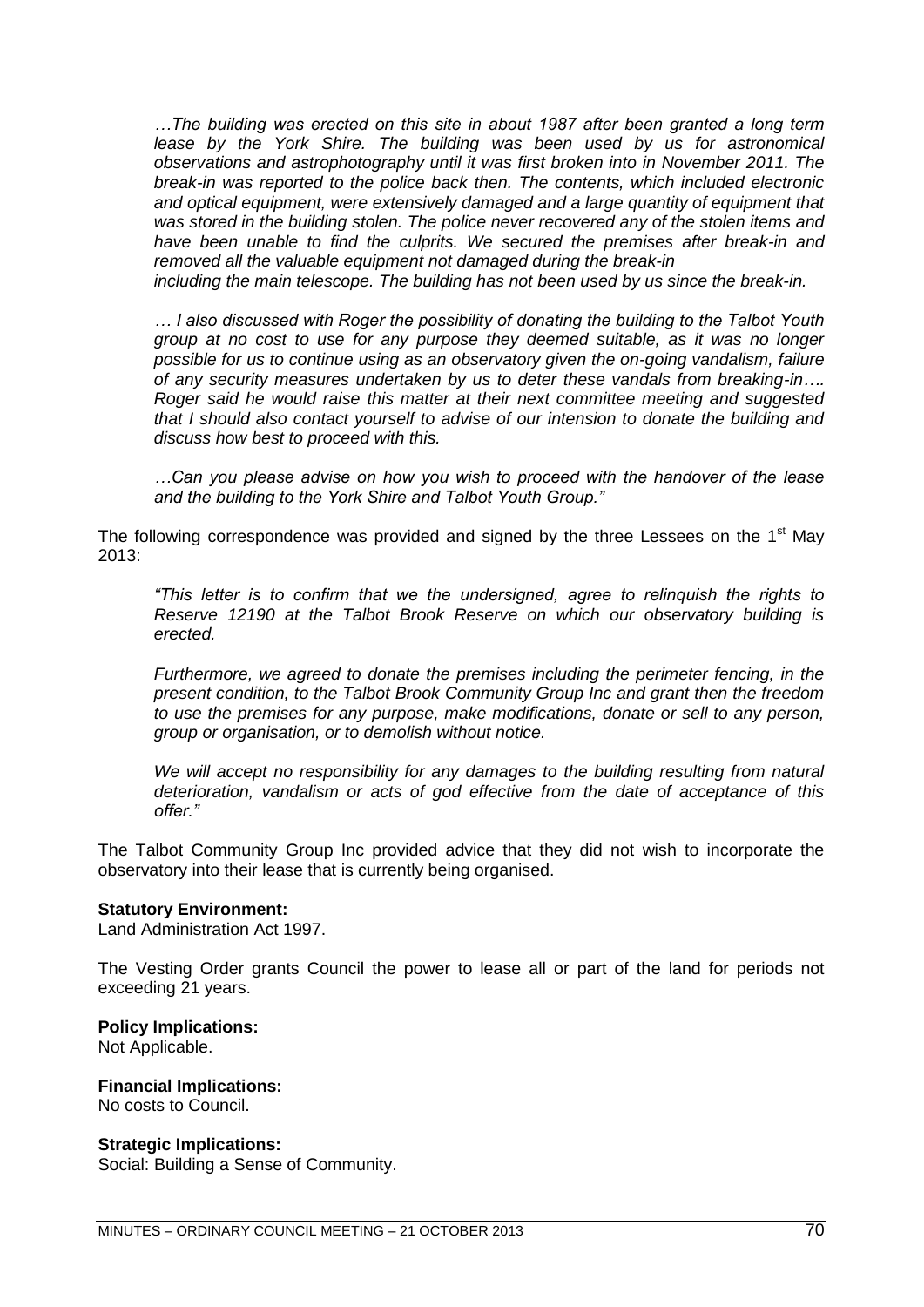*…The building was erected on this site in about 1987 after been granted a long term lease by the York Shire. The building was been used by us for astronomical observations and astrophotography until it was first broken into in November 2011. The break-in was reported to the police back then. The contents, which included electronic and optical equipment, were extensively damaged and a large quantity of equipment that was stored in the building stolen. The police never recovered any of the stolen items and have been unable to find the culprits. We secured the premises after break-in and removed all the valuable equipment not damaged during the break-in including the main telescope. The building has not been used by us since the break-in.*

*… I also discussed with Roger the possibility of donating the building to the Talbot Youth group at no cost to use for any purpose they deemed suitable, as it was no longer possible for us to continue using as an observatory given the on-going vandalism, failure of any security measures undertaken by us to deter these vandals from breaking-in…. Roger said he would raise this matter at their next committee meeting and suggested that I should also contact yourself to advise of our intension to donate the building and discuss how best to proceed with this.*

*…Can you please advise on how you wish to proceed with the handover of the lease and the building to the York Shire and Talbot Youth Group."*

The following correspondence was provided and signed by the three Lessees on the 1st May 2013:

*"This letter is to confirm that we the undersigned, agree to relinquish the rights to Reserve 12190 at the Talbot Brook Reserve on which our observatory building is erected.*

*Furthermore, we agreed to donate the premises including the perimeter fencing, in the present condition, to the Talbot Brook Community Group Inc and grant then the freedom to use the premises for any purpose, make modifications, donate or sell to any person, group or organisation, or to demolish without notice.*

*We will accept no responsibility for any damages to the building resulting from natural deterioration, vandalism or acts of god effective from the date of acceptance of this offer."*

The Talbot Community Group Inc provided advice that they did not wish to incorporate the observatory into their lease that is currently being organised.

**Statutory Environment:**
Land Administration Act 1997.

The Vesting Order grants Council the power to lease all or part of the land for periods not exceeding 21 years.

**Policy Implications:**
Not Applicable.

**Financial Implications:**
No costs to Council.

**Strategic Implications:**
Social: Building a Sense of Community.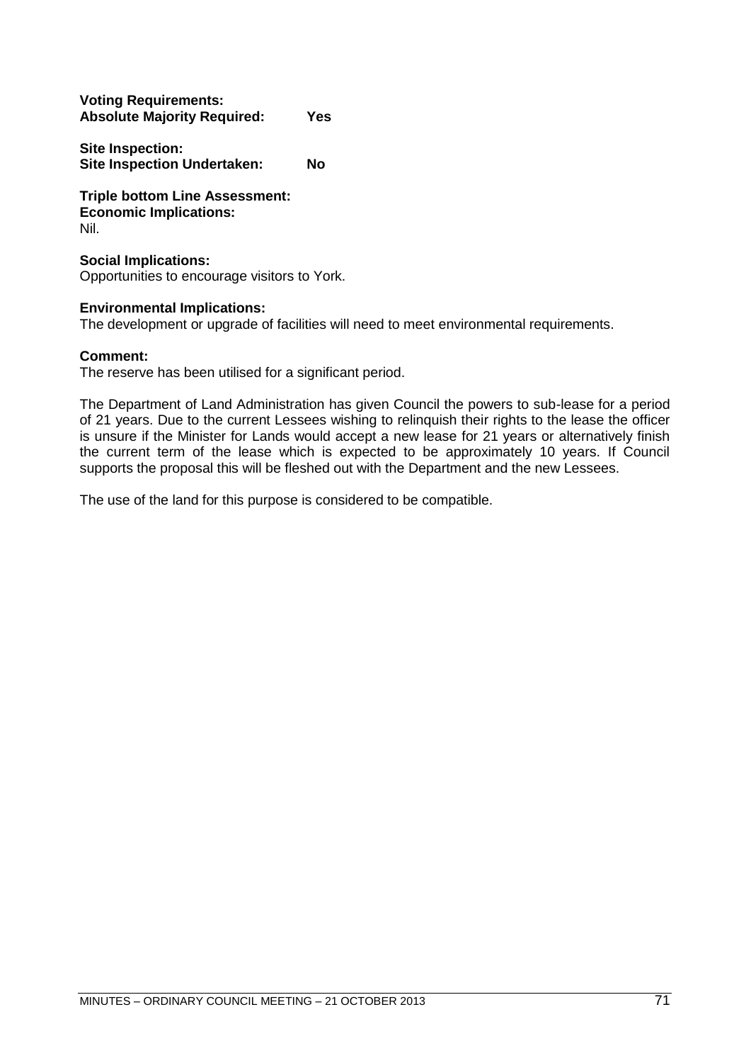**Voting Requirements:**
**Absolute Majority Required: Yes**

**Site Inspection:**
**Site Inspection Undertaken: No**

**Triple bottom Line Assessment:**
**Economic Implications:**
Nil.

**Social Implications:**
Opportunities to encourage visitors to York.

**Environmental Implications:**
The development or upgrade of facilities will need to meet environmental requirements.

**Comment:**
The reserve has been utilised for a significant period.

The Department of Land Administration has given Council the powers to sub-lease for a period of 21 years. Due to the current Lessees wishing to relinquish their rights to the lease the officer is unsure if the Minister for Lands would accept a new lease for 21 years or alternatively finish the current term of the lease which is expected to be approximately 10 years. If Council supports the proposal this will be fleshed out with the Department and the new Lessees.

The use of the land for this purpose is considered to be compatible.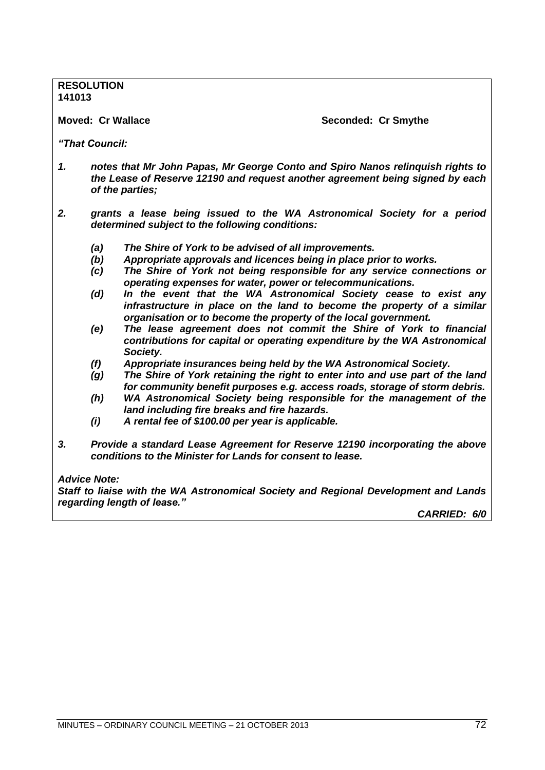**RESOLUTION**
**141013**

**Moved: Cr Wallace** **Seconded: Cr Smythe**

***"That Council:***

1. ***notes that Mr John Papas, Mr George Conto and Spiro Nanos relinquish rights to the Lease of Reserve 12190 and request another agreement being signed by each of the parties;***

2. ***grants a lease being issued to the WA Astronomical Society for a period determined subject to the following conditions:***

   ***(a) The Shire of York to be advised of all improvements.***
   ***(b) Appropriate approvals and licences being in place prior to works.***
   ***(c) The Shire of York not being responsible for any service connections or operating expenses for water, power or telecommunications.***
   ***(d) In the event that the WA Astronomical Society cease to exist any infrastructure in place on the land to become the property of a similar organisation or to become the property of the local government.***
   ***(e) The lease agreement does not commit the Shire of York to financial contributions for capital or operating expenditure by the WA Astronomical Society.***
   ***(f) Appropriate insurances being held by the WA Astronomical Society.***
   ***(g) The Shire of York retaining the right to enter into and use part of the land for community benefit purposes e.g. access roads, storage of storm debris.***
   ***(h) WA Astronomical Society being responsible for the management of the land including fire breaks and fire hazards.***
   ***(i) A rental fee of $100.00 per year is applicable.***

3. ***Provide a standard Lease Agreement for Reserve 12190 incorporating the above conditions to the Minister for Lands for consent to lease.***

***Advice Note:***
***Staff to liaise with the WA Astronomical Society and Regional Development and Lands regarding length of lease."***

***CARRIED: 6/0***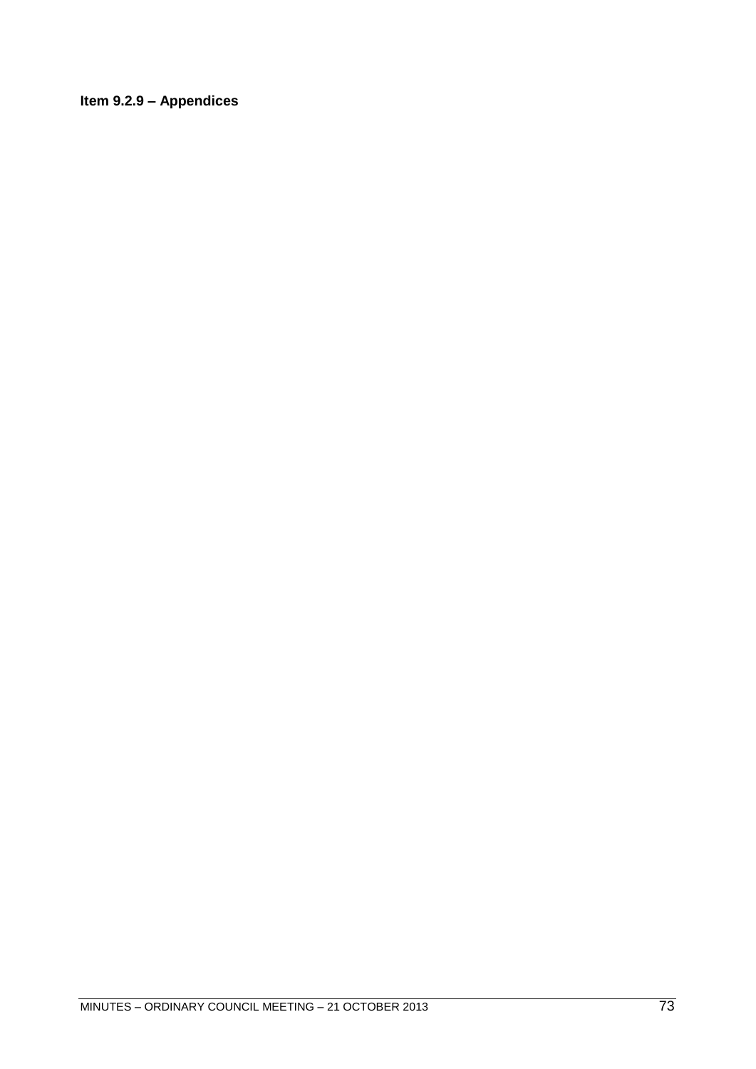**Item 9.2.9 – Appendices**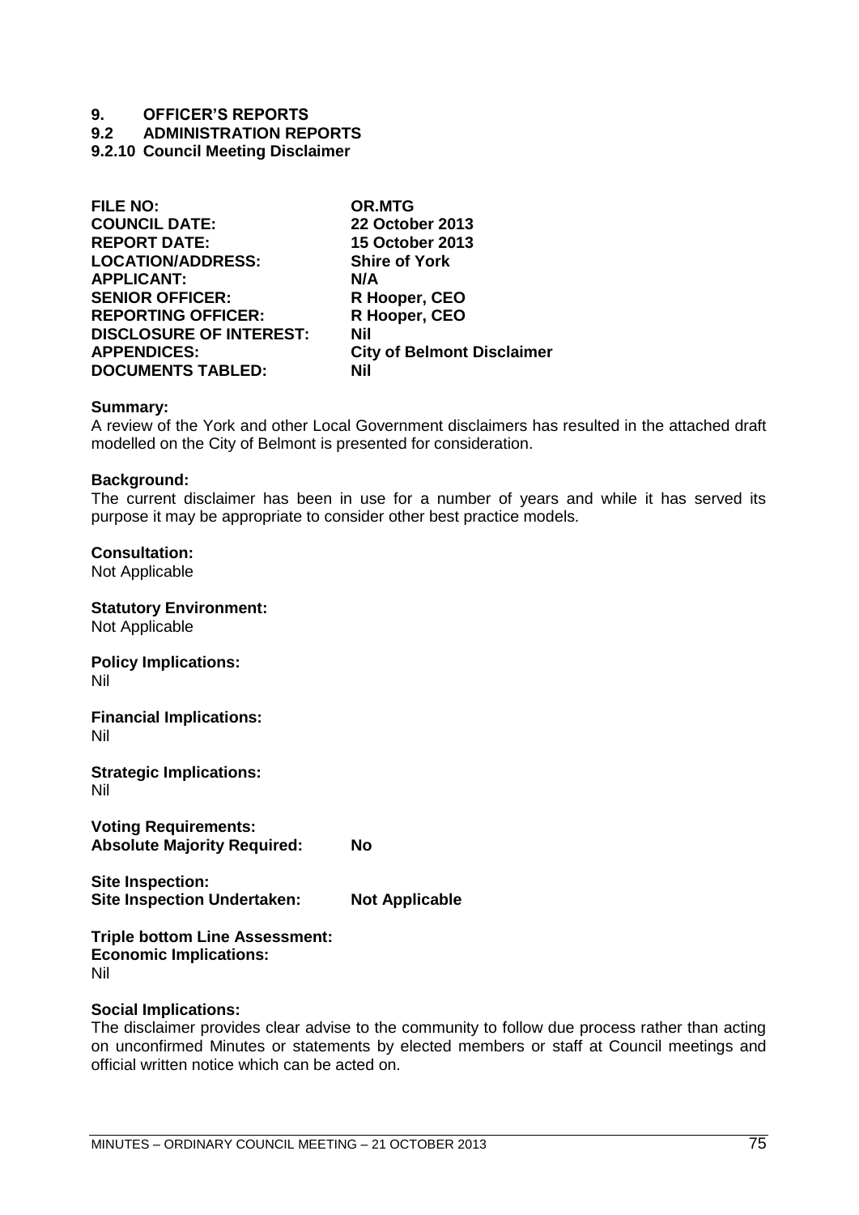# 9. OFFICER'S REPORTS

## 9.2 ADMINISTRATION REPORTS

### 9.2.10 Council Meeting Disclaimer

| | |
|---|---|
| **FILE NO:** | **OR.MTG** |
| **COUNCIL DATE:** | **22 October 2013** |
| **REPORT DATE:** | **15 October 2013** |
| **LOCATION/ADDRESS:** | **Shire of York** |
| **APPLICANT:** | **N/A** |
| **SENIOR OFFICER:** | **R Hooper, CEO** |
| **REPORTING OFFICER:** | **R Hooper, CEO** |
| **DISCLOSURE OF INTEREST:** | **Nil** |
| **APPENDICES:** | **City of Belmont Disclaimer** |
| **DOCUMENTS TABLED:** | **Nil** |

**Summary:**
A review of the York and other Local Government disclaimers has resulted in the attached draft modelled on the City of Belmont is presented for consideration.

**Background:**
The current disclaimer has been in use for a number of years and while it has served its purpose it may be appropriate to consider other best practice models.

**Consultation:**
Not Applicable

**Statutory Environment:**
Not Applicable

**Policy Implications:**
Nil

**Financial Implications:**
Nil

**Strategic Implications:**
Nil

**Voting Requirements:**
**Absolute Majority Required:** **No**

**Site Inspection:**
**Site Inspection Undertaken:** **Not Applicable**

**Triple bottom Line Assessment:**
**Economic Implications:**
Nil

**Social Implications:**
The disclaimer provides clear advise to the community to follow due process rather than acting on unconfirmed Minutes or statements by elected members or staff at Council meetings and official written notice which can be acted on.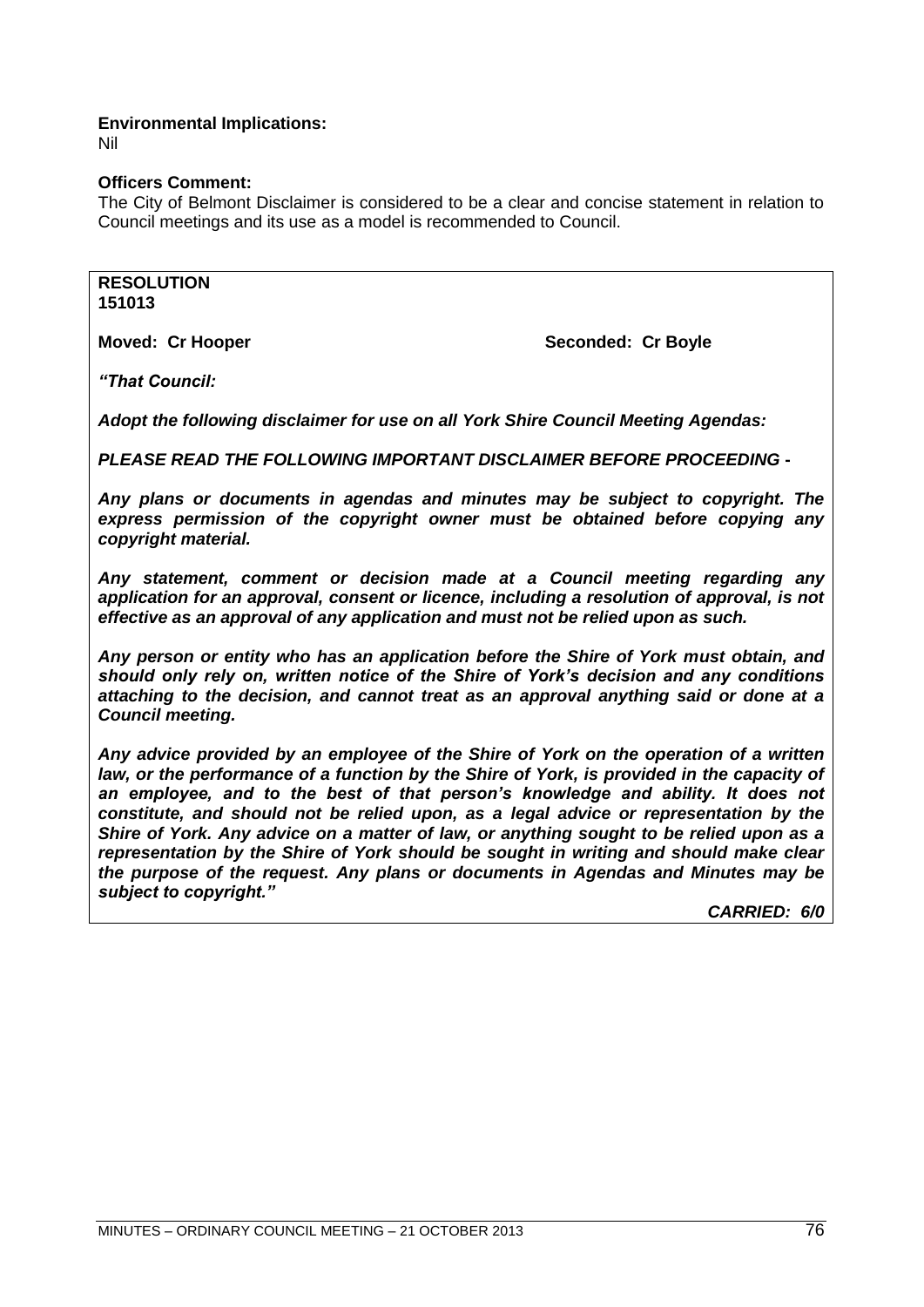**Environmental Implications:**
Nil

**Officers Comment:**
The City of Belmont Disclaimer is considered to be a clear and concise statement in relation to Council meetings and its use as a model is recommended to Council.

**RESOLUTION**
**151013**

**Moved: Cr Hooper** **Seconded: Cr Boyle**

***"That Council:***

***Adopt the following disclaimer for use on all York Shire Council Meeting Agendas:***

***PLEASE READ THE FOLLOWING IMPORTANT DISCLAIMER BEFORE PROCEEDING -***

***Any plans or documents in agendas and minutes may be subject to copyright. The express permission of the copyright owner must be obtained before copying any copyright material.***

***Any statement, comment or decision made at a Council meeting regarding any application for an approval, consent or licence, including a resolution of approval, is not effective as an approval of any application and must not be relied upon as such.***

***Any person or entity who has an application before the Shire of York must obtain, and should only rely on, written notice of the Shire of York's decision and any conditions attaching to the decision, and cannot treat as an approval anything said or done at a Council meeting.***

***Any advice provided by an employee of the Shire of York on the operation of a written law, or the performance of a function by the Shire of York, is provided in the capacity of an employee, and to the best of that person's knowledge and ability. It does not constitute, and should not be relied upon, as a legal advice or representation by the Shire of York. Any advice on a matter of law, or anything sought to be relied upon as a representation by the Shire of York should be sought in writing and should make clear the purpose of the request. Any plans or documents in Agendas and Minutes may be subject to copyright."***

***CARRIED: 6/0***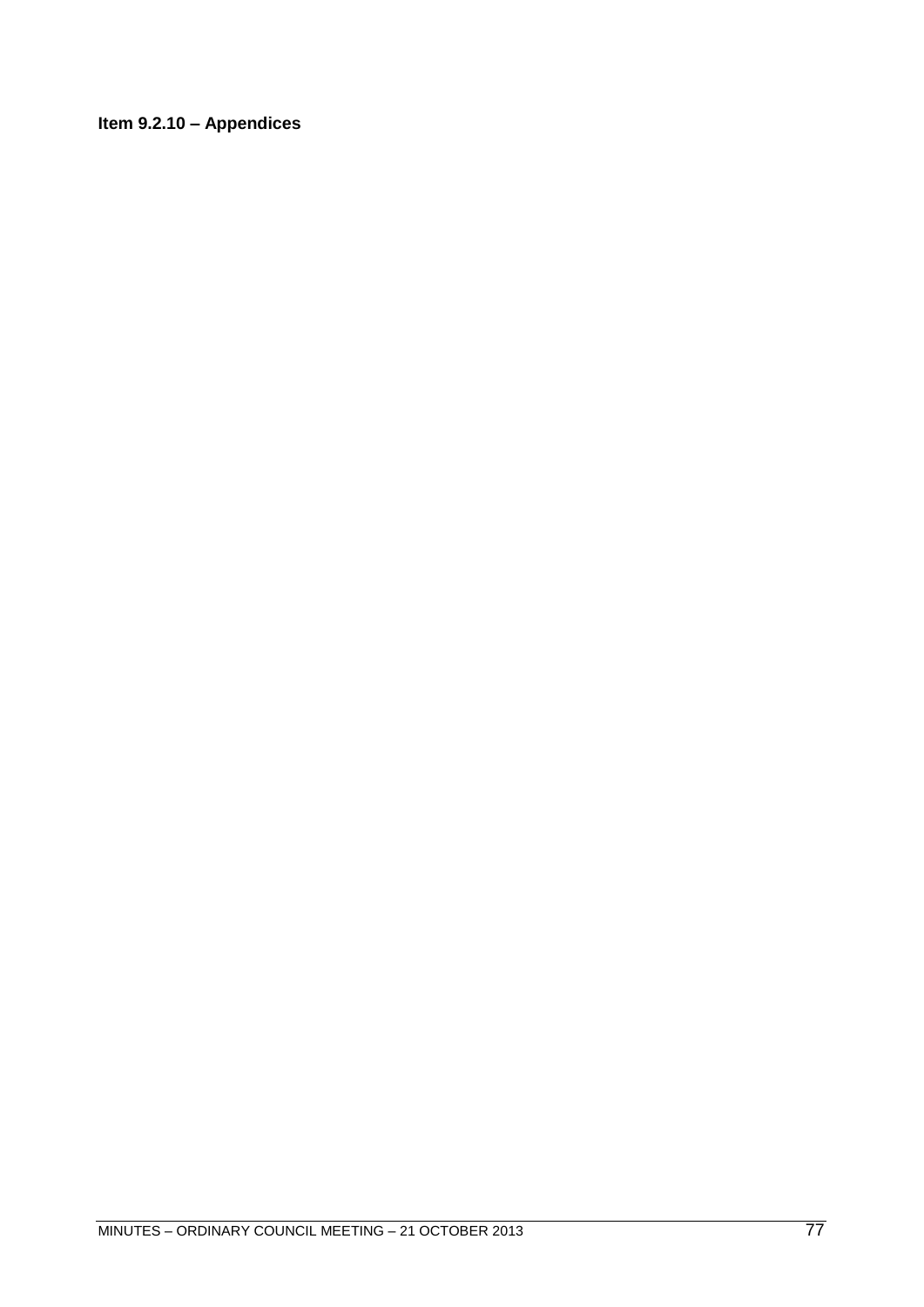**Item 9.2.10 – Appendices**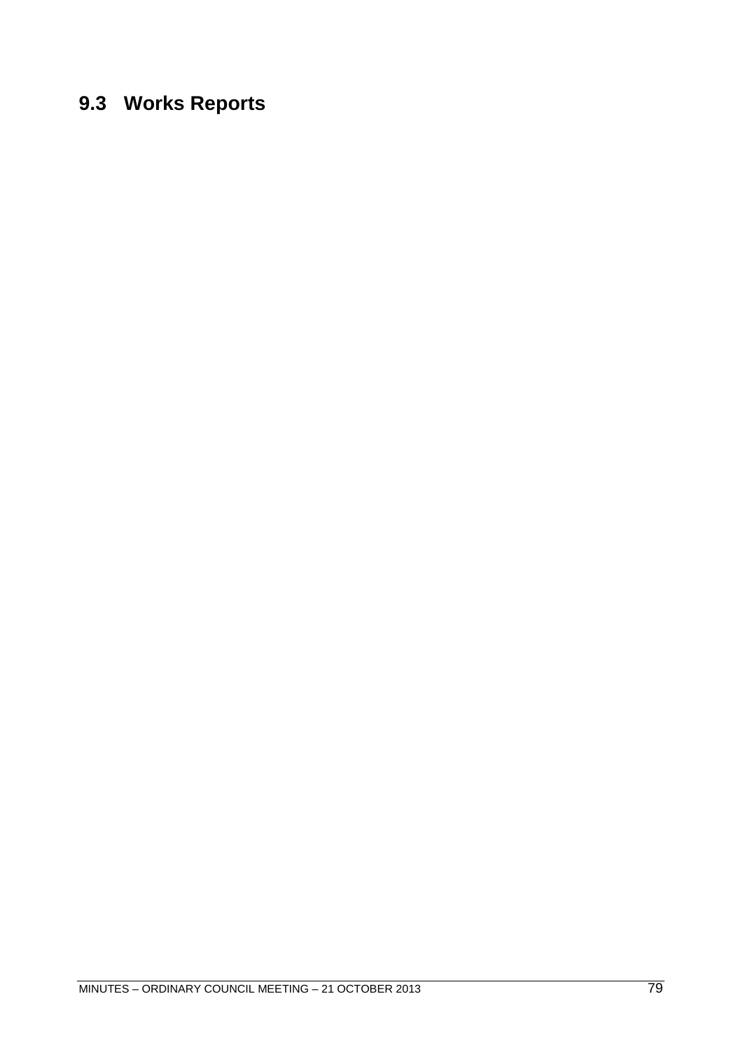## 9.3 Works Reports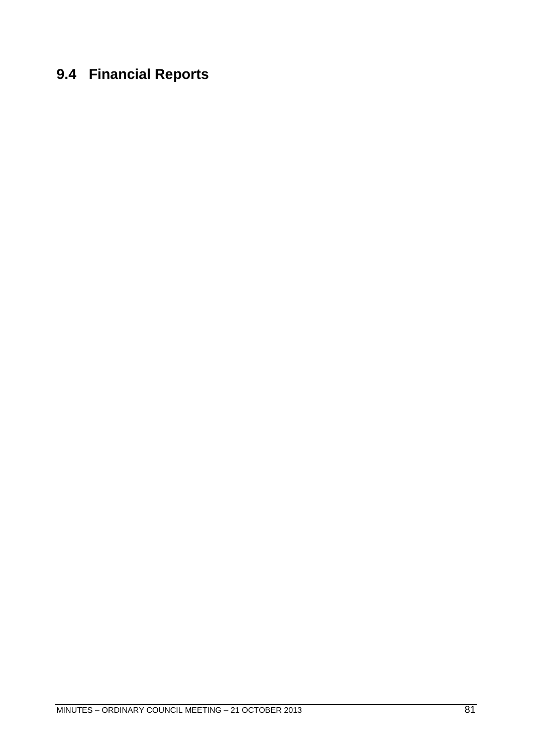## 9.4 Financial Reports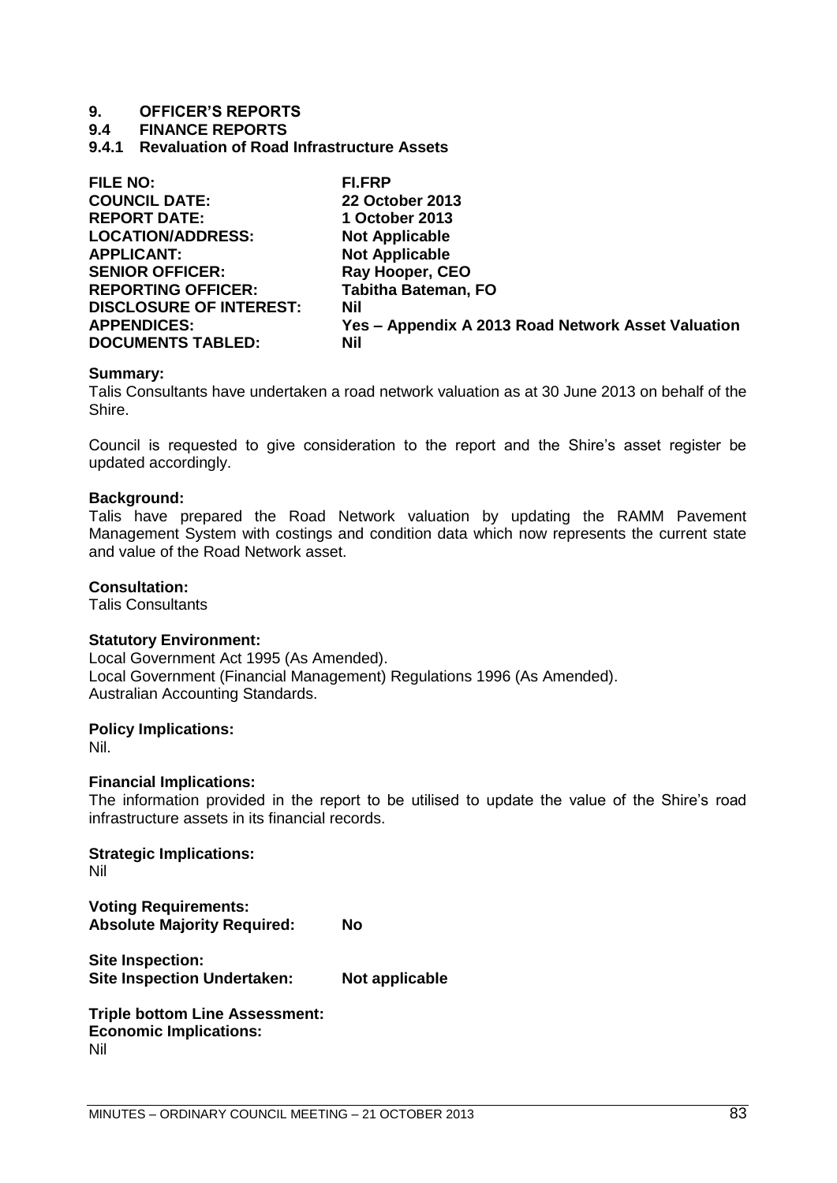# 9. OFFICER'S REPORTS

## 9.4 FINANCE REPORTS

### 9.4.1 Revaluation of Road Infrastructure Assets

| | |
|---|---|
| **FILE NO:** | **FI.FRP** |
| **COUNCIL DATE:** | **22 October 2013** |
| **REPORT DATE:** | **1 October 2013** |
| **LOCATION/ADDRESS:** | **Not Applicable** |
| **APPLICANT:** | **Not Applicable** |
| **SENIOR OFFICER:** | **Ray Hooper, CEO** |
| **REPORTING OFFICER:** | **Tabitha Bateman, FO** |
| **DISCLOSURE OF INTEREST:** | **Nil** |
| **APPENDICES:** | **Yes – Appendix A 2013 Road Network Asset Valuation** |
| **DOCUMENTS TABLED:** | **Nil** |

**Summary:**
Talis Consultants have undertaken a road network valuation as at 30 June 2013 on behalf of the Shire.

Council is requested to give consideration to the report and the Shire's asset register be updated accordingly.

**Background:**
Talis have prepared the Road Network valuation by updating the RAMM Pavement Management System with costings and condition data which now represents the current state and value of the Road Network asset.

**Consultation:**
Talis Consultants

**Statutory Environment:**
Local Government Act 1995 (As Amended).
Local Government (Financial Management) Regulations 1996 (As Amended).
Australian Accounting Standards.

**Policy Implications:**
Nil.

**Financial Implications:**
The information provided in the report to be utilised to update the value of the Shire's road infrastructure assets in its financial records.

**Strategic Implications:**
Nil

**Voting Requirements:**
**Absolute Majority Required:** **No**

**Site Inspection:**
**Site Inspection Undertaken:** **Not applicable**

**Triple bottom Line Assessment:**
**Economic Implications:**
Nil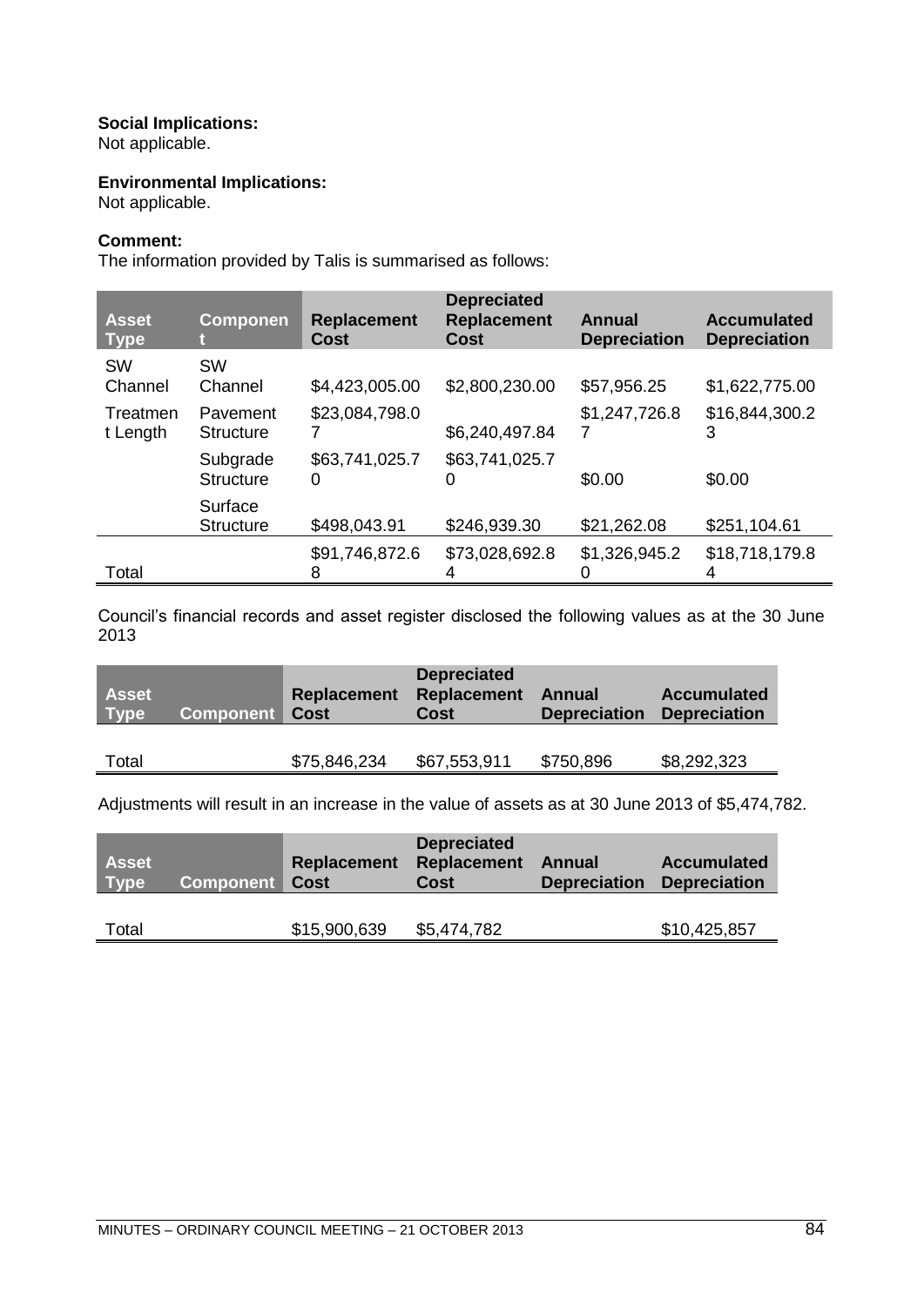**Social Implications:**
Not applicable.

**Environmental Implications:**
Not applicable.

**Comment:**
The information provided by Talis is summarised as follows:

| Asset Type | Component | Replacement Cost | Depreciated Replacement Cost | Annual Depreciation | Accumulated Depreciation |
|---|---|---|---|---|---|
| SW Channel | SW Channel | $4,423,005.00 | $2,800,230.00 | $57,956.25 | $1,622,775.00 |
| Treatment Length | Pavement Structure | $23,084,798.07 | $6,240,497.84 | $1,247,726.87 | $16,844,300.23 |
| | Subgrade Structure | $63,741,025.70 | $63,741,025.70 | $0.00 | $0.00 |
| | Surface Structure | $498,043.91 | $246,939.30 | $21,262.08 | $251,104.61 |
| Total | | $91,746,872.68 | $73,028,692.84 | $1,326,945.20 | $18,718,179.84 |

Council's financial records and asset register disclosed the following values as at the 30 June 2013

| Asset Type | Component | Replacement Cost | Depreciated Replacement Cost | Annual Depreciation | Accumulated Depreciation |
|---|---|---|---|---|---|
| Total | | $75,846,234 | $67,553,911 | $750,896 | $8,292,323 |

Adjustments will result in an increase in the value of assets as at 30 June 2013 of $5,474,782.

| Asset Type | Component | Replacement Cost | Depreciated Replacement Cost | Annual Depreciation | Accumulated Depreciation |
|---|---|---|---|---|---|
| Total | | $15,900,639 | $5,474,782 | | $10,425,857 |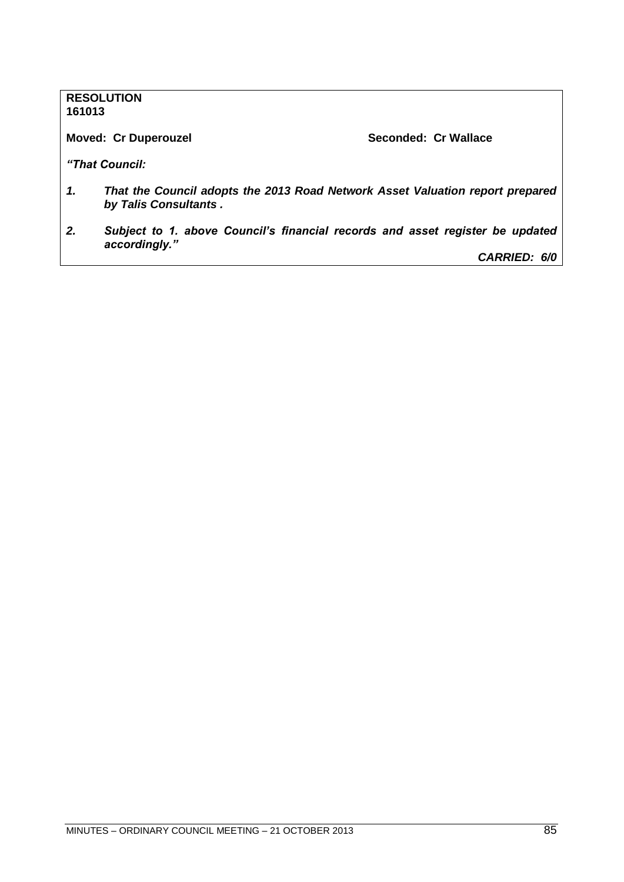**RESOLUTION**
**161013**

**Moved: Cr Duperouzel** **Seconded: Cr Wallace**

***"That Council:***

1. ***That the Council adopts the 2013 Road Network Asset Valuation report prepared by Talis Consultants .***

2. ***Subject to 1. above Council's financial records and asset register be updated accordingly."***

***CARRIED: 6/0***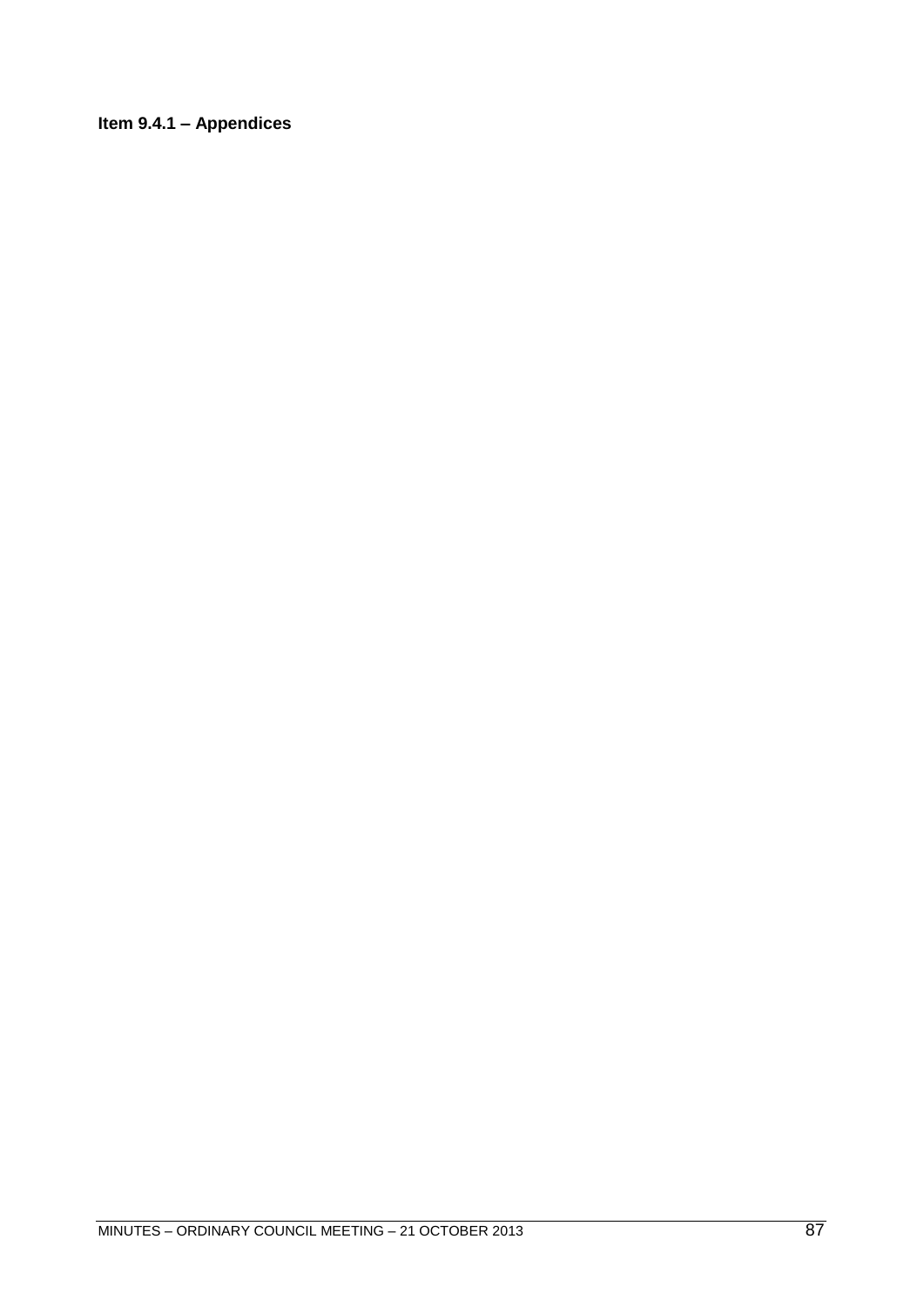**Item 9.4.1 – Appendices**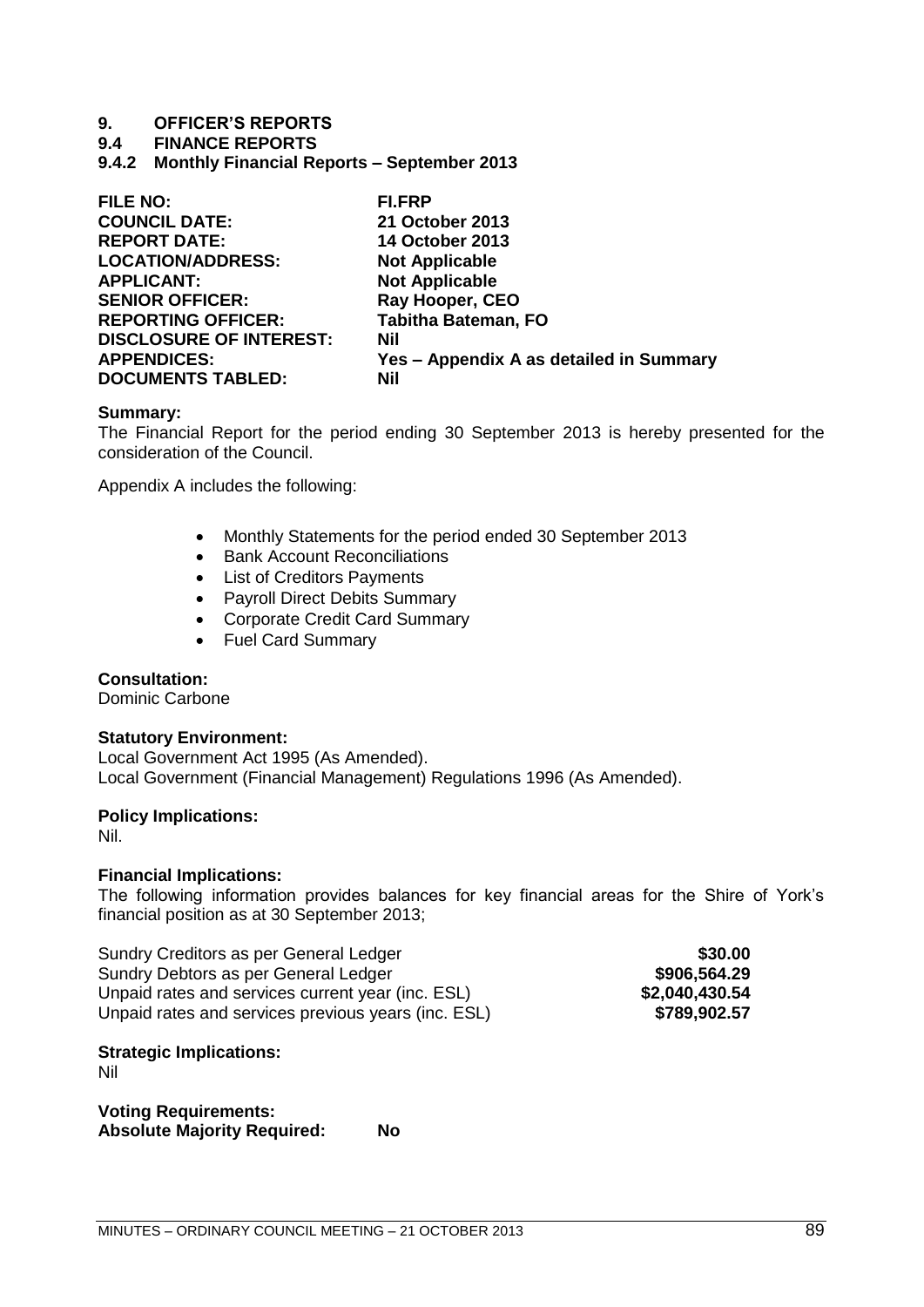# 9. OFFICER'S REPORTS

## 9.4 FINANCE REPORTS

### 9.4.2 Monthly Financial Reports – September 2013

| | |
|---|---|
| **FILE NO:** | **FI.FRP** |
| **COUNCIL DATE:** | **21 October 2013** |
| **REPORT DATE:** | **14 October 2013** |
| **LOCATION/ADDRESS:** | **Not Applicable** |
| **APPLICANT:** | **Not Applicable** |
| **SENIOR OFFICER:** | **Ray Hooper, CEO** |
| **REPORTING OFFICER:** | **Tabitha Bateman, FO** |
| **DISCLOSURE OF INTEREST:** | **Nil** |
| **APPENDICES:** | **Yes – Appendix A as detailed in Summary** |
| **DOCUMENTS TABLED:** | **Nil** |

**Summary:**
The Financial Report for the period ending 30 September 2013 is hereby presented for the consideration of the Council.

Appendix A includes the following:

- Monthly Statements for the period ended 30 September 2013
- Bank Account Reconciliations
- List of Creditors Payments
- Payroll Direct Debits Summary
- Corporate Credit Card Summary
- Fuel Card Summary

**Consultation:**
Dominic Carbone

**Statutory Environment:**
Local Government Act 1995 (As Amended).
Local Government (Financial Management) Regulations 1996 (As Amended).

**Policy Implications:**
Nil.

**Financial Implications:**
The following information provides balances for key financial areas for the Shire of York's financial position as at 30 September 2013;

| | |
|---|---|
| Sundry Creditors as per General Ledger | **$30.00** |
| Sundry Debtors as per General Ledger | **$906,564.29** |
| Unpaid rates and services current year (inc. ESL) | **$2,040,430.54** |
| Unpaid rates and services previous years (inc. ESL) | **$789,902.57** |

**Strategic Implications:**
Nil

**Voting Requirements:**
**Absolute Majority Required: No**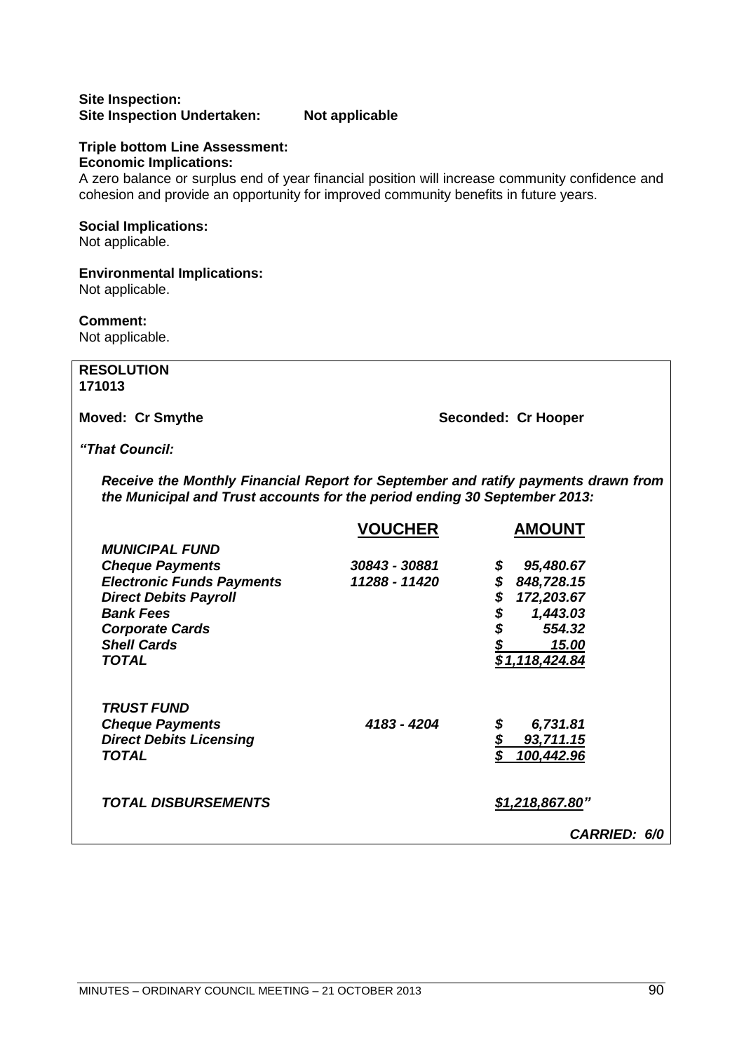**Site Inspection:**
**Site Inspection Undertaken: Not applicable**

**Triple bottom Line Assessment:**
**Economic Implications:**
A zero balance or surplus end of year financial position will increase community confidence and cohesion and provide an opportunity for improved community benefits in future years.

**Social Implications:**
Not applicable.

**Environmental Implications:**
Not applicable.

**Comment:**
Not applicable.

**RESOLUTION**
**171013**

**Moved: Cr Smythe** **Seconded: Cr Hooper**

***"That Council:***

***Receive the Monthly Financial Report for September and ratify payments drawn from the Municipal and Trust accounts for the period ending 30 September 2013:***

| | VOUCHER | AMOUNT |
|---|---|---|
| ***MUNICIPAL FUND*** | | |
| ***Cheque Payments*** | ***30843 - 30881*** | ***$ 95,480.67*** |
| ***Electronic Funds Payments*** | ***11288 - 11420*** | ***$ 848,728.15*** |
| ***Direct Debits Payroll*** | | ***$ 172,203.67*** |
| ***Bank Fees*** | | ***$ 1,443.03*** |
| ***Corporate Cards*** | | ***$ 554.32*** |
| ***Shell Cards*** | | ***$ 15.00*** |
| ***TOTAL*** | | ***$1,118,424.84*** |
| | | |
| ***TRUST FUND*** | | |
| ***Cheque Payments*** | ***4183 - 4204*** | ***$ 6,731.81*** |
| ***Direct Debits Licensing*** | | ***$ 93,711.15*** |
| ***TOTAL*** | | ***$ 100,442.96*** |
| | | |
| ***TOTAL DISBURSEMENTS*** | | ***$1,218,867.80"*** |

***CARRIED: 6/0***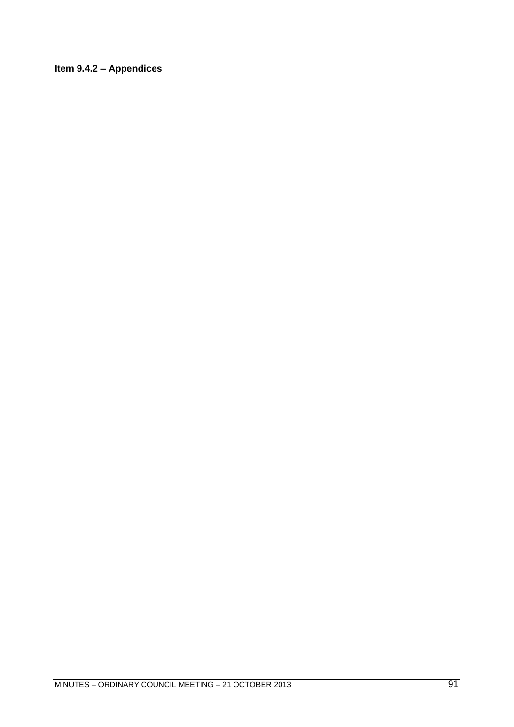**Item 9.4.2 – Appendices**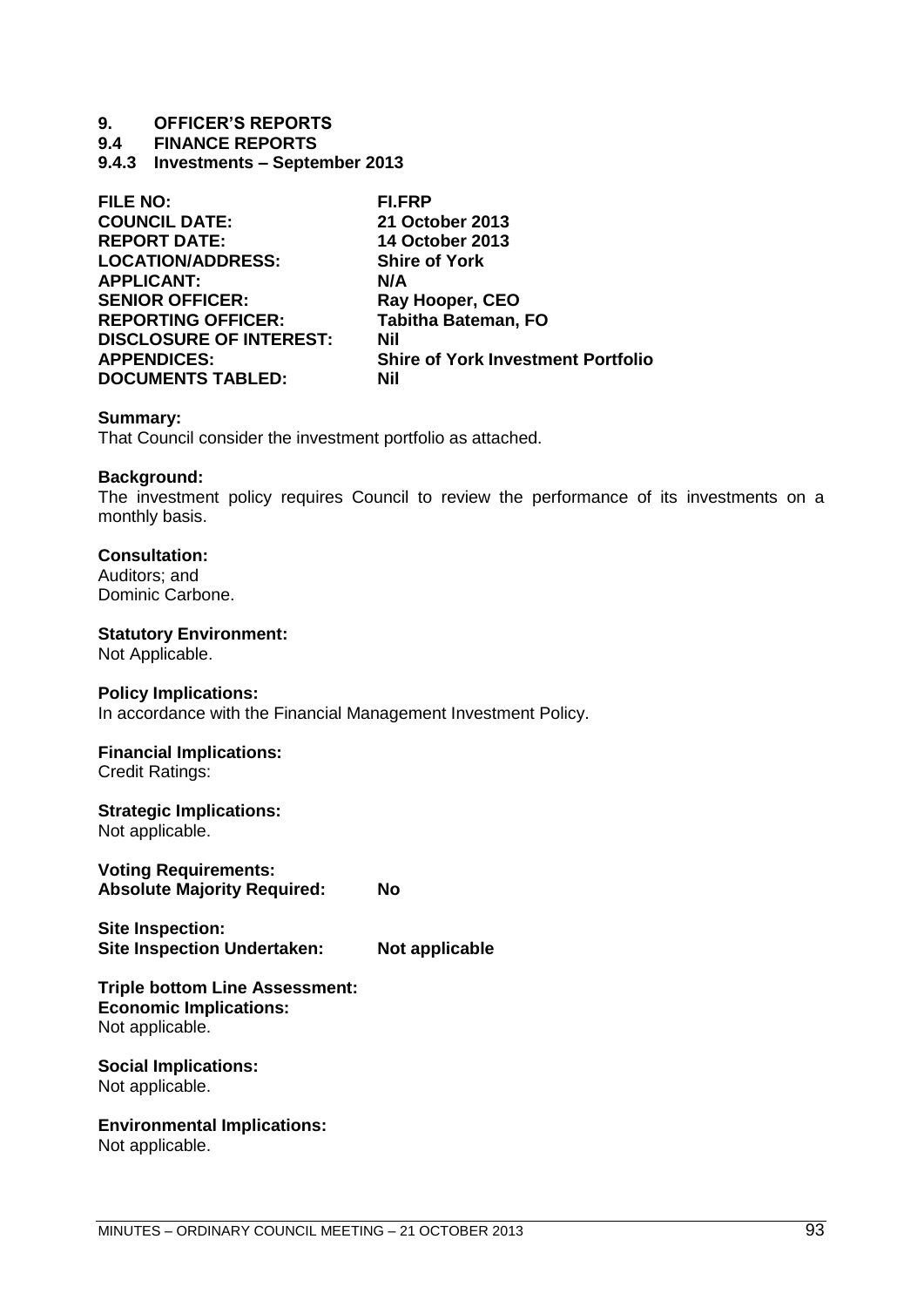# 9. OFFICER'S REPORTS

## 9.4 FINANCE REPORTS

### 9.4.3 Investments – September 2013

| | |
|---|---|
| **FILE NO:** | **FI.FRP** |
| **COUNCIL DATE:** | **21 October 2013** |
| **REPORT DATE:** | **14 October 2013** |
| **LOCATION/ADDRESS:** | **Shire of York** |
| **APPLICANT:** | **N/A** |
| **SENIOR OFFICER:** | **Ray Hooper, CEO** |
| **REPORTING OFFICER:** | **Tabitha Bateman, FO** |
| **DISCLOSURE OF INTEREST:** | **Nil** |
| **APPENDICES:** | **Shire of York Investment Portfolio** |
| **DOCUMENTS TABLED:** | **Nil** |

**Summary:**
That Council consider the investment portfolio as attached.

**Background:**
The investment policy requires Council to review the performance of its investments on a monthly basis.

**Consultation:**
Auditors; and
Dominic Carbone.

**Statutory Environment:**
Not Applicable.

**Policy Implications:**
In accordance with the Financial Management Investment Policy.

**Financial Implications:**
Credit Ratings:

**Strategic Implications:**
Not applicable.

**Voting Requirements:**
**Absolute Majority Required:** **No**

**Site Inspection:**
**Site Inspection Undertaken:** **Not applicable**

**Triple bottom Line Assessment:**
**Economic Implications:**
Not applicable.

**Social Implications:**
Not applicable.

**Environmental Implications:**
Not applicable.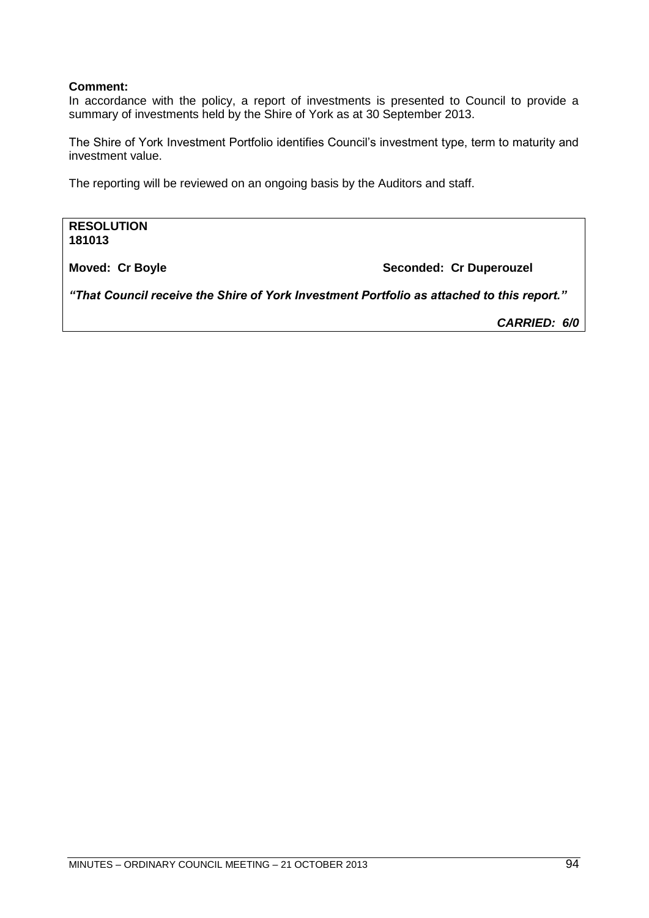**Comment:**
In accordance with the policy, a report of investments is presented to Council to provide a summary of investments held by the Shire of York as at 30 September 2013.

The Shire of York Investment Portfolio identifies Council's investment type, term to maturity and investment value.

The reporting will be reviewed on an ongoing basis by the Auditors and staff.

**RESOLUTION**
**181013**

**Moved: Cr Boyle** **Seconded: Cr Duperouzel**

***"That Council receive the Shire of York Investment Portfolio as attached to this report."***

***CARRIED: 6/0***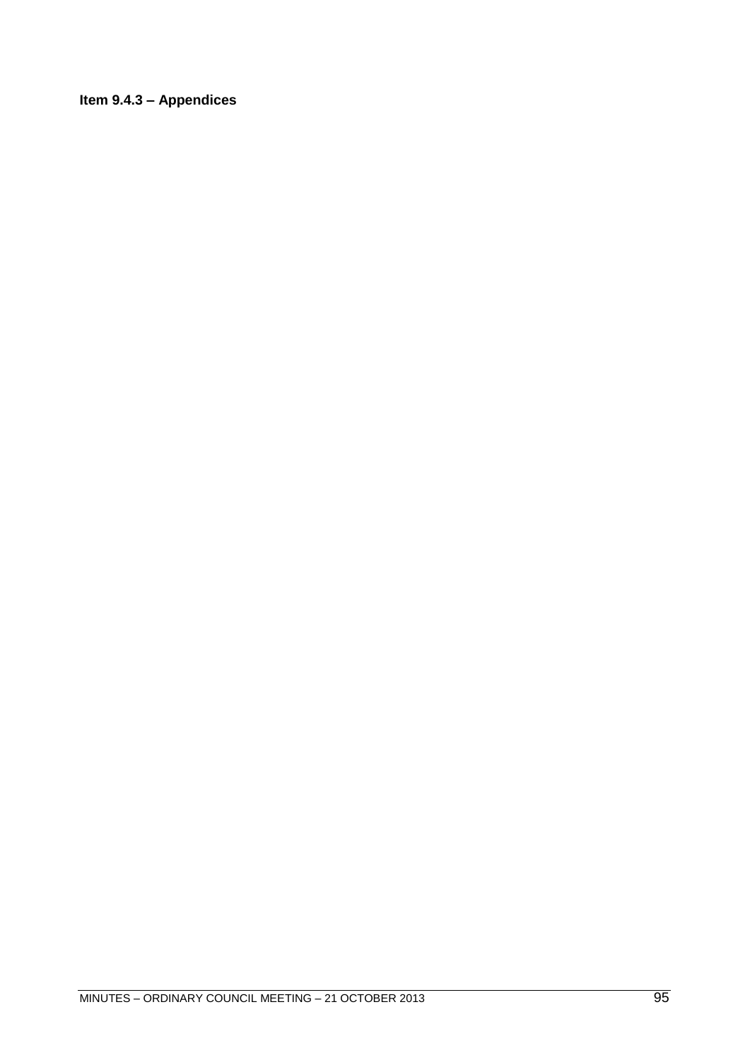**Item 9.4.3 – Appendices**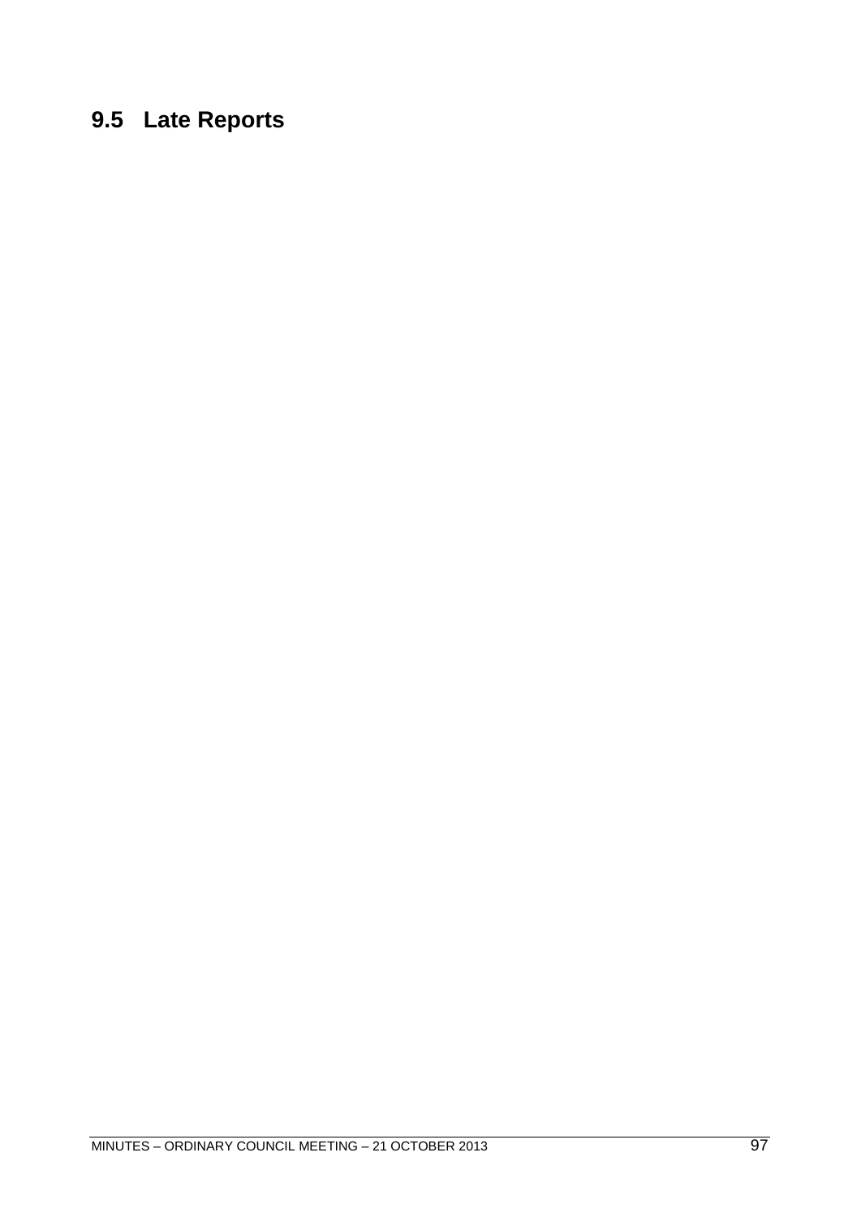## 9.5 Late Reports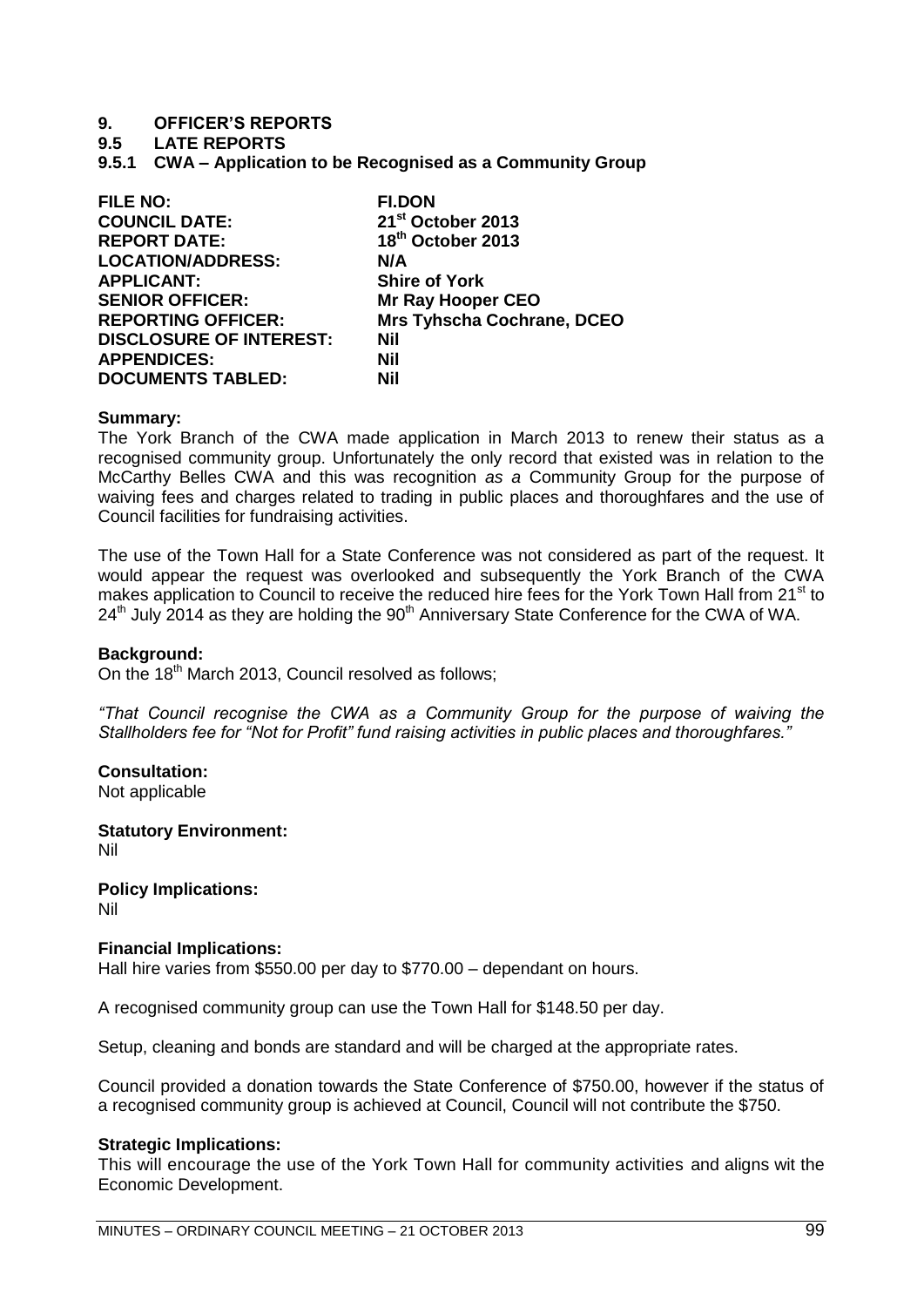# 9. OFFICER'S REPORTS

## 9.5 LATE REPORTS

### 9.5.1 CWA – Application to be Recognised as a Community Group

| | |
|---|---|
| **FILE NO:** | **FI.DON** |
| **COUNCIL DATE:** | **21st October 2013** |
| **REPORT DATE:** | **18th October 2013** |
| **LOCATION/ADDRESS:** | **N/A** |
| **APPLICANT:** | **Shire of York** |
| **SENIOR OFFICER:** | **Mr Ray Hooper CEO** |
| **REPORTING OFFICER:** | **Mrs Tyhscha Cochrane, DCEO** |
| **DISCLOSURE OF INTEREST:** | **Nil** |
| **APPENDICES:** | **Nil** |
| **DOCUMENTS TABLED:** | **Nil** |

**Summary:**
The York Branch of the CWA made application in March 2013 to renew their status as a recognised community group. Unfortunately the only record that existed was in relation to the McCarthy Belles CWA and this was recognition *as a* Community Group for the purpose of waiving fees and charges related to trading in public places and thoroughfares and the use of Council facilities for fundraising activities.

The use of the Town Hall for a State Conference was not considered as part of the request. It would appear the request was overlooked and subsequently the York Branch of the CWA makes application to Council to receive the reduced hire fees for the York Town Hall from 21st to 24th July 2014 as they are holding the 90th Anniversary State Conference for the CWA of WA.

**Background:**
On the 18th March 2013, Council resolved as follows;

*"That Council recognise the CWA as a Community Group for the purpose of waiving the Stallholders fee for "Not for Profit" fund raising activities in public places and thoroughfares."*

**Consultation:**
Not applicable

**Statutory Environment:**
Nil

**Policy Implications:**
Nil

**Financial Implications:**
Hall hire varies from $550.00 per day to $770.00 – dependant on hours.

A recognised community group can use the Town Hall for $148.50 per day.

Setup, cleaning and bonds are standard and will be charged at the appropriate rates.

Council provided a donation towards the State Conference of $750.00, however if the status of a recognised community group is achieved at Council, Council will not contribute the $750.

**Strategic Implications:**
This will encourage the use of the York Town Hall for community activities and aligns wit the Economic Development.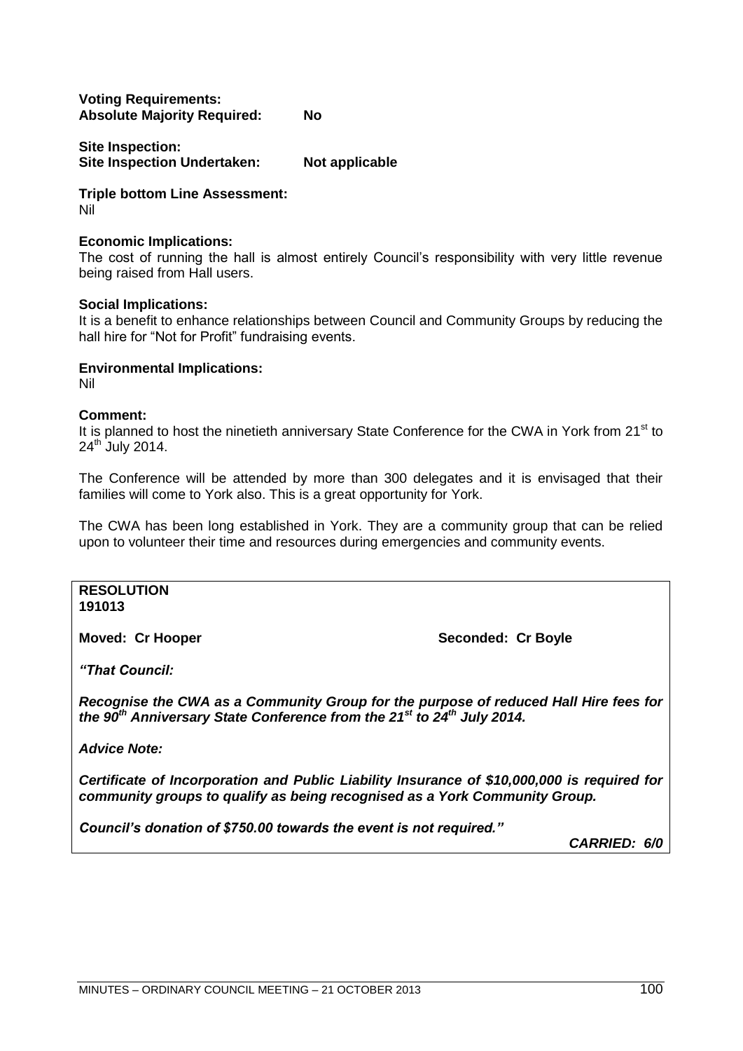**Voting Requirements:**
**Absolute Majority Required:** **No**

**Site Inspection:**
**Site Inspection Undertaken:** **Not applicable**

**Triple bottom Line Assessment:**
Nil

**Economic Implications:**
The cost of running the hall is almost entirely Council's responsibility with very little revenue being raised from Hall users.

**Social Implications:**
It is a benefit to enhance relationships between Council and Community Groups by reducing the hall hire for "Not for Profit" fundraising events.

**Environmental Implications:**
Nil

**Comment:**
It is planned to host the ninetieth anniversary State Conference for the CWA in York from 21st to 24th July 2014.

The Conference will be attended by more than 300 delegates and it is envisaged that their families will come to York also. This is a great opportunity for York.

The CWA has been long established in York. They are a community group that can be relied upon to volunteer their time and resources during emergencies and community events.

**RESOLUTION**
**191013**

**Moved: Cr Hooper** **Seconded: Cr Boyle**

***"That Council:***

***Recognise the CWA as a Community Group for the purpose of reduced Hall Hire fees for the 90th Anniversary State Conference from the 21st to 24th July 2014.***

***Advice Note:***

***Certificate of Incorporation and Public Liability Insurance of $10,000,000 is required for community groups to qualify as being recognised as a York Community Group.***

***Council's donation of $750.00 towards the event is not required."***

***CARRIED: 6/0***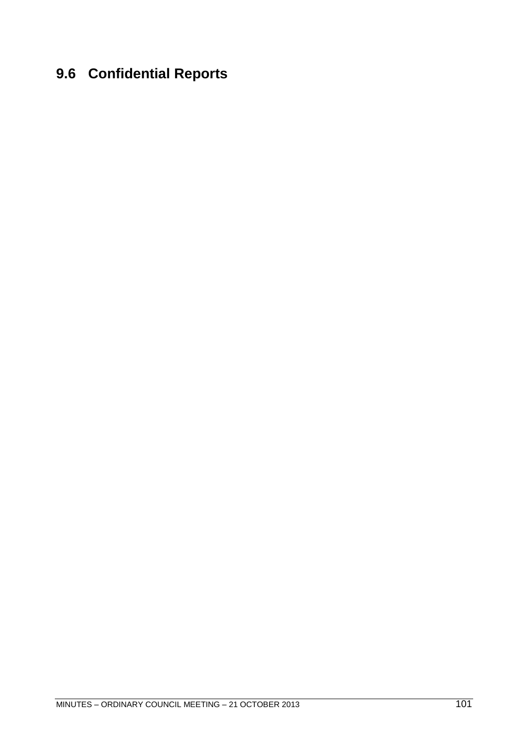## 9.6 Confidential Reports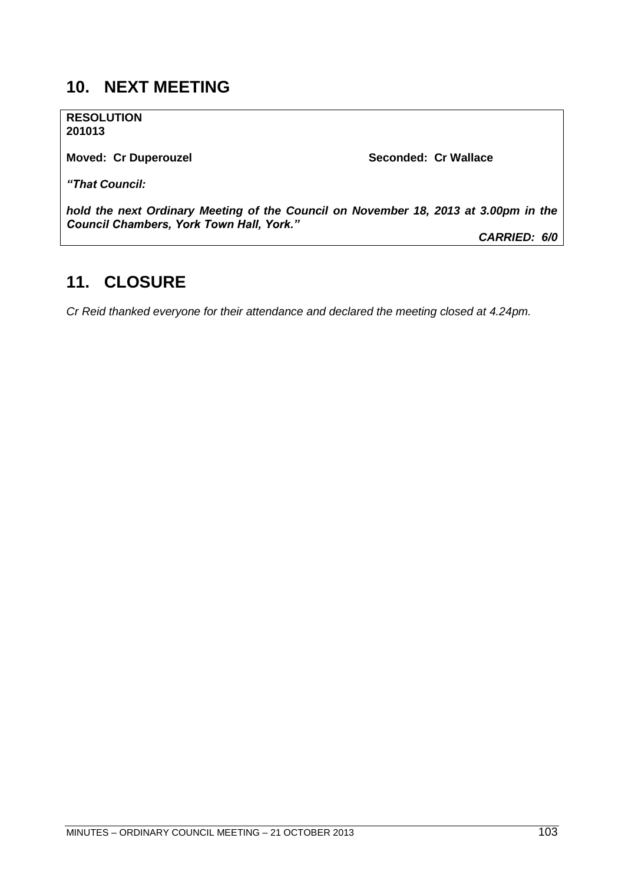## 10. NEXT MEETING

**RESOLUTION**
**201013**

**Moved: Cr Duperouzel** **Seconded: Cr Wallace**

***"That Council:***

***hold the next Ordinary Meeting of the Council on November 18, 2013 at 3.00pm in the Council Chambers, York Town Hall, York."***

***CARRIED: 6/0***

## 11. CLOSURE

*Cr Reid thanked everyone for their attendance and declared the meeting closed at 4.24pm.*